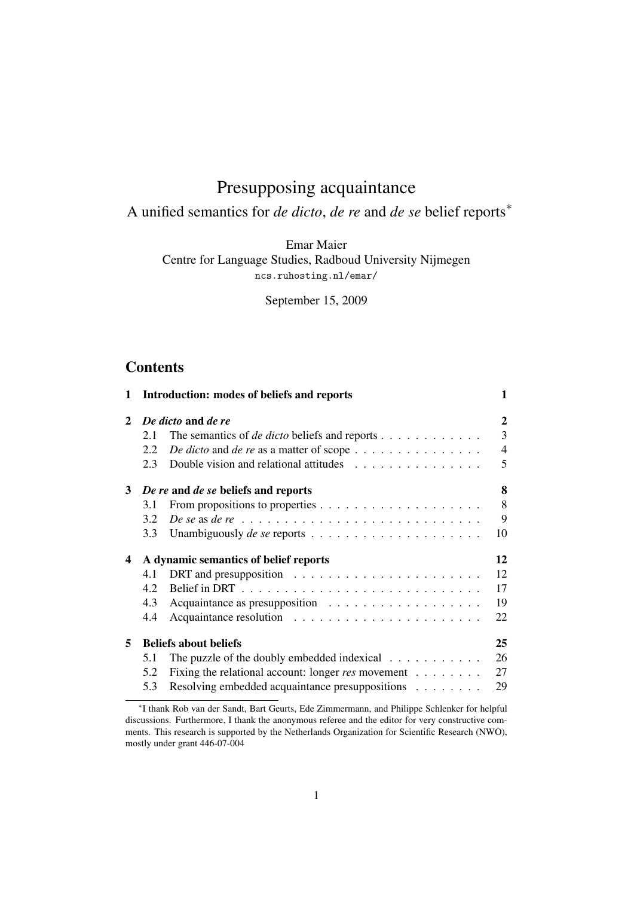# Presupposing acquaintance

## A unified semantics for *de dicto*, *de re* and *de se* belief reports*

Emar Maier
Centre for Language Studies, Radboud University Nijmegen
ncs.ruhosting.nl/emar/

September 15, 2009

## Contents

| | | |
|---|---|---|
| **1** | **Introduction: modes of beliefs and reports** | **1** |
| **2** | ***De dicto* and *de re*** | **2** |
| 2.1 | The semantics of *de dicto* beliefs and reports | 3 |
| 2.2 | *De dicto* and *de re* as a matter of scope | 4 |
| 2.3 | Double vision and relational attitudes | 5 |
| **3** | ***De re* and *de se* beliefs and reports** | **8** |
| 3.1 | From propositions to properties | 8 |
| 3.2 | *De se* as *de re* | 9 |
| 3.3 | Unambiguously *de se* reports | 10 |
| **4** | **A dynamic semantics of belief reports** | **12** |
| 4.1 | DRT and presupposition | 12 |
| 4.2 | Belief in DRT | 17 |
| 4.3 | Acquaintance as presupposition | 19 |
| 4.4 | Acquaintance resolution | 22 |
| **5** | **Beliefs about beliefs** | **25** |
| 5.1 | The puzzle of the doubly embedded indexical | 26 |
| 5.2 | Fixing the relational account: longer *res* movement | 27 |
| 5.3 | Resolving embedded acquaintance presuppositions | 29 |

*I thank Rob van der Sandt, Bart Geurts, Ede Zimmermann, and Philippe Schlenker for helpful discussions. Furthermore, I thank the anonymous referee and the editor for very constructive comments. This research is supported by the Netherlands Organization for Scientific Research (NWO), mostly under grant 446-07-004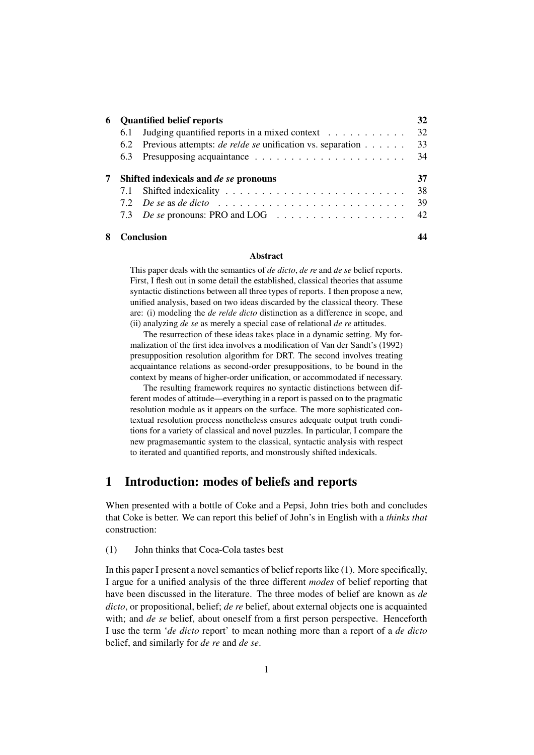| | | |
|---|---|---|
| **6** | **Quantified belief reports** | **32** |
| 6.1 | Judging quantified reports in a mixed context | 32 |
| 6.2 | Previous attempts: *de re*/*de se* unification vs. separation | 33 |
| 6.3 | Presupposing acquaintance | 34 |
| **7** | **Shifted indexicals and *de se* pronouns** | **37** |
| 7.1 | Shifted indexicality | 38 |
| 7.2 | *De se* as *de dicto* | 39 |
| 7.3 | *De se* pronouns: PRO and LOG | 42 |
| **8** | **Conclusion** | **44** |

**Abstract**

This paper deals with the semantics of *de dicto*, *de re* and *de se* belief reports. First, I flesh out in some detail the established, classical theories that assume syntactic distinctions between all three types of reports. I then propose a new, unified analysis, based on two ideas discarded by the classical theory. These are: (i) modeling the *de re*/*de dicto* distinction as a difference in scope, and (ii) analyzing *de se* as merely a special case of relational *de re* attitudes.

The resurrection of these ideas takes place in a dynamic setting. My formalization of the first idea involves a modification of Van der Sandt's (1992) presupposition resolution algorithm for DRT. The second involves treating acquaintance relations as second-order presuppositions, to be bound in the context by means of higher-order unification, or accommodated if necessary.

The resulting framework requires no syntactic distinctions between different modes of attitude—everything in a report is passed on to the pragmatic resolution module as it appears on the surface. The more sophisticated contextual resolution process nonetheless ensures adequate output truth conditions for a variety of classical and novel puzzles. In particular, I compare the new pragmasemantic system to the classical, syntactic analysis with respect to iterated and quantified reports, and monstrously shifted indexicals.

# 1 Introduction: modes of beliefs and reports

When presented with a bottle of Coke and a Pepsi, John tries both and concludes that Coke is better. We can report this belief of John's in English with a *thinks that* construction:

(1) John thinks that Coca-Cola tastes best

In this paper I present a novel semantics of belief reports like (1). More specifically, I argue for a unified analysis of the three different *modes* of belief reporting that have been discussed in the literature. The three modes of belief are known as *de dicto*, or propositional, belief; *de re* belief, about external objects one is acquainted with; and *de se* belief, about oneself from a first person perspective. Henceforth I use the term '*de dicto* report' to mean nothing more than a report of a *de dicto* belief, and similarly for *de re* and *de se*.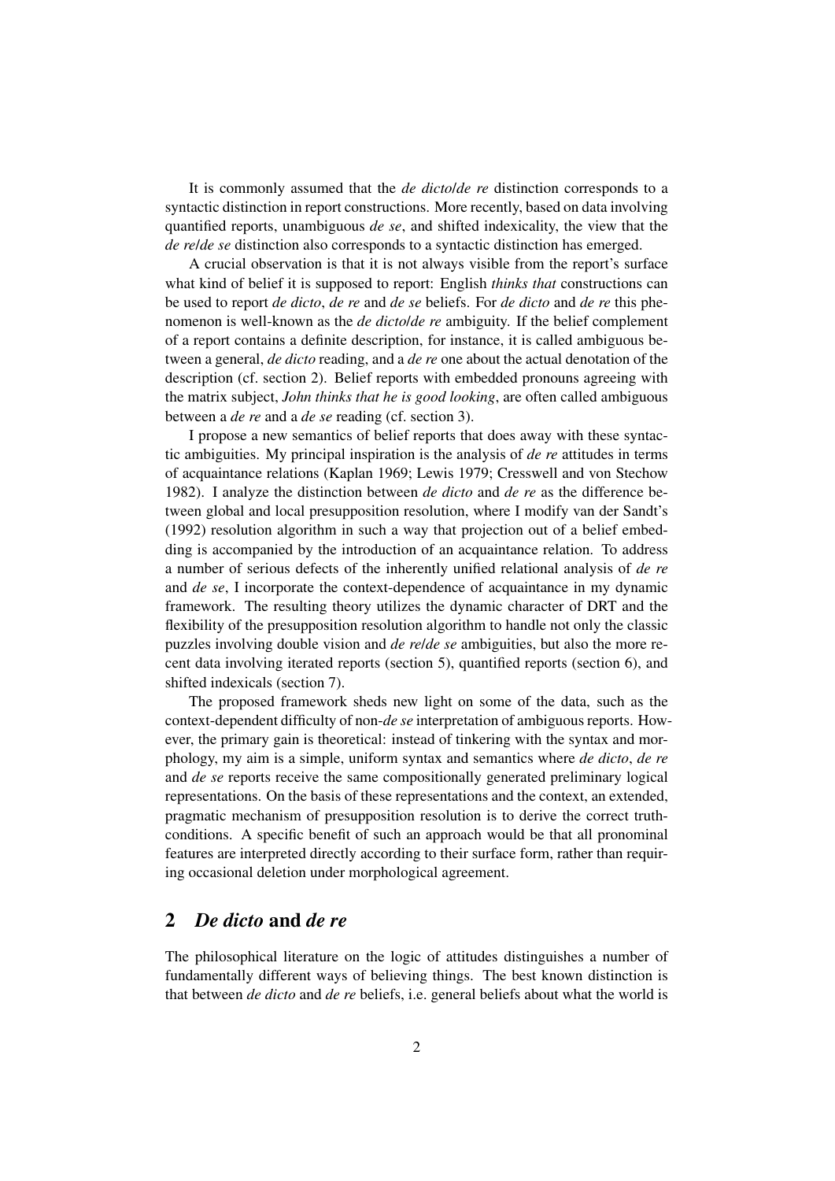It is commonly assumed that the *de dicto*/*de re* distinction corresponds to a syntactic distinction in report constructions. More recently, based on data involving quantified reports, unambiguous *de se*, and shifted indexicality, the view that the *de re*/*de se* distinction also corresponds to a syntactic distinction has emerged.

A crucial observation is that it is not always visible from the report's surface what kind of belief it is supposed to report: English *thinks that* constructions can be used to report *de dicto*, *de re* and *de se* beliefs. For *de dicto* and *de re* this phenomenon is well-known as the *de dicto*/*de re* ambiguity. If the belief complement of a report contains a definite description, for instance, it is called ambiguous between a general, *de dicto* reading, and a *de re* one about the actual denotation of the description (cf. section 2). Belief reports with embedded pronouns agreeing with the matrix subject, *John thinks that he is good looking*, are often called ambiguous between a *de re* and a *de se* reading (cf. section 3).

I propose a new semantics of belief reports that does away with these syntactic ambiguities. My principal inspiration is the analysis of *de re* attitudes in terms of acquaintance relations (Kaplan 1969; Lewis 1979; Cresswell and von Stechow 1982). I analyze the distinction between *de dicto* and *de re* as the difference between global and local presupposition resolution, where I modify van der Sandt's (1992) resolution algorithm in such a way that projection out of a belief embedding is accompanied by the introduction of an acquaintance relation. To address a number of serious defects of the inherently unified relational analysis of *de re* and *de se*, I incorporate the context-dependence of acquaintance in my dynamic framework. The resulting theory utilizes the dynamic character of DRT and the flexibility of the presupposition resolution algorithm to handle not only the classic puzzles involving double vision and *de re*/*de se* ambiguities, but also the more recent data involving iterated reports (section 5), quantified reports (section 6), and shifted indexicals (section 7).

The proposed framework sheds new light on some of the data, such as the context-dependent difficulty of non-*de se* interpretation of ambiguous reports. However, the primary gain is theoretical: instead of tinkering with the syntax and morphology, my aim is a simple, uniform syntax and semantics where *de dicto*, *de re* and *de se* reports receive the same compositionally generated preliminary logical representations. On the basis of these representations and the context, an extended, pragmatic mechanism of presupposition resolution is to derive the correct truth-conditions. A specific benefit of such an approach would be that all pronominal features are interpreted directly according to their surface form, rather than requiring occasional deletion under morphological agreement.

## 2 *De dicto* and *de re*

The philosophical literature on the logic of attitudes distinguishes a number of fundamentally different ways of believing things. The best known distinction is that between *de dicto* and *de re* beliefs, i.e. general beliefs about what the world is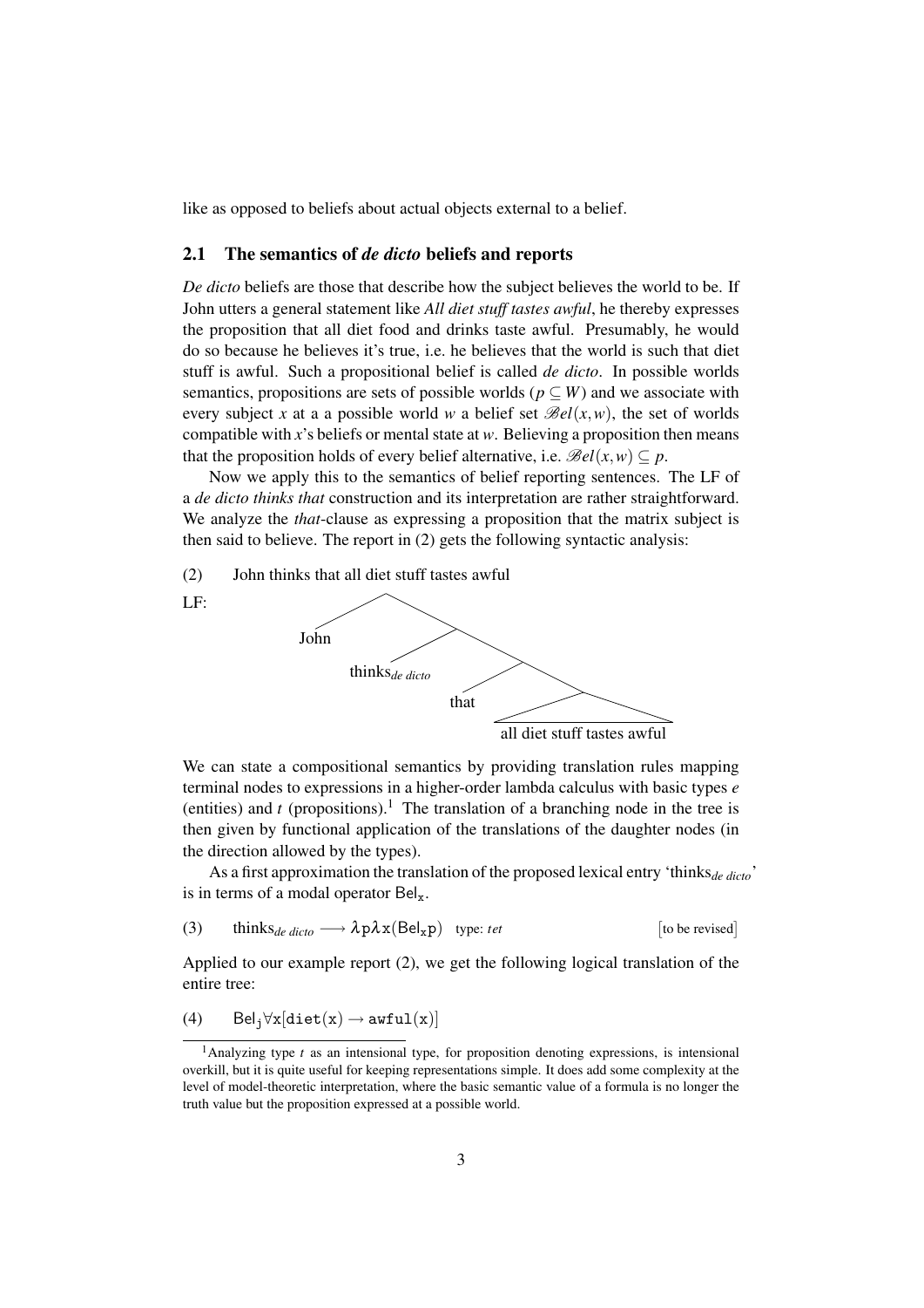like as opposed to beliefs about actual objects external to a belief.

## 2.1 The semantics of *de dicto* beliefs and reports

*De dicto* beliefs are those that describe how the subject believes the world to be. If John utters a general statement like *All diet stuff tastes awful*, he thereby expresses the proposition that all diet food and drinks taste awful. Presumably, he would do so because he believes it's true, i.e. he believes that the world is such that diet stuff is awful. Such a propositional belief is called *de dicto*. In possible worlds semantics, propositions are sets of possible worlds ($p \subseteq W$) and we associate with every subject $x$ at a a possible world $w$ a belief set $\mathscr{B}el(x,w)$, the set of worlds compatible with $x$'s beliefs or mental state at $w$. Believing a proposition then means that the proposition holds of every belief alternative, i.e. $\mathscr{B}el(x,w) \subseteq p$.

Now we apply this to the semantics of belief reporting sentences. The LF of a *de dicto thinks that* construction and its interpretation are rather straightforward. We analyze the *that*-clause as expressing a proposition that the matrix subject is then said to believe. The report in (2) gets the following syntactic analysis:

(2) John thinks that all diet stuff tastes awful

LF: [John [thinks$_{de\ dicto}$ [that [all diet stuff tastes awful]]]]

We can state a compositional semantics by providing translation rules mapping terminal nodes to expressions in a higher-order lambda calculus with basic types $e$ (entities) and $t$ (propositions).[1] The translation of a branching node in the tree is then given by functional application of the translations of the daughter nodes (in the direction allowed by the types).

As a first approximation the translation of the proposed lexical entry 'thinks$_{de\ dicto}$' is in terms of a modal operator $\mathsf{Bel}_\mathtt{x}$.

(3) thinks$_{de\ dicto}$ $\longrightarrow \lambda \mathtt{p} \lambda \mathtt{x}(\mathsf{Bel}_\mathtt{x}\mathtt{p})$ type: *tet* [to be revised]

Applied to our example report (2), we get the following logical translation of the entire tree:

(4) $\mathsf{Bel}_\mathtt{j} \forall \mathtt{x}[\mathtt{diet(x)} \rightarrow \mathtt{awful(x)}]$

[1] Analyzing type $t$ as an intensional type, for proposition denoting expressions, is intensional overkill, but it is quite useful for keeping representations simple. It does add some complexity at the level of model-theoretic interpretation, where the basic semantic value of a formula is no longer the truth value but the proposition expressed at a possible world.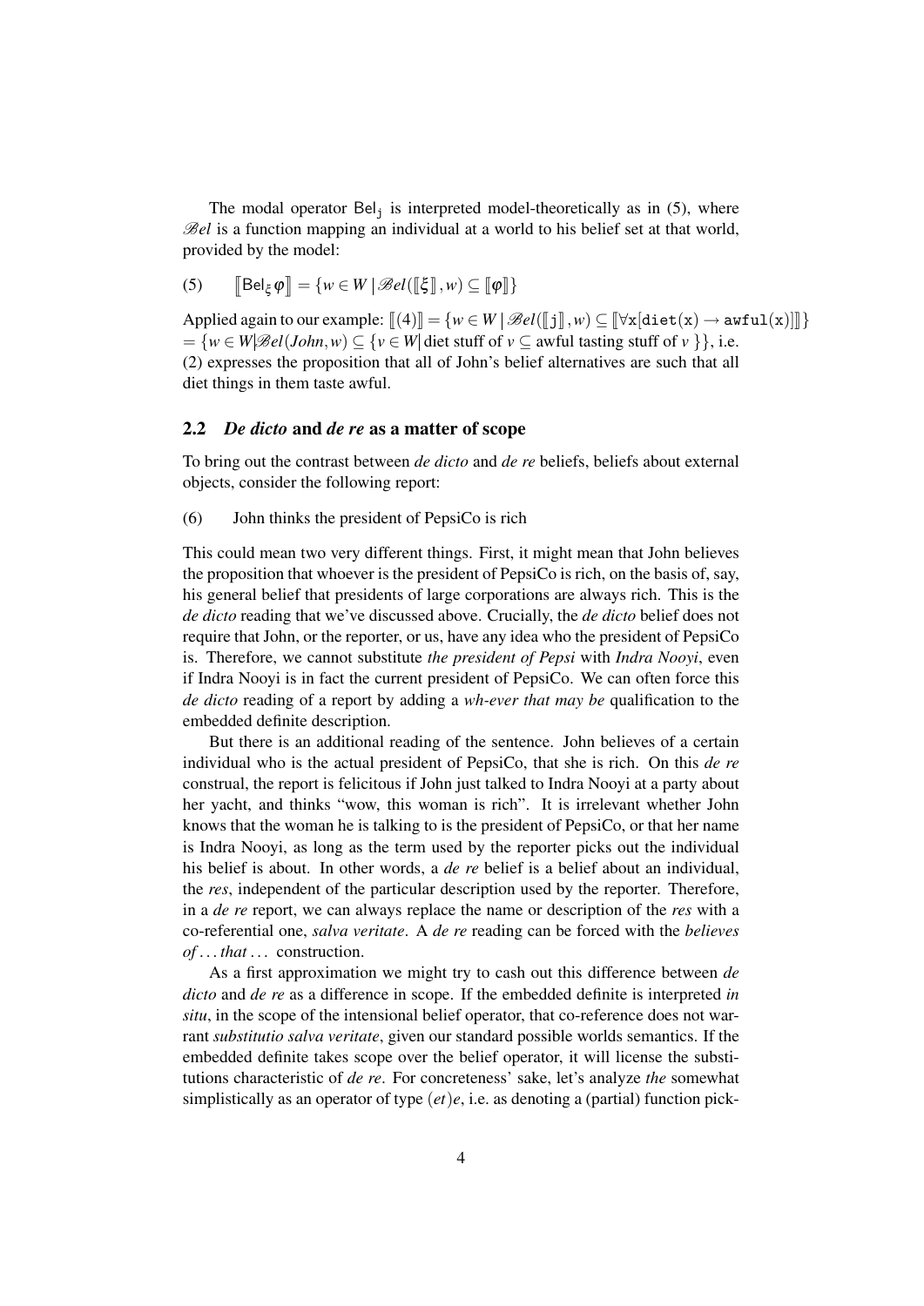The modal operator $\mathsf{Bel}_{\mathtt{j}}$ is interpreted model-theoretically as in (5), where $\mathscr{B}el$ is a function mapping an individual at a world to his belief set at that world, provided by the model:

(5) $\llbracket \mathsf{Bel}_{\xi}\varphi \rrbracket = \{w \in W \mid \mathscr{B}el(\llbracket \xi \rrbracket, w) \subseteq \llbracket \varphi \rrbracket\}$

Applied again to our example: $\llbracket (4) \rrbracket = \{w \in W \mid \mathscr{B}el(\llbracket \mathtt{j} \rrbracket, w) \subseteq \llbracket \forall \mathtt{x}[\mathtt{diet}(\mathtt{x}) \rightarrow \mathtt{awful}(\mathtt{x})] \rrbracket\}$ $= \{w \in W | \mathscr{B}el(John, w) \subseteq \{v \in W |$ diet stuff of $v \subseteq$ awful tasting stuff of $v\}\}$, i.e. (2) expresses the proposition that all of John's belief alternatives are such that all diet things in them taste awful.

## 2.2 *De dicto* and *de re* as a matter of scope

To bring out the contrast between *de dicto* and *de re* beliefs, beliefs about external objects, consider the following report:

(6) John thinks the president of PepsiCo is rich

This could mean two very different things. First, it might mean that John believes the proposition that whoever is the president of PepsiCo is rich, on the basis of, say, his general belief that presidents of large corporations are always rich. This is the *de dicto* reading that we've discussed above. Crucially, the *de dicto* belief does not require that John, or the reporter, or us, have any idea who the president of PepsiCo is. Therefore, we cannot substitute *the president of Pepsi* with *Indra Nooyi*, even if Indra Nooyi is in fact the current president of PepsiCo. We can often force this *de dicto* reading of a report by adding a *wh-ever that may be* qualification to the embedded definite description.

But there is an additional reading of the sentence. John believes of a certain individual who is the actual president of PepsiCo, that she is rich. On this *de re* construal, the report is felicitous if John just talked to Indra Nooyi at a party about her yacht, and thinks "wow, this woman is rich". It is irrelevant whether John knows that the woman he is talking to is the president of PepsiCo, or that her name is Indra Nooyi, as long as the term used by the reporter picks out the individual his belief is about. In other words, a *de re* belief is a belief about an individual, the *res*, independent of the particular description used by the reporter. Therefore, in a *de re* report, we can always replace the name or description of the *res* with a co-referential one, *salva veritate*. A *de re* reading can be forced with the *believes of ... that ...* construction.

As a first approximation we might try to cash out this difference between *de dicto* and *de re* as a difference in scope. If the embedded definite is interpreted *in situ*, in the scope of the intensional belief operator, that co-reference does not warrant *substitutio salva veritate*, given our standard possible worlds semantics. If the embedded definite takes scope over the belief operator, it will license the substitutions characteristic of *de re*. For concreteness' sake, let's analyze *the* somewhat simplistically as an operator of type $(et)e$, i.e. as denoting a (partial) function pick-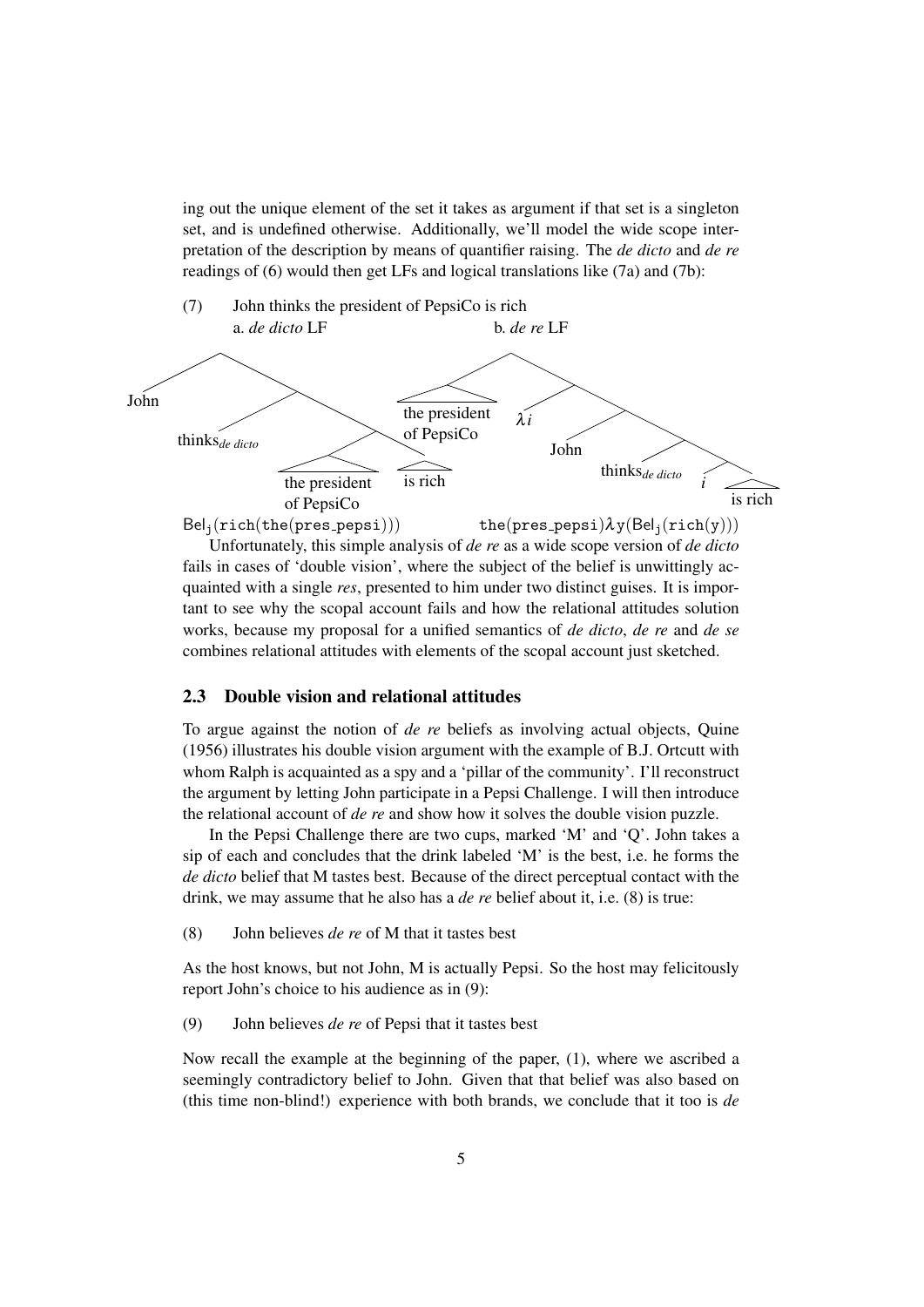ing out the unique element of the set it takes as argument if that set is a singleton set, and is undefined otherwise. Additionally, we'll model the wide scope interpretation of the description by means of quantifier raising. The *de dicto* and *de re* readings of (6) would then get LFs and logical translations like (7a) and (7b):

(7) John thinks the president of PepsiCo is rich

a. *de dicto* LF

```
[John [thinks_de dicto [[the president of PepsiCo] [is rich]]]]
```

$\mathsf{Bel_j(rich(the(pres\_pepsi)))}$

b. *de re* LF

```
[[the president of PepsiCo] [λi [John [thinks_de dicto [i [is rich]]]]]]
```

$\mathsf{the(pres\_pepsi)\lambda y(Bel_j(rich(y)))}$

Unfortunately, this simple analysis of *de re* as a wide scope version of *de dicto* fails in cases of 'double vision', where the subject of the belief is unwittingly acquainted with a single *res*, presented to him under two distinct guises. It is important to see why the scopal account fails and how the relational attitudes solution works, because my proposal for a unified semantics of *de dicto*, *de re* and *de se* combines relational attitudes with elements of the scopal account just sketched.

### 2.3 Double vision and relational attitudes

To argue against the notion of *de re* beliefs as involving actual objects, Quine (1956) illustrates his double vision argument with the example of B.J. Ortcutt with whom Ralph is acquainted as a spy and a 'pillar of the community'. I'll reconstruct the argument by letting John participate in a Pepsi Challenge. I will then introduce the relational account of *de re* and show how it solves the double vision puzzle.

In the Pepsi Challenge there are two cups, marked 'M' and 'Q'. John takes a sip of each and concludes that the drink labeled 'M' is the best, i.e. he forms the *de dicto* belief that M tastes best. Because of the direct perceptual contact with the drink, we may assume that he also has a *de re* belief about it, i.e. (8) is true:

(8) John believes *de re* of M that it tastes best

As the host knows, but not John, M is actually Pepsi. So the host may felicitously report John's choice to his audience as in (9):

(9) John believes *de re* of Pepsi that it tastes best

Now recall the example at the beginning of the paper, (1), where we ascribed a seemingly contradictory belief to John. Given that that belief was also based on (this time non-blind!) experience with both brands, we conclude that it too is *de*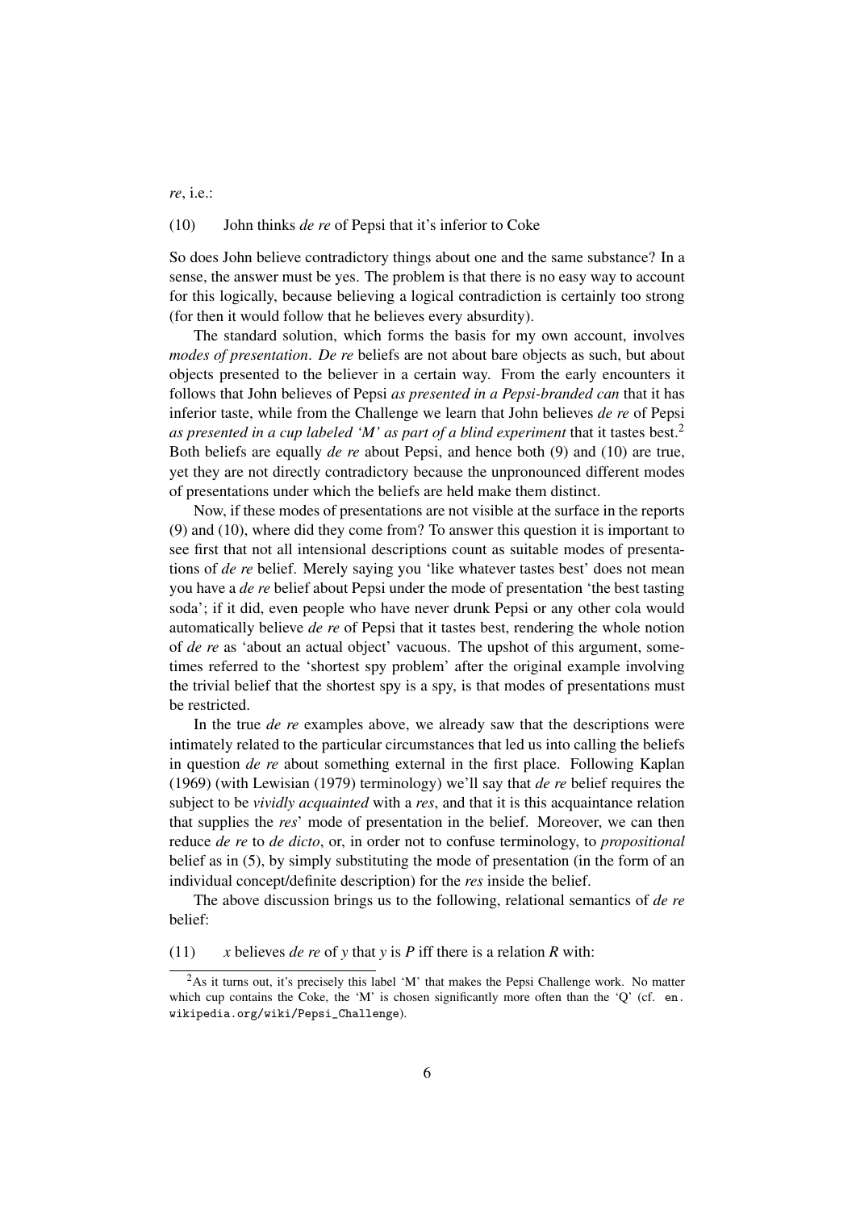*re*, i.e.:

(10) John thinks *de re* of Pepsi that it's inferior to Coke

So does John believe contradictory things about one and the same substance? In a sense, the answer must be yes. The problem is that there is no easy way to account for this logically, because believing a logical contradiction is certainly too strong (for then it would follow that he believes every absurdity).

The standard solution, which forms the basis for my own account, involves *modes of presentation*. *De re* beliefs are not about bare objects as such, but about objects presented to the believer in a certain way. From the early encounters it follows that John believes of Pepsi *as presented in a Pepsi-branded can* that it has inferior taste, while from the Challenge we learn that John believes *de re* of Pepsi *as presented in a cup labeled 'M' as part of a blind experiment* that it tastes best.[2] Both beliefs are equally *de re* about Pepsi, and hence both (9) and (10) are true, yet they are not directly contradictory because the unpronounced different modes of presentations under which the beliefs are held make them distinct.

Now, if these modes of presentations are not visible at the surface in the reports (9) and (10), where did they come from? To answer this question it is important to see first that not all intensional descriptions count as suitable modes of presentations of *de re* belief. Merely saying you 'like whatever tastes best' does not mean you have a *de re* belief about Pepsi under the mode of presentation 'the best tasting soda'; if it did, even people who have never drunk Pepsi or any other cola would automatically believe *de re* of Pepsi that it tastes best, rendering the whole notion of *de re* as 'about an actual object' vacuous. The upshot of this argument, sometimes referred to the 'shortest spy problem' after the original example involving the trivial belief that the shortest spy is a spy, is that modes of presentations must be restricted.

In the true *de re* examples above, we already saw that the descriptions were intimately related to the particular circumstances that led us into calling the beliefs in question *de re* about something external in the first place. Following Kaplan (1969) (with Lewisian (1979) terminology) we'll say that *de re* belief requires the subject to be *vividly acquainted* with a *res*, and that it is this acquaintance relation that supplies the *res*' mode of presentation in the belief. Moreover, we can then reduce *de re* to *de dicto*, or, in order not to confuse terminology, to *propositional* belief as in (5), by simply substituting the mode of presentation (in the form of an individual concept/definite description) for the *res* inside the belief.

The above discussion brings us to the following, relational semantics of *de re* belief:

(11) *x* believes *de re* of *y* that *y* is *P* iff there is a relation *R* with:

[2]As it turns out, it's precisely this label 'M' that makes the Pepsi Challenge work. No matter which cup contains the Coke, the 'M' is chosen significantly more often than the 'Q' (cf. `en.wikipedia.org/wiki/Pepsi_Challenge`).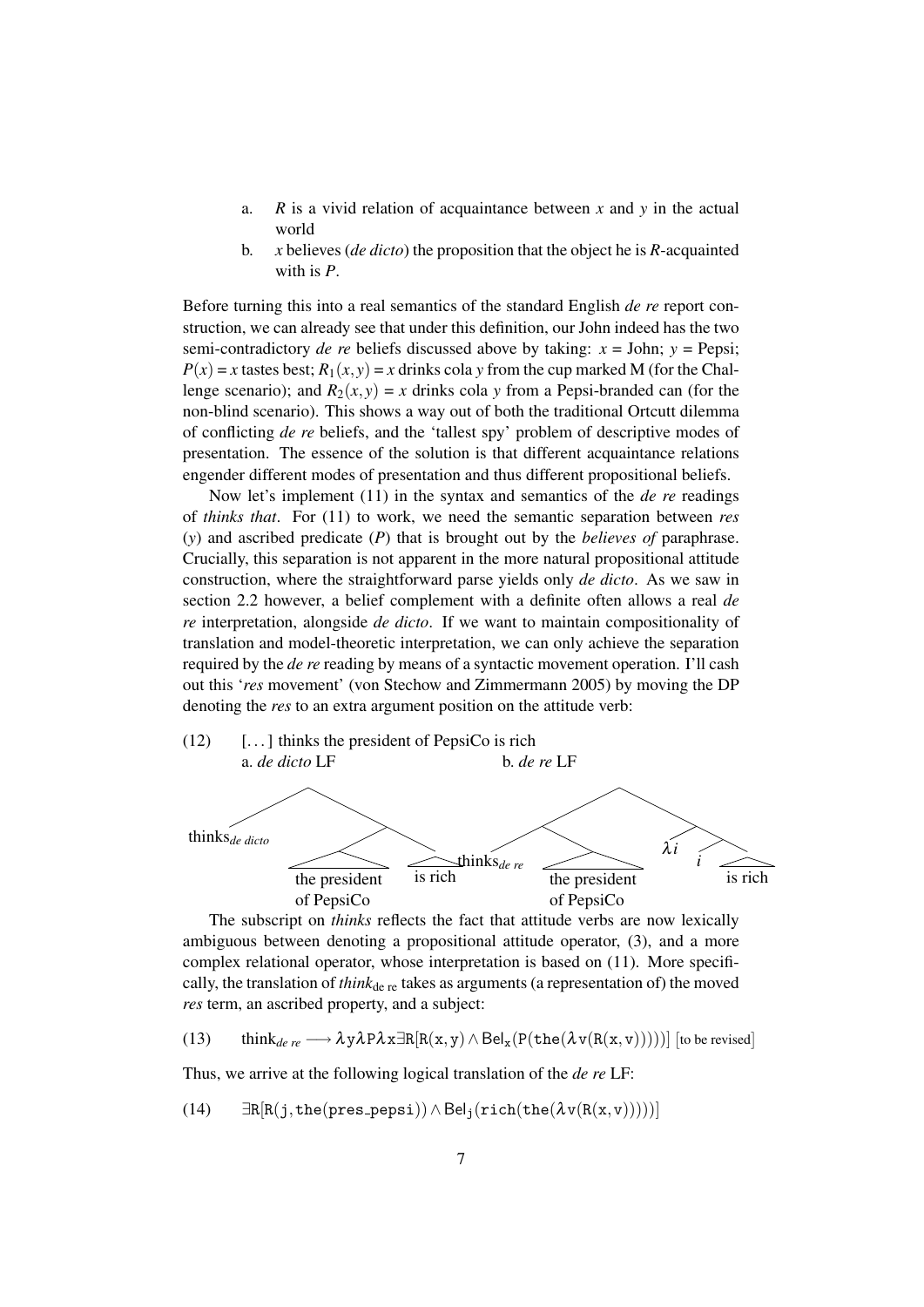a. $R$ is a vivid relation of acquaintance between $x$ and $y$ in the actual world

b. $x$ believes (*de dicto*) the proposition that the object he is $R$-acquainted with is $P$.

Before turning this into a real semantics of the standard English *de re* report construction, we can already see that under this definition, our John indeed has the two semi-contradictory *de re* beliefs discussed above by taking: $x$ = John; $y$ = Pepsi; $P(x) = x$ tastes best; $R_1(x,y) = x$ drinks cola $y$ from the cup marked M (for the Challenge scenario); and $R_2(x,y) = x$ drinks cola $y$ from a Pepsi-branded can (for the non-blind scenario). This shows a way out of both the traditional Ortcutt dilemma of conflicting *de re* beliefs, and the 'tallest spy' problem of descriptive modes of presentation. The essence of the solution is that different acquaintance relations engender different modes of presentation and thus different propositional beliefs.

Now let's implement (11) in the syntax and semantics of the *de re* readings of *thinks that*. For (11) to work, we need the semantic separation between *res* ($y$) and ascribed predicate ($P$) that is brought out by the *believes of* paraphrase. Crucially, this separation is not apparent in the more natural propositional attitude construction, where the straightforward parse yields only *de dicto*. As we saw in section 2.2 however, a belief complement with a definite often allows a real *de re* interpretation, alongside *de dicto*. If we want to maintain compositionality of translation and model-theoretic interpretation, we can only achieve the separation required by the *de re* reading by means of a syntactic movement operation. I'll cash out this '*res* movement' (von Stechow and Zimmermann 2005) by moving the DP denoting the *res* to an extra argument position on the attitude verb:

(12) [...] thinks the president of PepsiCo is rich

a. *de dicto* LF: [thinks$_{de\ dicto}$ [[the president of PepsiCo] [is rich]]]

b. *de re* LF: [[thinks$_{de\ re}$ [the president of PepsiCo]] [$\lambda i$ [$i$ [is rich]]]]

The subscript on *thinks* reflects the fact that attitude verbs are now lexically ambiguous between denoting a propositional attitude operator, (3), and a more complex relational operator, whose interpretation is based on (11). More specifically, the translation of *think*$_{\text{de re}}$ takes as arguments (a representation of) the moved *res* term, an ascribed property, and a subject:

(13) $\text{think}_{de\ re} \longrightarrow \lambda y \lambda P \lambda x \exists R[R(x,y) \wedge \mathsf{Bel}_x(P(\mathtt{the}(\lambda v(R(x,v)))))]$ [to be revised]

Thus, we arrive at the following logical translation of the *de re* LF:

(14) $\exists R[R(j, \mathtt{the}(\mathtt{pres\_pepsi})) \wedge \mathsf{Bel}_j(\mathtt{rich}(\mathtt{the}(\lambda v(R(x,v)))))]$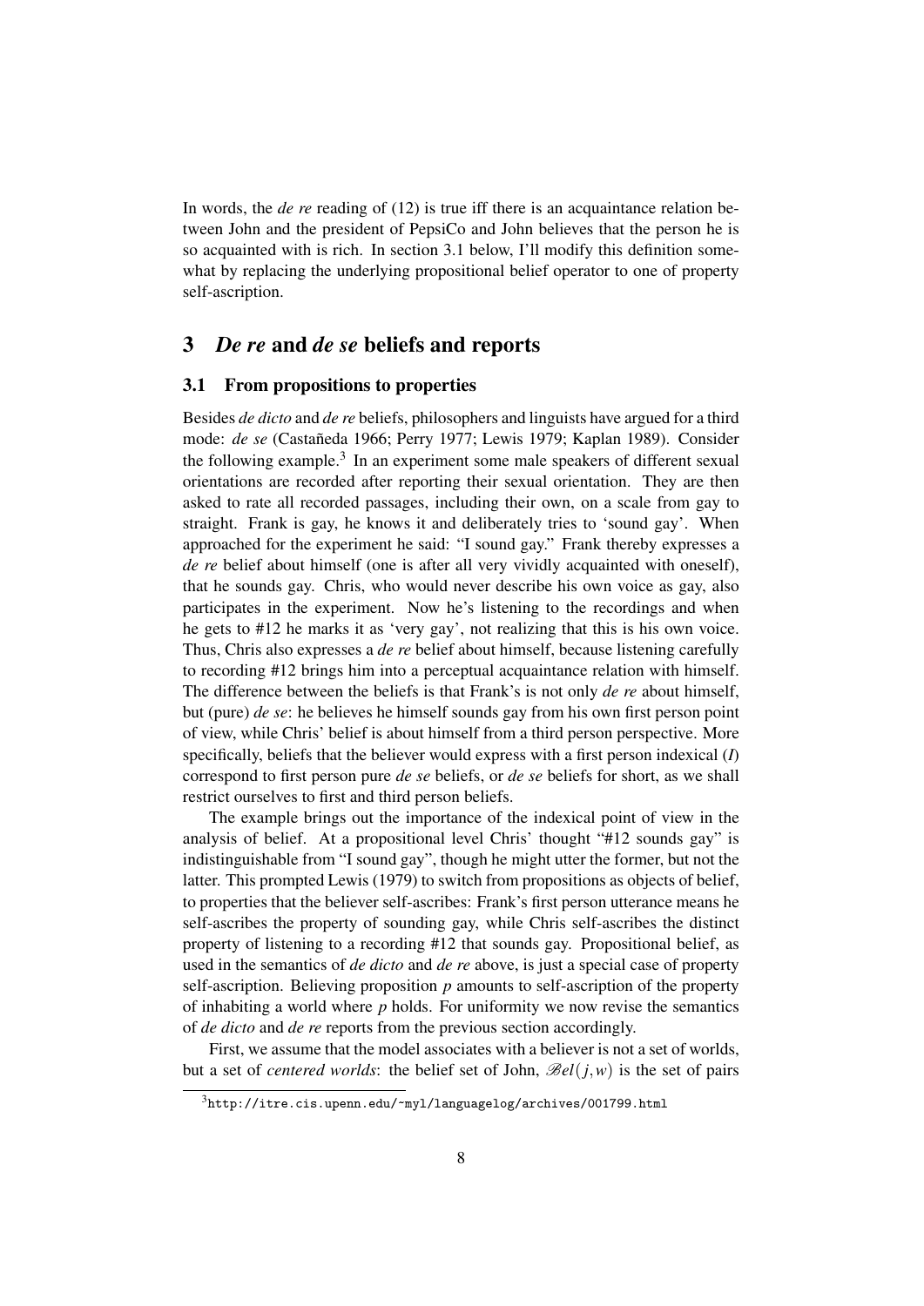In words, the *de re* reading of (12) is true iff there is an acquaintance relation between John and the president of PepsiCo and John believes that the person he is so acquainted with is rich. In section 3.1 below, I'll modify this definition somewhat by replacing the underlying propositional belief operator to one of property self-ascription.

## 3 *De re* and *de se* beliefs and reports

### 3.1 From propositions to properties

Besides *de dicto* and *de re* beliefs, philosophers and linguists have argued for a third mode: *de se* (Castañeda 1966; Perry 1977; Lewis 1979; Kaplan 1989). Consider the following example.[3] In an experiment some male speakers of different sexual orientations are recorded after reporting their sexual orientation. They are then asked to rate all recorded passages, including their own, on a scale from gay to straight. Frank is gay, he knows it and deliberately tries to 'sound gay'. When approached for the experiment he said: "I sound gay." Frank thereby expresses a *de re* belief about himself (one is after all very vividly acquainted with oneself), that he sounds gay. Chris, who would never describe his own voice as gay, also participates in the experiment. Now he's listening to the recordings and when he gets to #12 he marks it as 'very gay', not realizing that this is his own voice. Thus, Chris also expresses a *de re* belief about himself, because listening carefully to recording #12 brings him into a perceptual acquaintance relation with himself. The difference between the beliefs is that Frank's is not only *de re* about himself, but (pure) *de se*: he believes he himself sounds gay from his own first person point of view, while Chris' belief is about himself from a third person perspective. More specifically, beliefs that the believer would express with a first person indexical (*I*) correspond to first person pure *de se* beliefs, or *de se* beliefs for short, as we shall restrict ourselves to first and third person beliefs.

The example brings out the importance of the indexical point of view in the analysis of belief. At a propositional level Chris' thought "#12 sounds gay" is indistinguishable from "I sound gay", though he might utter the former, but not the latter. This prompted Lewis (1979) to switch from propositions as objects of belief, to properties that the believer self-ascribes: Frank's first person utterance means he self-ascribes the property of sounding gay, while Chris self-ascribes the distinct property of listening to a recording #12 that sounds gay. Propositional belief, as used in the semantics of *de dicto* and *de re* above, is just a special case of property self-ascription. Believing proposition $p$ amounts to self-ascription of the property of inhabiting a world where $p$ holds. For uniformity we now revise the semantics of *de dicto* and *de re* reports from the previous section accordingly.

First, we assume that the model associates with a believer is not a set of worlds, but a set of *centered worlds*: the belief set of John, $\mathscr{B}el(j,w)$ is the set of pairs

[3] http://itre.cis.upenn.edu/~myl/languagelog/archives/001799.html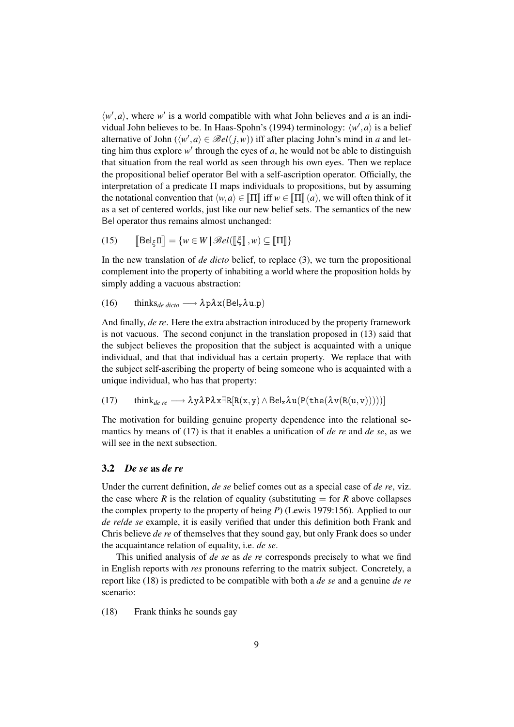$\langle w', a \rangle$, where $w'$ is a world compatible with what John believes and $a$ is an individual John believes to be. In Haas-Spohn's (1994) terminology: $\langle w', a \rangle$ is a belief alternative of John ($\langle w', a \rangle \in \mathscr{B}el(j, w)$) iff after placing John's mind in $a$ and letting him thus explore $w'$ through the eyes of $a$, he would not be able to distinguish that situation from the real world as seen through his own eyes. Then we replace the propositional belief operator Bel with a self-ascription operator. Officially, the interpretation of a predicate $\Pi$ maps individuals to propositions, but by assuming the notational convention that $\langle w, a \rangle \in [\![\Pi]\!]$ iff $w \in [\![\Pi]\!](a)$, we will often think of it as a set of centered worlds, just like our new belief sets. The semantics of the new Bel operator thus remains almost unchanged:

(15) $$[\![\mathsf{Bel}_\xi \Pi]\!] = \{w \in W \mid \mathscr{B}el([\![\xi]\!], w) \subseteq [\![\Pi]\!]\}$$

In the new translation of *de dicto* belief, to replace (3), we turn the propositional complement into the property of inhabiting a world where the proposition holds by simply adding a vacuous abstraction:

(16) $$\text{thinks}_{de\ dicto} \longrightarrow \lambda \mathtt{p} \lambda \mathtt{x}(\mathsf{Bel}_\mathtt{x} \lambda \mathtt{u}.\mathtt{p})$$

And finally, *de re*. Here the extra abstraction introduced by the property framework is not vacuous. The second conjunct in the translation proposed in (13) said that the subject believes the proposition that the subject is acquainted with a unique individual, and that that individual has a certain property. We replace that with the subject self-ascribing the property of being someone who is acquainted with a unique individual, who has that property:

(17) $$\text{think}_{de\ re} \longrightarrow \lambda \mathtt{y} \lambda \mathtt{P} \lambda \mathtt{x} \exists \mathtt{R}[\mathtt{R}(\mathtt{x},\mathtt{y}) \wedge \mathsf{Bel}_\mathtt{x} \lambda \mathtt{u}(\mathtt{P}(\mathtt{the}(\lambda \mathtt{v}(\mathtt{R}(\mathtt{u},\mathtt{v})))))]$$

The motivation for building genuine property dependence into the relational semantics by means of (17) is that it enables a unification of *de re* and *de se*, as we will see in the next subsection.

### 3.2 *De se* as *de re*

Under the current definition, *de se* belief comes out as a special case of *de re*, viz. the case where $R$ is the relation of equality (substituting $=$ for $R$ above collapses the complex property to the property of being $P$) (Lewis 1979:156). Applied to our *de re*/*de se* example, it is easily verified that under this definition both Frank and Chris believe *de re* of themselves that they sound gay, but only Frank does so under the acquaintance relation of equality, i.e. *de se*.

This unified analysis of *de se* as *de re* corresponds precisely to what we find in English reports with *res* pronouns referring to the matrix subject. Concretely, a report like (18) is predicted to be compatible with both a *de se* and a genuine *de re* scenario:

(18) Frank thinks he sounds gay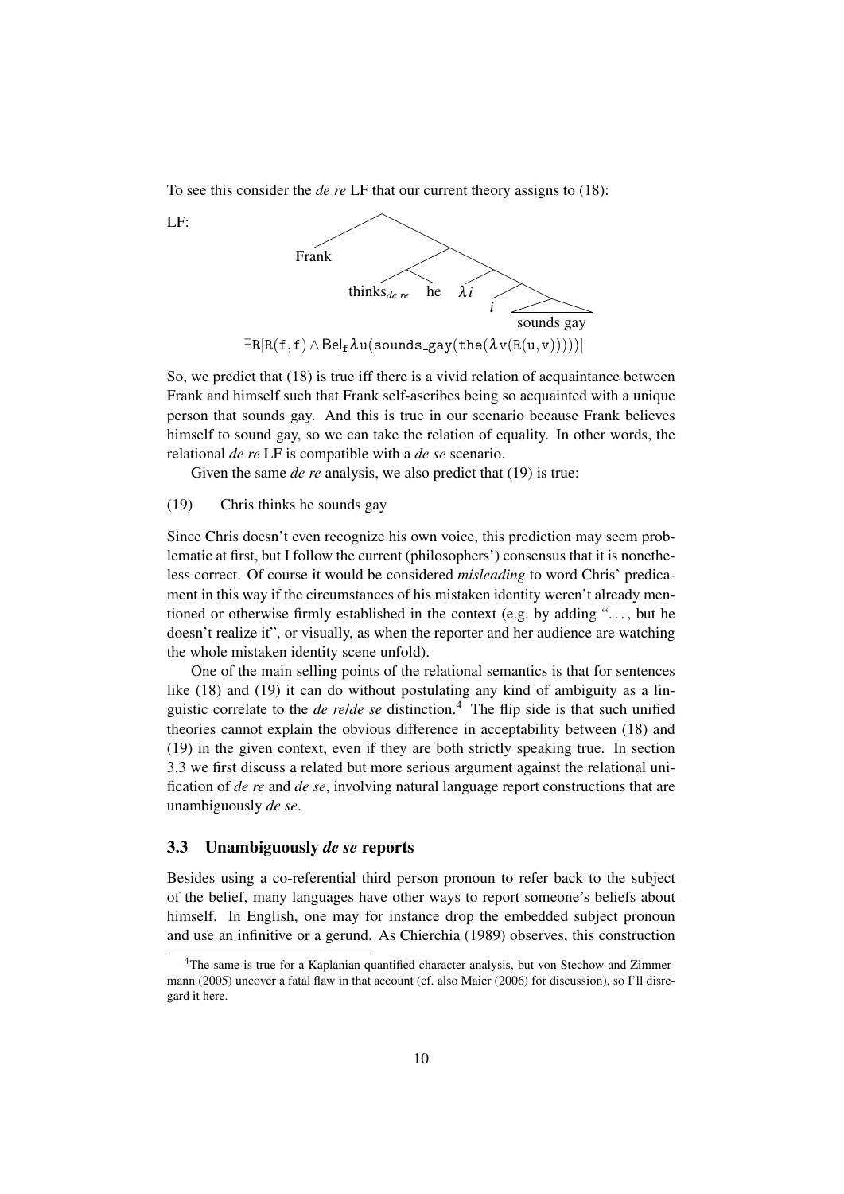To see this consider the *de re* LF that our current theory assigns to (18):

LF: [Frank [[thinks$_{de\ re}$ he] [$\lambda i$ [$i$ [sounds gay]]]]]

$$\exists \mathtt{R}[\mathtt{R}(\mathtt{f},\mathtt{f}) \wedge \mathsf{Bel}_{\mathtt{f}} \lambda \mathtt{u}(\mathtt{sounds\_gay}(\mathtt{the}(\lambda \mathtt{v}(\mathtt{R}(\mathtt{u},\mathtt{v})))))]$$

So, we predict that (18) is true iff there is a vivid relation of acquaintance between Frank and himself such that Frank self-ascribes being so acquainted with a unique person that sounds gay. And this is true in our scenario because Frank believes himself to sound gay, so we can take the relation of equality. In other words, the relational *de re* LF is compatible with a *de se* scenario.

Given the same *de re* analysis, we also predict that (19) is true:

(19) Chris thinks he sounds gay

Since Chris doesn't even recognize his own voice, this prediction may seem problematic at first, but I follow the current (philosophers') consensus that it is nonetheless correct. Of course it would be considered *misleading* to word Chris' predicament in this way if the circumstances of his mistaken identity weren't already mentioned or otherwise firmly established in the context (e.g. by adding "..., but he doesn't realize it", or visually, as when the reporter and her audience are watching the whole mistaken identity scene unfold).

One of the main selling points of the relational semantics is that for sentences like (18) and (19) it can do without postulating any kind of ambiguity as a linguistic correlate to the *de re*/*de se* distinction.[4] The flip side is that such unified theories cannot explain the obvious difference in acceptability between (18) and (19) in the given context, even if they are both strictly speaking true. In section 3.3 we first discuss a related but more serious argument against the relational unification of *de re* and *de se*, involving natural language report constructions that are unambiguously *de se*.

## 3.3 Unambiguously *de se* reports

Besides using a co-referential third person pronoun to refer back to the subject of the belief, many languages have other ways to report someone's beliefs about himself. In English, one may for instance drop the embedded subject pronoun and use an infinitive or a gerund. As Chierchia (1989) observes, this construction

[4] The same is true for a Kaplanian quantified character analysis, but von Stechow and Zimmermann (2005) uncover a fatal flaw in that account (cf. also Maier (2006) for discussion), so I'll disregard it here.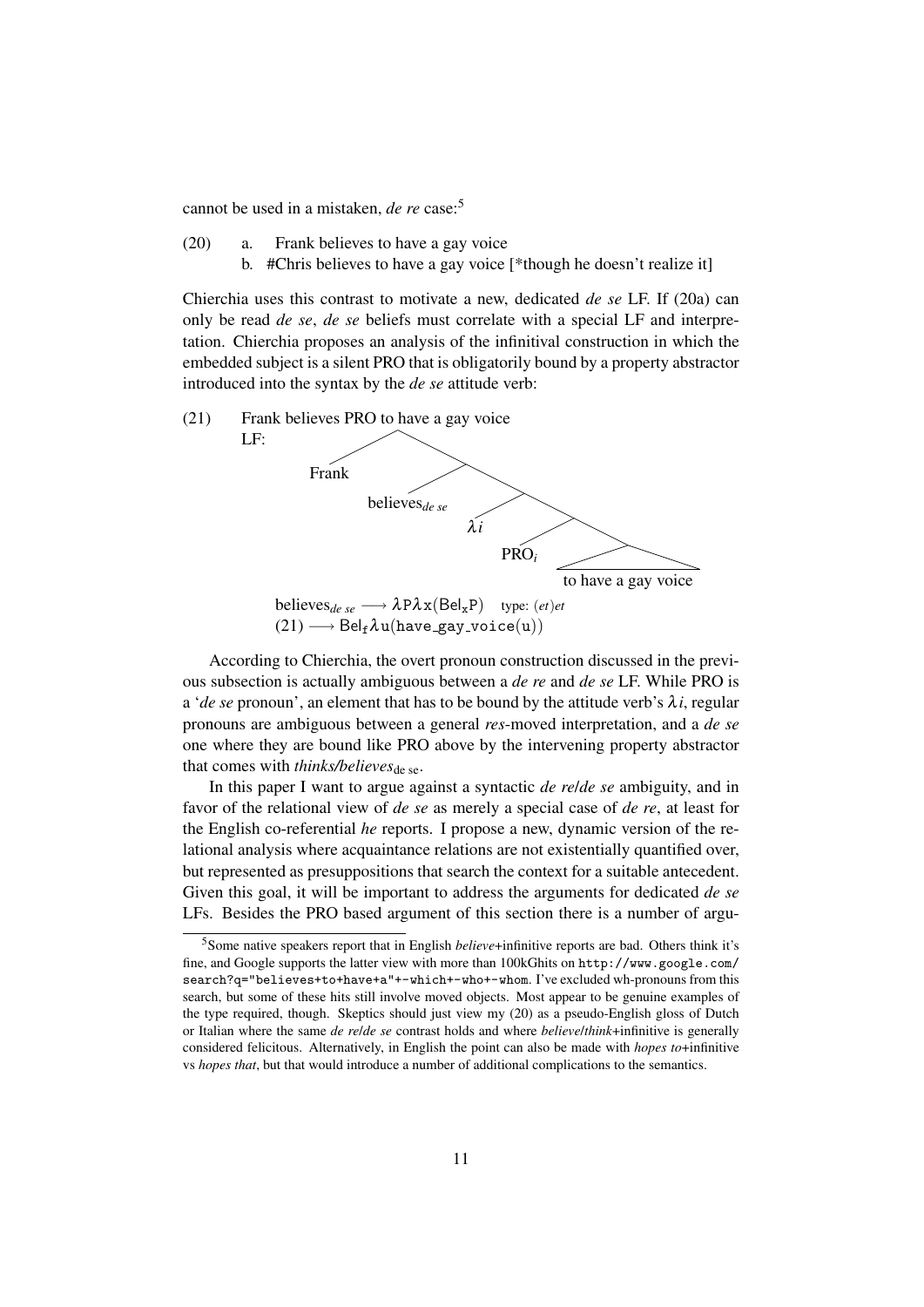cannot be used in a mistaken, *de re* case:[5]

(20) a. Frank believes to have a gay voice
     b. #Chris believes to have a gay voice [*though he doesn't realize it]

Chierchia uses this contrast to motivate a new, dedicated *de se* LF. If (20a) can only be read *de se*, *de se* beliefs must correlate with a special LF and interpretation. Chierchia proposes an analysis of the infinitival construction in which the embedded subject is a silent PRO that is obligatorily bound by a property abstractor introduced into the syntax by the *de se* attitude verb:

(21) Frank believes PRO to have a gay voice
LF:

```
Frank
  believes_de se
      λi
        PRO_i
           to have a gay voice
```

believes$_{de\ se}$ $\longrightarrow \lambda P \lambda x(\mathsf{Bel}_x P)$ type: $(et)et$
(21) $\longrightarrow \mathsf{Bel}_f \lambda u(\texttt{have\_gay\_voice}(u))$

According to Chierchia, the overt pronoun construction discussed in the previous subsection is actually ambiguous between a *de re* and *de se* LF. While PRO is a '*de se* pronoun', an element that has to be bound by the attitude verb's $\lambda i$, regular pronouns are ambiguous between a general *res*-moved interpretation, and a *de se* one where they are bound like PRO above by the intervening property abstractor that comes with *thinks/believes*$_{\text{de se}}$.

In this paper I want to argue against a syntactic *de re*/*de se* ambiguity, and in favor of the relational view of *de se* as merely a special case of *de re*, at least for the English co-referential *he* reports. I propose a new, dynamic version of the relational analysis where acquaintance relations are not existentially quantified over, but represented as presuppositions that search the context for a suitable antecedent. Given this goal, it will be important to address the arguments for dedicated *de se* LFs. Besides the PRO based argument of this section there is a number of argu-

[5]Some native speakers report that in English *believe*+infinitive reports are bad. Others think it's fine, and Google supports the latter view with more than 100kGhits on `http://www.google.com/search?q="believes+to+have+a"+-which+-who+-whom`. I've excluded wh-pronouns from this search, but some of these hits still involve moved objects. Most appear to be genuine examples of the type required, though. Skeptics should just view my (20) as a pseudo-English gloss of Dutch or Italian where the same *de re*/*de se* contrast holds and where *believe*/*think*+infinitive is generally considered felicitous. Alternatively, in English the point can also be made with *hopes to*+infinitive vs *hopes that*, but that would introduce a number of additional complications to the semantics.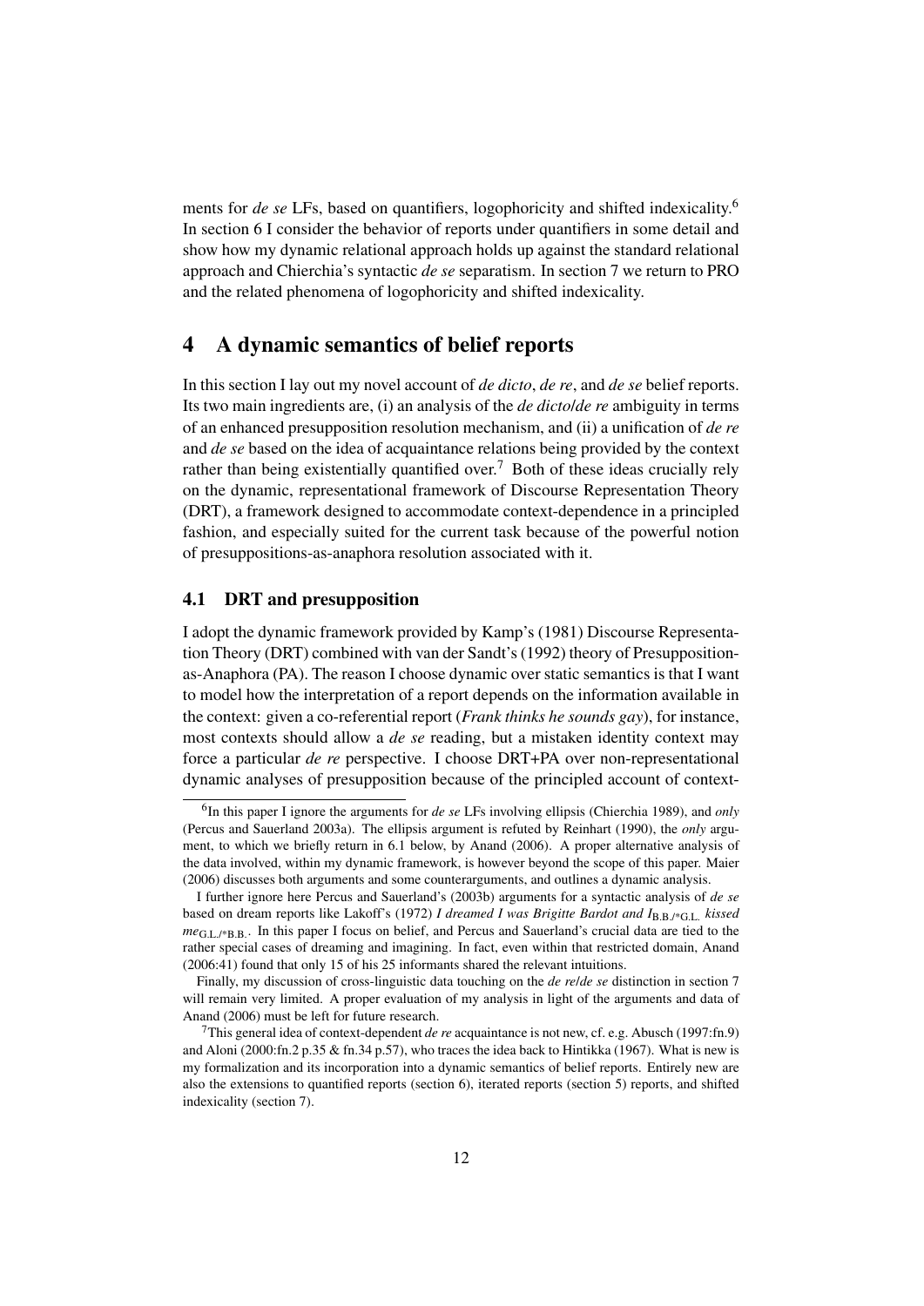ments for *de se* LFs, based on quantifiers, logophoricity and shifted indexicality.[6] In section 6 I consider the behavior of reports under quantifiers in some detail and show how my dynamic relational approach holds up against the standard relational approach and Chierchia's syntactic *de se* separatism. In section 7 we return to PRO and the related phenomena of logophoricity and shifted indexicality.

## 4 A dynamic semantics of belief reports

In this section I lay out my novel account of *de dicto*, *de re*, and *de se* belief reports. Its two main ingredients are, (i) an analysis of the *de dicto*/*de re* ambiguity in terms of an enhanced presupposition resolution mechanism, and (ii) a unification of *de re* and *de se* based on the idea of acquaintance relations being provided by the context rather than being existentially quantified over.[7] Both of these ideas crucially rely on the dynamic, representational framework of Discourse Representation Theory (DRT), a framework designed to accommodate context-dependence in a principled fashion, and especially suited for the current task because of the powerful notion of presuppositions-as-anaphora resolution associated with it.

### 4.1 DRT and presupposition

I adopt the dynamic framework provided by Kamp's (1981) Discourse Representation Theory (DRT) combined with van der Sandt's (1992) theory of Presupposition-as-Anaphora (PA). The reason I choose dynamic over static semantics is that I want to model how the interpretation of a report depends on the information available in the context: given a co-referential report (*Frank thinks he sounds gay*), for instance, most contexts should allow a *de se* reading, but a mistaken identity context may force a particular *de re* perspective. I choose DRT+PA over non-representational dynamic analyses of presupposition because of the principled account of context-

---

[6] In this paper I ignore the arguments for *de se* LFs involving ellipsis (Chierchia 1989), and *only* (Percus and Sauerland 2003a). The ellipsis argument is refuted by Reinhart (1990), the *only* argument, to which we briefly return in 6.1 below, by Anand (2006). A proper alternative analysis of the data involved, within my dynamic framework, is however beyond the scope of this paper. Maier (2006) discusses both arguments and some counterarguments, and outlines a dynamic analysis.

I further ignore here Percus and Sauerland's (2003b) arguments for a syntactic analysis of *de se* based on dream reports like Lakoff's (1972) *I dreamed I was Brigitte Bardot and I*$_{\text{B.B./*G.L.}}$ *kissed me*$_{\text{G.L./*B.B.}}$. In this paper I focus on belief, and Percus and Sauerland's crucial data are tied to the rather special cases of dreaming and imagining. In fact, even within that restricted domain, Anand (2006:41) found that only 15 of his 25 informants shared the relevant intuitions.

Finally, my discussion of cross-linguistic data touching on the *de re*/*de se* distinction in section 7 will remain very limited. A proper evaluation of my analysis in light of the arguments and data of Anand (2006) must be left for future research.

[7] This general idea of context-dependent *de re* acquaintance is not new, cf. e.g. Abusch (1997:fn.9) and Aloni (2000:fn.2 p.35 & fn.34 p.57), who traces the idea back to Hintikka (1967). What is new is my formalization and its incorporation into a dynamic semantics of belief reports. Entirely new are also the extensions to quantified reports (section 6), iterated reports (section 5) reports, and shifted indexicality (section 7).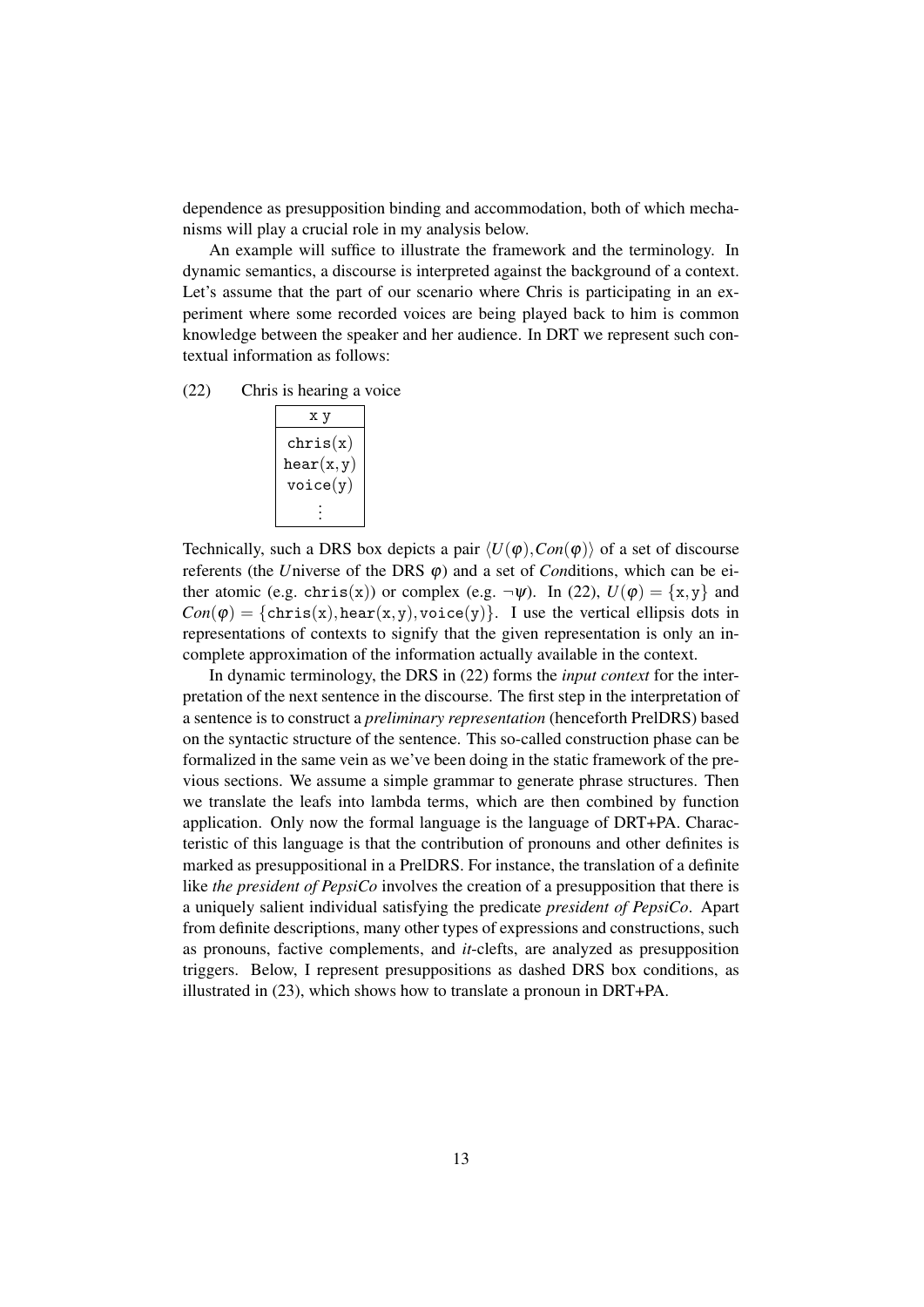dependence as presupposition binding and accommodation, both of which mechanisms will play a crucial role in my analysis below.

An example will suffice to illustrate the framework and the terminology. In dynamic semantics, a discourse is interpreted against the background of a context. Let's assume that the part of our scenario where Chris is participating in an experiment where some recorded voices are being played back to him is common knowledge between the speaker and her audience. In DRT we represent such contextual information as follows:

(22) Chris is hearing a voice

| x y |
|---|
| chris(x)<br>hear(x,y)<br>voice(y)<br>⋮ |

Technically, such a DRS box depicts a pair $\langle U(\varphi), Con(\varphi)\rangle$ of a set of discourse referents (the *U*niverse of the DRS $\varphi$) and a set of *Con*ditions, which can be either atomic (e.g. $\mathtt{chris(x)}$) or complex (e.g. $\neg\psi$). In (22), $U(\varphi) = \{\mathtt{x}, \mathtt{y}\}$ and $Con(\varphi) = \{\mathtt{chris(x)}, \mathtt{hear(x,y)}, \mathtt{voice(y)}\}$. I use the vertical ellipsis dots in representations of contexts to signify that the given representation is only an incomplete approximation of the information actually available in the context.

In dynamic terminology, the DRS in (22) forms the *input context* for the interpretation of the next sentence in the discourse. The first step in the interpretation of a sentence is to construct a *preliminary representation* (henceforth PrelDRS) based on the syntactic structure of the sentence. This so-called construction phase can be formalized in the same vein as we've been doing in the static framework of the previous sections. We assume a simple grammar to generate phrase structures. Then we translate the leafs into lambda terms, which are then combined by function application. Only now the formal language is the language of DRT+PA. Characteristic of this language is that the contribution of pronouns and other definites is marked as presuppositional in a PrelDRS. For instance, the translation of a definite like *the president of PepsiCo* involves the creation of a presupposition that there is a uniquely salient individual satisfying the predicate *president of PepsiCo*. Apart from definite descriptions, many other types of expressions and constructions, such as pronouns, factive complements, and *it*-clefts, are analyzed as presupposition triggers. Below, I represent presuppositions as dashed DRS box conditions, as illustrated in (23), which shows how to translate a pronoun in DRT+PA.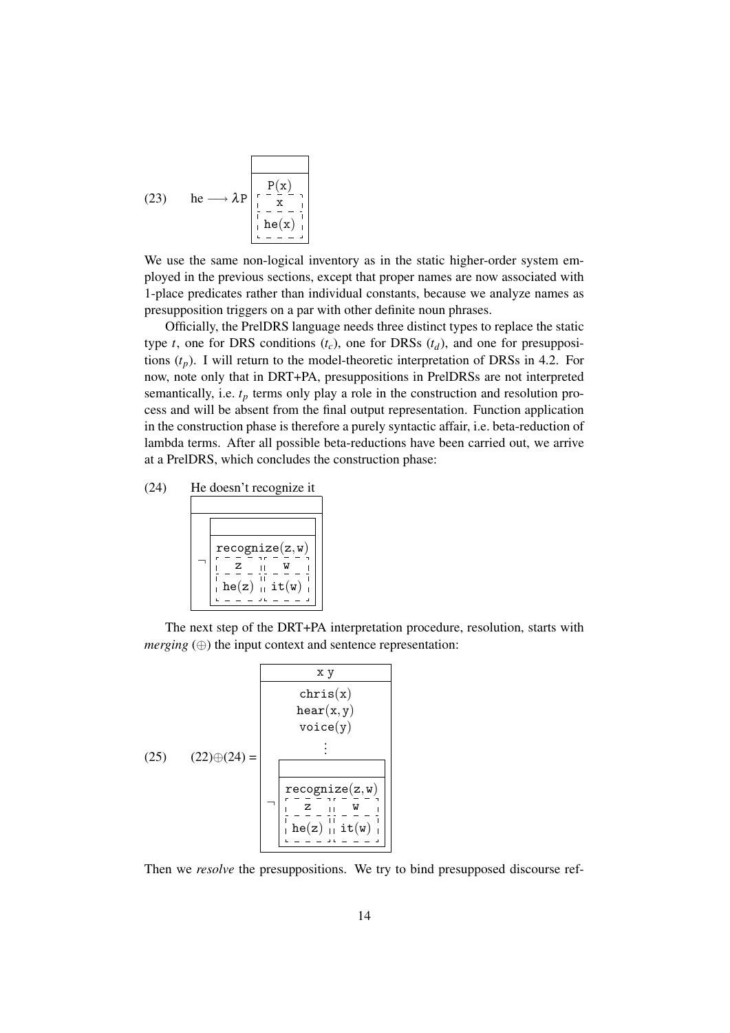(23) he $\longrightarrow \lambda$P [ | P(x) ; presupposition: [ x | he(x) ] ]

```
        ┌───────────┐
        │           │
        ├───────────┤
        │   P(x)    │
he → λP │ ┌ ─ ─ ─ ┐ │
        │ │   x   │ │
        │ ├ ─ ─ ─ ┤ │
        │ │ he(x) │ │
        │ └ ─ ─ ─ ┘ │
        └───────────┘
```

We use the same non-logical inventory as in the static higher-order system employed in the previous sections, except that proper names are now associated with 1-place predicates rather than individual constants, because we analyze names as presupposition triggers on a par with other definite noun phrases.

Officially, the PrelDRS language needs three distinct types to replace the static type $t$, one for DRS conditions ($t_c$), one for DRSs ($t_d$), and one for presuppositions ($t_p$). I will return to the model-theoretic interpretation of DRSs in 4.2. For now, note only that in DRT+PA, presuppositions in PrelDRSs are not interpreted semantically, i.e. $t_p$ terms only play a role in the construction and resolution process and will be absent from the final output representation. Function application in the construction phase is therefore a purely syntactic affair, i.e. beta-reduction of lambda terms. After all possible beta-reductions have been carried out, we arrive at a PrelDRS, which concludes the construction phase:

(24) He doesn't recognize it

```
┌─────────────────────────────┐
│                             │
├─────────────────────────────┤
│   ┌───────────────────────┐ │
│   │                       │ │
│   ├───────────────────────┤ │
│   │   recognize(z,w)      │ │
│ ¬ │ ┌ ─ ─ ─ ┐┌ ─ ─ ─ ┐    │ │
│   │ │   z   ││   w   │    │ │
│   │ ├ ─ ─ ─ ┤├ ─ ─ ─ ┤    │ │
│   │ │ he(z) ││ it(w) │    │ │
│   │ └ ─ ─ ─ ┘└ ─ ─ ─ ┘    │ │
│   └───────────────────────┘ │
└─────────────────────────────┘
```

The next step of the DRT+PA interpretation procedure, resolution, starts with *merging* ($\oplus$) the input context and sentence representation:

(25) (22)$\oplus$(24) =

```
┌─────────────────────────────┐
│            x y              │
├─────────────────────────────┤
│          chris(x)           │
│          hear(x,y)          │
│          voice(y)           │
│             ⋮               │
│   ┌───────────────────────┐ │
│   │                       │ │
│   ├───────────────────────┤ │
│   │   recognize(z,w)      │ │
│ ¬ │ ┌ ─ ─ ─ ┐┌ ─ ─ ─ ┐    │ │
│   │ │   z   ││   w   │    │ │
│   │ ├ ─ ─ ─ ┤├ ─ ─ ─ ┤    │ │
│   │ │ he(z) ││ it(w) │    │ │
│   │ └ ─ ─ ─ ┘└ ─ ─ ─ ┘    │ │
│   └───────────────────────┘ │
└─────────────────────────────┘
```

Then we *resolve* the presuppositions. We try to bind presupposed discourse ref-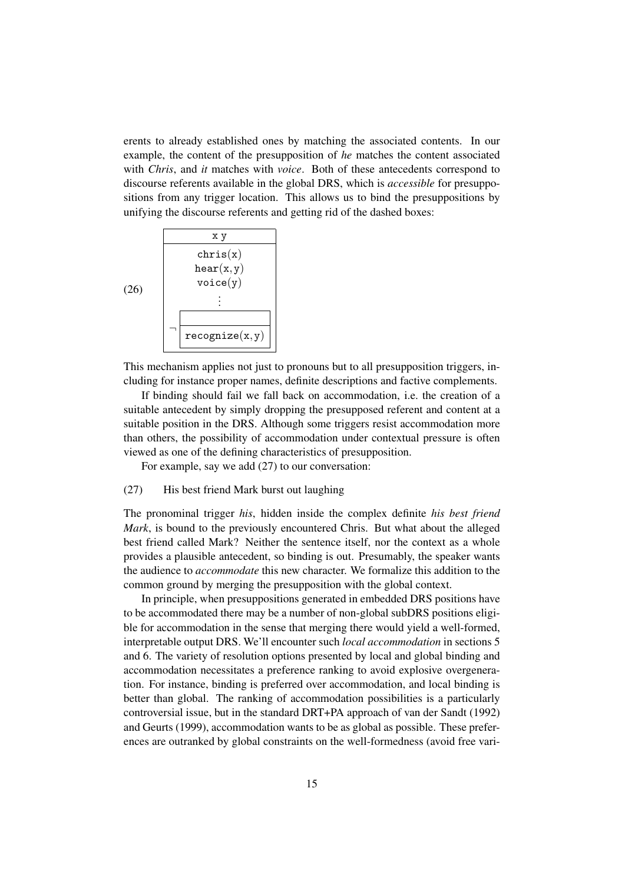erents to already established ones by matching the associated contents. In our example, the content of the presupposition of *he* matches the content associated with *Chris*, and *it* matches with *voice*. Both of these antecedents correspond to discourse referents available in the global DRS, which is *accessible* for presuppositions from any trigger location. This allows us to bind the presuppositions by unifying the discourse referents and getting rid of the dashed boxes:

(26)

```
┌──────────────────────┐
│         x y          │
├──────────────────────┤
│       chris(x)       │
│      hear(x,y)       │
│       voice(y)       │
│          ⋮           │
│   ┌────────────────┐ │
│   │                │ │
│ ¬ ├────────────────┤ │
│   │ recognize(x,y) │ │
│   └────────────────┘ │
└──────────────────────┘
```

This mechanism applies not just to pronouns but to all presupposition triggers, including for instance proper names, definite descriptions and factive complements.

If binding should fail we fall back on accommodation, i.e. the creation of a suitable antecedent by simply dropping the presupposed referent and content at a suitable position in the DRS. Although some triggers resist accommodation more than others, the possibility of accommodation under contextual pressure is often viewed as one of the defining characteristics of presupposition.

For example, say we add (27) to our conversation:

(27) His best friend Mark burst out laughing

The pronominal trigger *his*, hidden inside the complex definite *his best friend Mark*, is bound to the previously encountered Chris. But what about the alleged best friend called Mark? Neither the sentence itself, nor the context as a whole provides a plausible antecedent, so binding is out. Presumably, the speaker wants the audience to *accommodate* this new character. We formalize this addition to the common ground by merging the presupposition with the global context.

In principle, when presuppositions generated in embedded DRS positions have to be accommodated there may be a number of non-global subDRS positions eligible for accommodation in the sense that merging there would yield a well-formed, interpretable output DRS. We'll encounter such *local accommodation* in sections 5 and 6. The variety of resolution options presented by local and global binding and accommodation necessitates a preference ranking to avoid explosive overgeneration. For instance, binding is preferred over accommodation, and local binding is better than global. The ranking of accommodation possibilities is a particularly controversial issue, but in the standard DRT+PA approach of van der Sandt (1992) and Geurts (1999), accommodation wants to be as global as possible. These preferences are outranked by global constraints on the well-formedness (avoid free vari-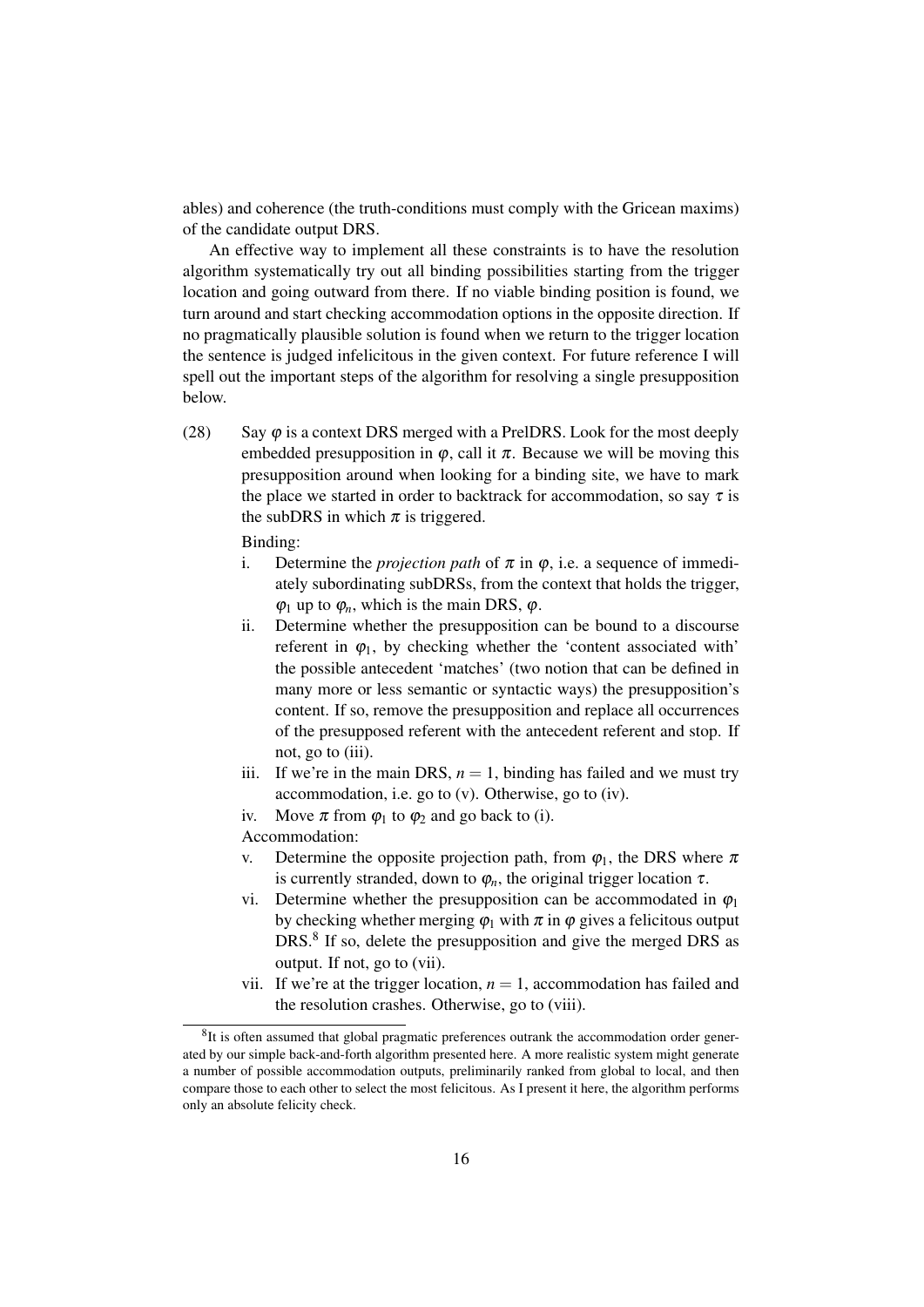ables) and coherence (the truth-conditions must comply with the Gricean maxims) of the candidate output DRS.

An effective way to implement all these constraints is to have the resolution algorithm systematically try out all binding possibilities starting from the trigger location and going outward from there. If no viable binding position is found, we turn around and start checking accommodation options in the opposite direction. If no pragmatically plausible solution is found when we return to the trigger location the sentence is judged infelicitous in the given context. For future reference I will spell out the important steps of the algorithm for resolving a single presupposition below.

(28) Say $\varphi$ is a context DRS merged with a PrelDRS. Look for the most deeply embedded presupposition in $\varphi$, call it $\pi$. Because we will be moving this presupposition around when looking for a binding site, we have to mark the place we started in order to backtrack for accommodation, so say $\tau$ is the subDRS in which $\pi$ is triggered.

Binding:

i. Determine the *projection path* of $\pi$ in $\varphi$, i.e. a sequence of immediately subordinating subDRSs, from the context that holds the trigger, $\varphi_1$ up to $\varphi_n$, which is the main DRS, $\varphi$.

ii. Determine whether the presupposition can be bound to a discourse referent in $\varphi_1$, by checking whether the 'content associated with' the possible antecedent 'matches' (two notion that can be defined in many more or less semantic or syntactic ways) the presupposition's content. If so, remove the presupposition and replace all occurrences of the presupposed referent with the antecedent referent and stop. If not, go to (iii).

iii. If we're in the main DRS, $n = 1$, binding has failed and we must try accommodation, i.e. go to (v). Otherwise, go to (iv).

iv. Move $\pi$ from $\varphi_1$ to $\varphi_2$ and go back to (i).

Accommodation:

v. Determine the opposite projection path, from $\varphi_1$, the DRS where $\pi$ is currently stranded, down to $\varphi_n$, the original trigger location $\tau$.

vi. Determine whether the presupposition can be accommodated in $\varphi_1$ by checking whether merging $\varphi_1$ with $\pi$ in $\varphi$ gives a felicitous output DRS.[8] If so, delete the presupposition and give the merged DRS as output. If not, go to (vii).

vii. If we're at the trigger location, $n = 1$, accommodation has failed and the resolution crashes. Otherwise, go to (viii).

[8]It is often assumed that global pragmatic preferences outrank the accommodation order generated by our simple back-and-forth algorithm presented here. A more realistic system might generate a number of possible accommodation outputs, preliminarily ranked from global to local, and then compare those to each other to select the most felicitous. As I present it here, the algorithm performs only an absolute felicity check.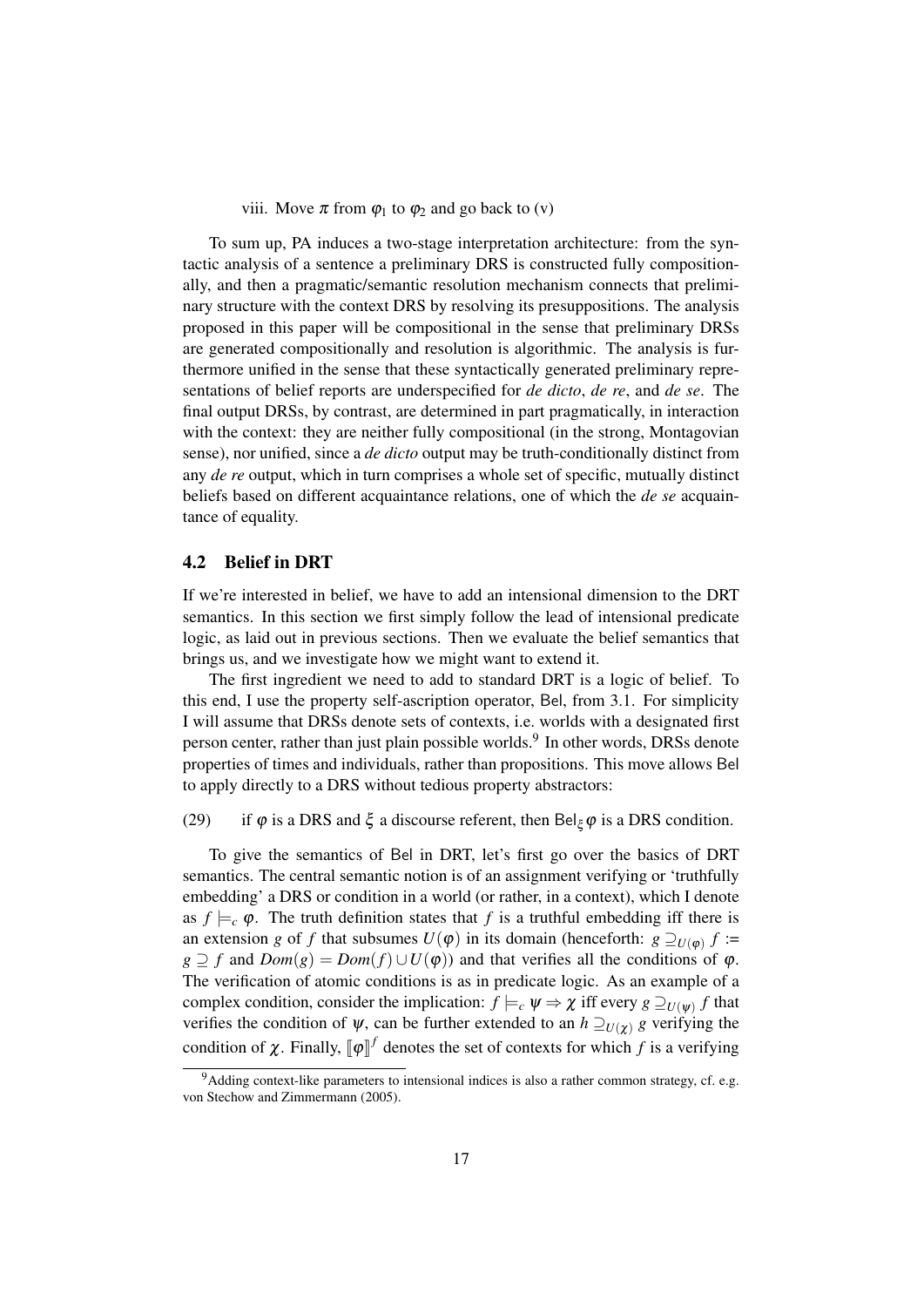viii. Move $\pi$ from $\varphi_1$ to $\varphi_2$ and go back to (v)

To sum up, PA induces a two-stage interpretation architecture: from the syntactic analysis of a sentence a preliminary DRS is constructed fully compositionally, and then a pragmatic/semantic resolution mechanism connects that preliminary structure with the context DRS by resolving its presuppositions. The analysis proposed in this paper will be compositional in the sense that preliminary DRSs are generated compositionally and resolution is algorithmic. The analysis is furthermore unified in the sense that these syntactically generated preliminary representations of belief reports are underspecified for *de dicto*, *de re*, and *de se*. The final output DRSs, by contrast, are determined in part pragmatically, in interaction with the context: they are neither fully compositional (in the strong, Montagovian sense), nor unified, since a *de dicto* output may be truth-conditionally distinct from any *de re* output, which in turn comprises a whole set of specific, mutually distinct beliefs based on different acquaintance relations, one of which the *de se* acquaintance of equality.

## 4.2 Belief in DRT

If we're interested in belief, we have to add an intensional dimension to the DRT semantics. In this section we first simply follow the lead of intensional predicate logic, as laid out in previous sections. Then we evaluate the belief semantics that brings us, and we investigate how we might want to extend it.

The first ingredient we need to add to standard DRT is a logic of belief. To this end, I use the property self-ascription operator, Bel, from 3.1. For simplicity I will assume that DRSs denote sets of contexts, i.e. worlds with a designated first person center, rather than just plain possible worlds.[9] In other words, DRSs denote properties of times and individuals, rather than propositions. This move allows Bel to apply directly to a DRS without tedious property abstractors:

(29) if $\varphi$ is a DRS and $\xi$ a discourse referent, then $\mathsf{Bel}_\xi\,\varphi$ is a DRS condition.

To give the semantics of Bel in DRT, let's first go over the basics of DRT semantics. The central semantic notion is of an assignment verifying or 'truthfully embedding' a DRS or condition in a world (or rather, in a context), which I denote as $f \models_c \varphi$. The truth definition states that $f$ is a truthful embedding iff there is an extension $g$ of $f$ that subsumes $U(\varphi)$ in its domain (henceforth: $g \supseteq_{U(\varphi)} f :=$ $g \supseteq f$ and $Dom(g) = Dom(f) \cup U(\varphi)$) and that verifies all the conditions of $\varphi$. The verification of atomic conditions is as in predicate logic. As an example of a complex condition, consider the implication: $f \models_c \psi \Rightarrow \chi$ iff every $g \supseteq_{U(\psi)} f$ that verifies the condition of $\psi$, can be further extended to an $h \supseteq_{U(\chi)} g$ verifying the condition of $\chi$. Finally, $[\![\varphi]\!]^f$ denotes the set of contexts for which $f$ is a verifying

[9] Adding context-like parameters to intensional indices is also a rather common strategy, cf. e.g. von Stechow and Zimmermann (2005).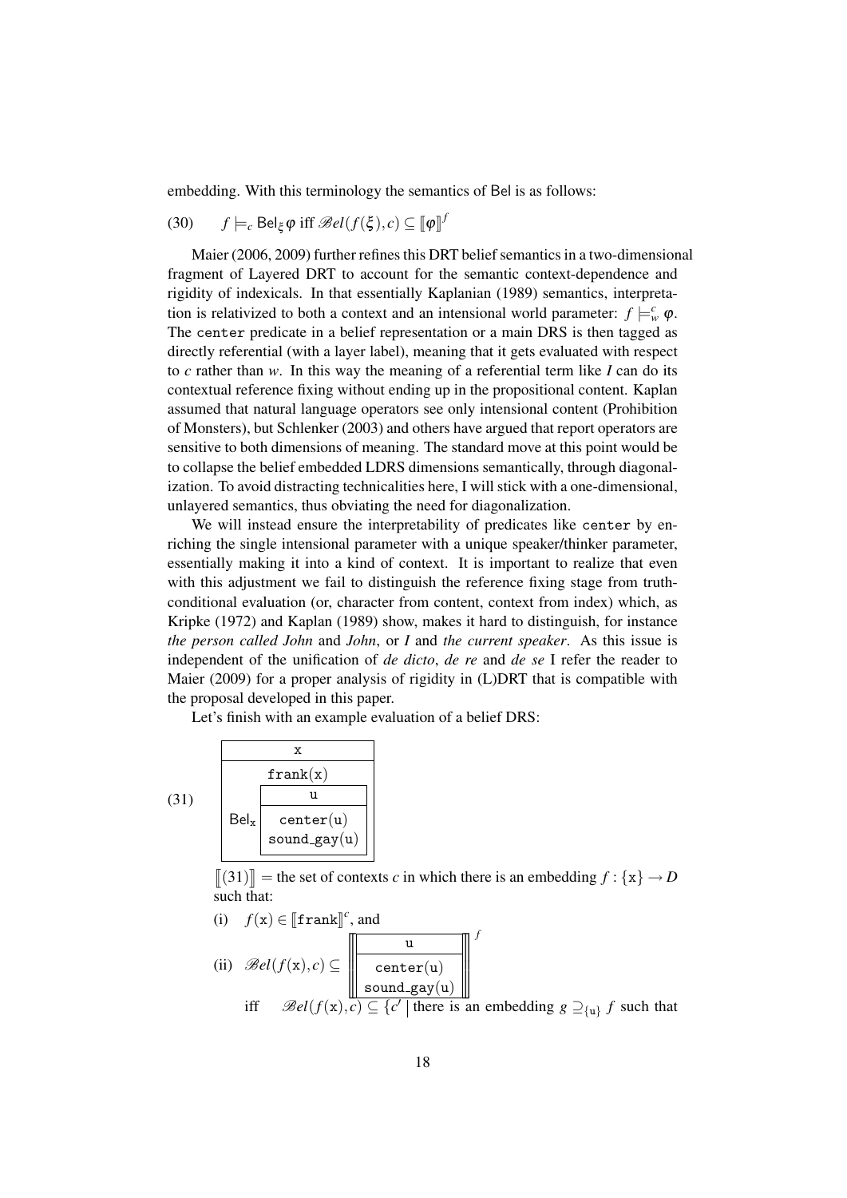embedding. With this terminology the semantics of Bel is as follows:

(30) $f \models_c \mathsf{Bel}_\xi \varphi$ iff $\mathscr{B}el(f(\xi), c) \subseteq [\![\varphi]\!]^f$

Maier (2006, 2009) further refines this DRT belief semantics in a two-dimensional fragment of Layered DRT to account for the semantic context-dependence and rigidity of indexicals. In that essentially Kaplanian (1989) semantics, interpretation is relativized to both a context and an intensional world parameter: $f \models^c_w \varphi$. The `center` predicate in a belief representation or a main DRS is then tagged as directly referential (with a layer label), meaning that it gets evaluated with respect to $c$ rather than $w$. In this way the meaning of a referential term like *I* can do its contextual reference fixing without ending up in the propositional content. Kaplan assumed that natural language operators see only intensional content (Prohibition of Monsters), but Schlenker (2003) and others have argued that report operators are sensitive to both dimensions of meaning. The standard move at this point would be to collapse the belief embedded LDRS dimensions semantically, through diagonalization. To avoid distracting technicalities here, I will stick with a one-dimensional, unlayered semantics, thus obviating the need for diagonalization.

We will instead ensure the interpretability of predicates like `center` by enriching the single intensional parameter with a unique speaker/thinker parameter, essentially making it into a kind of context. It is important to realize that even with this adjustment we fail to distinguish the reference fixing stage from truth-conditional evaluation (or, character from content, context from index) which, as Kripke (1972) and Kaplan (1989) show, makes it hard to distinguish, for instance *the person called John* and *John*, or *I* and *the current speaker*. As this issue is independent of the unification of *de dicto*, *de re* and *de se* I refer the reader to Maier (2009) for a proper analysis of rigidity in (L)DRT that is compatible with the proposal developed in this paper.

Let's finish with an example evaluation of a belief DRS:

(31)

| x |
|---|
| frank(x) |
| $\mathsf{Bel}_\mathtt{x}$ [ u \| center(u), sound_gay(u) ] |

$[\![(31)]\!]$ = the set of contexts $c$ in which there is an embedding $f : \{\mathtt{x}\} \to D$ such that:

(i) $f(\mathtt{x}) \in [\![\mathtt{frank}]\!]^c$, and

(ii) $\mathscr{B}el(f(\mathtt{x}), c) \subseteq [\![$ [ u \| center(u), sound_gay(u) ] $]\!]^f$

iff $\mathscr{B}el(f(\mathtt{x}), c) \subseteq \{c' \mid$ there is an embedding $g \supseteq_{\{\mathtt{u}\}} f$ such that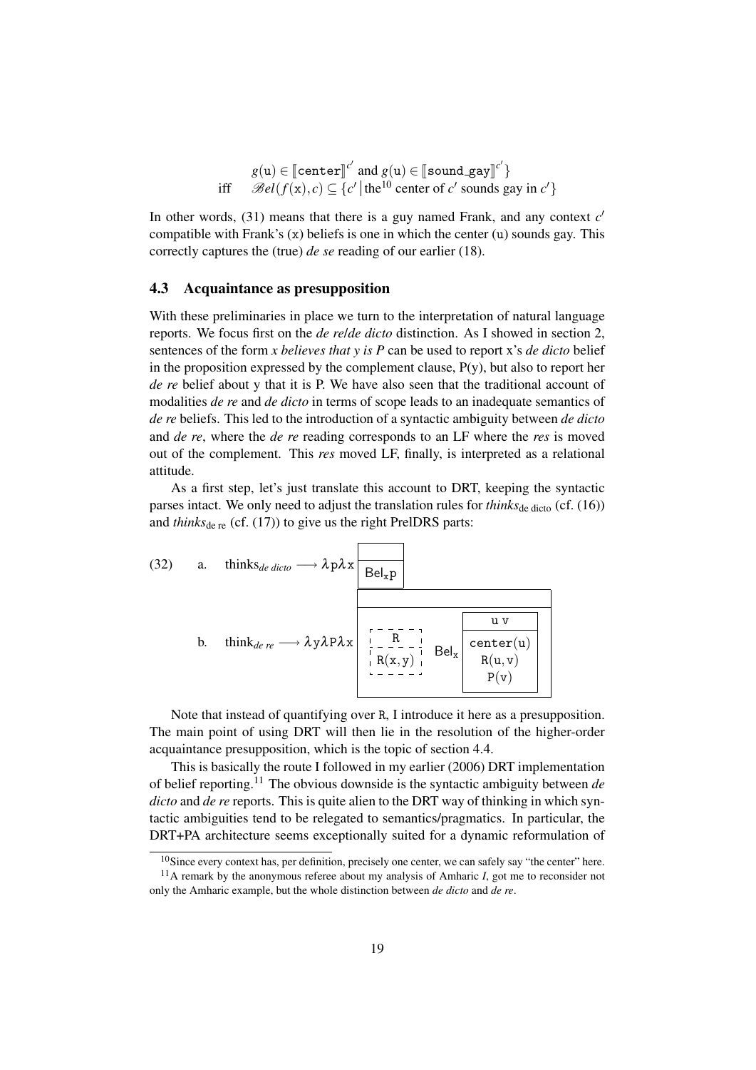$$g(\texttt{u}) \in [\![\texttt{center}]\!]^{c'} \text{ and } g(\texttt{u}) \in [\![\texttt{sound\_gay}]\!]^{c'}\}$$

$$\text{iff} \quad \mathscr{B}el(f(\texttt{x}), c) \subseteq \{c' \mid \text{the}^{10} \text{ center of } c' \text{ sounds gay in } c'\}$$

In other words, (31) means that there is a guy named Frank, and any context $c'$ compatible with Frank's (x) beliefs is one in which the center (u) sounds gay. This correctly captures the (true) *de se* reading of our earlier (18).

### 4.3 Acquaintance as presupposition

With these preliminaries in place we turn to the interpretation of natural language reports. We focus first on the *de re*/*de dicto* distinction. As I showed in section 2, sentences of the form *x believes that y is P* can be used to report x's *de dicto* belief in the proposition expressed by the complement clause, P(y), but also to report her *de re* belief about y that it is P. We have also seen that the traditional account of modalities *de re* and *de dicto* in terms of scope leads to an inadequate semantics of *de re* beliefs. This led to the introduction of a syntactic ambiguity between *de dicto* and *de re*, where the *de re* reading corresponds to an LF where the *res* is moved out of the complement. This *res* moved LF, finally, is interpreted as a relational attitude.

As a first step, let's just translate this account to DRT, keeping the syntactic parses intact. We only need to adjust the translation rules for $\textit{thinks}_{\text{de dicto}}$ (cf. (16)) and $\textit{thinks}_{\text{de re}}$ (cf. (17)) to give us the right PreIDRS parts:

(32) a. $\text{thinks}_{de\ dicto} \longrightarrow \lambda \texttt{p} \lambda \texttt{x}$ [ | $\mathsf{Bel}_\texttt{x}\texttt{p}$ ]

b. $\text{think}_{de\ re} \longrightarrow \lambda \texttt{y} \lambda \texttt{P} \lambda \texttt{x}$ [ | [R | R(x,y)] (presupposed, dashed box) $\mathsf{Bel}_\texttt{x}$ [u v | center(u), R(u,v), P(v)] ]

Note that instead of quantifying over R, I introduce it here as a presupposition. The main point of using DRT will then lie in the resolution of the higher-order acquaintance presupposition, which is the topic of section 4.4.

This is basically the route I followed in my earlier (2006) DRT implementation of belief reporting.[11] The obvious downside is the syntactic ambiguity between *de dicto* and *de re* reports. This is quite alien to the DRT way of thinking in which syntactic ambiguities tend to be relegated to semantics/pragmatics. In particular, the DRT+PA architecture seems exceptionally suited for a dynamic reformulation of

[10] Since every context has, per definition, precisely one center, we can safely say "the center" here.

[11] A remark by the anonymous referee about my analysis of Amharic *I*, got me to reconsider not only the Amharic example, but the whole distinction between *de dicto* and *de re*.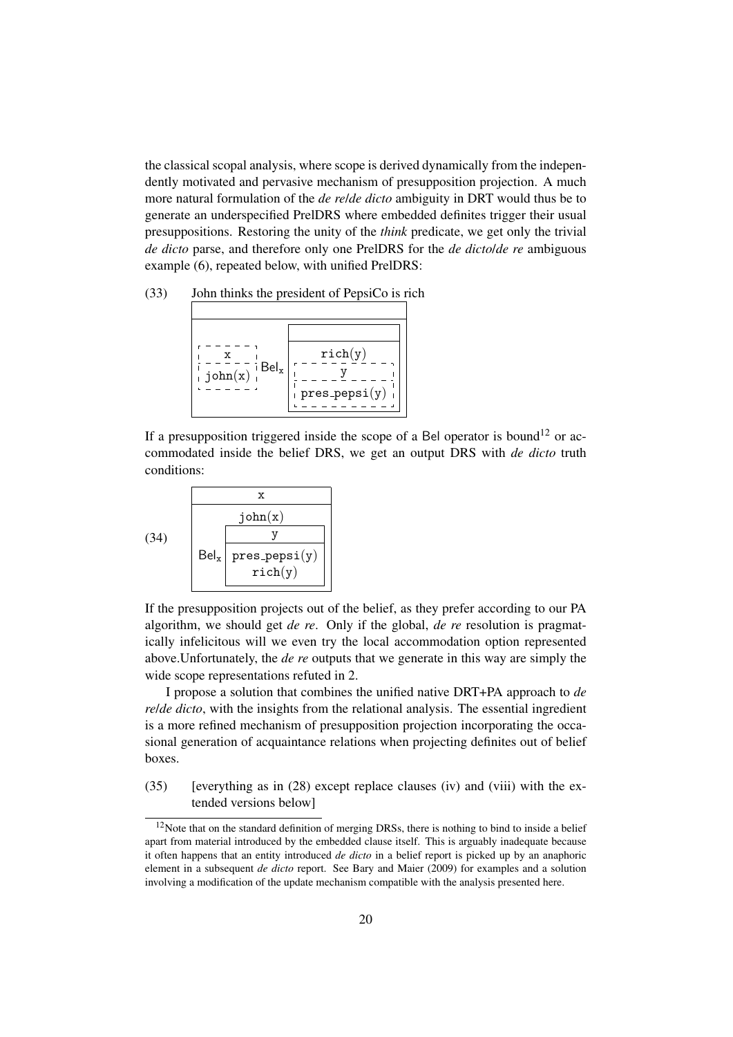the classical scopal analysis, where scope is derived dynamically from the independently motivated and pervasive mechanism of presupposition projection. A much more natural formulation of the *de re*/*de dicto* ambiguity in DRT would thus be to generate an underspecified PrelDRS where embedded definites trigger their usual presuppositions. Restoring the unity of the *think* predicate, we get only the trivial *de dicto* parse, and therefore only one PrelDRS for the *de dicto*/*de re* ambiguous example (6), repeated below, with unified PrelDRS:

(33) John thinks the president of PepsiCo is rich

```
┌─────────────────────────────────────────┐
│                                         │
├─────────────────────────────────────────┤
│                  ┌──────────────────┐   │
│ ┌ ─ ─ ─ ─ ┐      ├──────────────────┤   │
│ ¦    x    ¦      │     rich(y)      │   │
│ ├ ─ ─ ─ ─ ┤ Belx │ ┌ ─ ─ ─ ─ ─ ─ ┐  │   │
│ ¦ john(x) ¦      │ ¦      y      ¦  │   │
│ └ ─ ─ ─ ─ ┘      │ ├ ─ ─ ─ ─ ─ ─ ┤  │   │
│                  │ ¦ pres_pepsi(y)¦ │   │
│                  │ └ ─ ─ ─ ─ ─ ─ ┘  │   │
│                  └──────────────────┘   │
└─────────────────────────────────────────┘
```

If a presupposition triggered inside the scope of a Bel operator is bound[12] or accommodated inside the belief DRS, we get an output DRS with *de dicto* truth conditions:

(34)

```
┌──────────────────────────┐
│            x             │
├──────────────────────────┤
│         john(x)          │
│      ┌───────────────┐   │
│      │       y       │   │
│ Belx ├───────────────┤   │
│      │ pres_pepsi(y) │   │
│      │    rich(y)    │   │
│      └───────────────┘   │
└──────────────────────────┘
```

If the presupposition projects out of the belief, as they prefer according to our PA algorithm, we should get *de re*. Only if the global, *de re* resolution is pragmatically infelicitous will we even try the local accommodation option represented above.Unfortunately, the *de re* outputs that we generate in this way are simply the wide scope representations refuted in 2.

I propose a solution that combines the unified native DRT+PA approach to *de re*/*de dicto*, with the insights from the relational analysis. The essential ingredient is a more refined mechanism of presupposition projection incorporating the occasional generation of acquaintance relations when projecting definites out of belief boxes.

(35) [everything as in (28) except replace clauses (iv) and (viii) with the extended versions below]

[12] Note that on the standard definition of merging DRSs, there is nothing to bind to inside a belief apart from material introduced by the embedded clause itself. This is arguably inadequate because it often happens that an entity introduced *de dicto* in a belief report is picked up by an anaphoric element in a subsequent *de dicto* report. See Bary and Maier (2009) for examples and a solution involving a modification of the update mechanism compatible with the analysis presented here.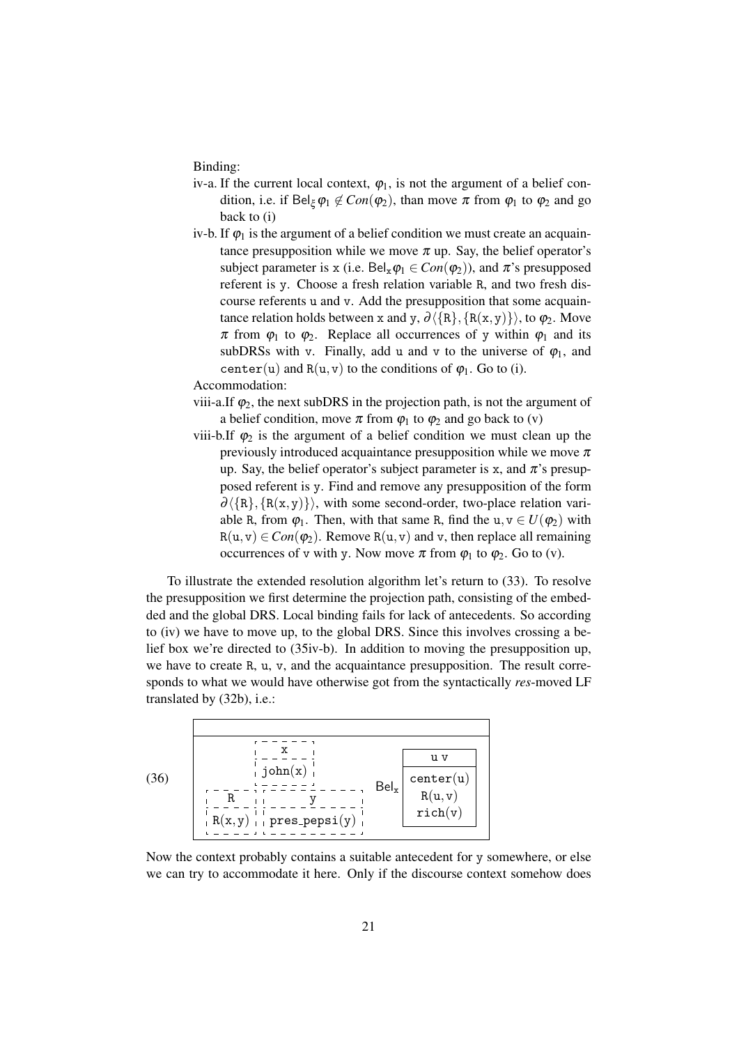Binding:

iv-a. If the current local context, $\varphi_1$, is not the argument of a belief condition, i.e. if $\mathsf{Bel}_\xi\,\varphi_1 \notin Con(\varphi_2)$, than move $\pi$ from $\varphi_1$ to $\varphi_2$ and go back to (i)

iv-b. If $\varphi_1$ is the argument of a belief condition we must create an acquaintance presupposition while we move $\pi$ up. Say, the belief operator's subject parameter is x (i.e. $\mathsf{Bel}_\mathtt{x}\varphi_1 \in Con(\varphi_2)$), and $\pi$'s presupposed referent is y. Choose a fresh relation variable R, and two fresh discourse referents u and v. Add the presupposition that some acquaintance relation holds between x and y, $\partial\langle\{\mathtt{R}\},\{\mathtt{R(x,y)}\}\rangle$, to $\varphi_2$. Move $\pi$ from $\varphi_1$ to $\varphi_2$. Replace all occurrences of y within $\varphi_1$ and its subDRSs with v. Finally, add u and v to the universe of $\varphi_1$, and center(u) and R(u,v) to the conditions of $\varphi_1$. Go to (i).

Accommodation:

viii-a.If $\varphi_2$, the next subDRS in the projection path, is not the argument of a belief condition, move $\pi$ from $\varphi_1$ to $\varphi_2$ and go back to (v)

viii-b.If $\varphi_2$ is the argument of a belief condition we must clean up the previously introduced acquaintance presupposition while we move $\pi$ up. Say, the belief operator's subject parameter is x, and $\pi$'s presupposed referent is y. Find and remove any presupposition of the form $\partial\langle\{\mathtt{R}\},\{\mathtt{R(x,y)}\}\rangle$, with some second-order, two-place relation variable R, from $\varphi_1$. Then, with that same R, find the $\mathtt{u},\mathtt{v} \in U(\varphi_2)$ with $\mathtt{R(u,v)} \in Con(\varphi_2)$. Remove R(u,v) and v, then replace all remaining occurrences of v with y. Now move $\pi$ from $\varphi_1$ to $\varphi_2$. Go to (v).

To illustrate the extended resolution algorithm let's return to (33). To resolve the presupposition we first determine the projection path, consisting of the embedded and the global DRS. Local binding fails for lack of antecedents. So according to (iv) we have to move up, to the global DRS. Since this involves crossing a belief box we're directed to (35iv-b). In addition to moving the presupposition up, we have to create R, u, v, and the acquaintance presupposition. The result corresponds to what we would have otherwise got from the syntactically *res*-moved LF translated by (32b), i.e.:

(36)

```
┌─────────────────────────────────────────────────────────┐
│                                                         │
├─────────────────────────────────────────────────────────┤
│            ┌ - - - ┐                                    │
│            ╎   x   ╎                  ┌───────────┐     │
│            ├ - - - ┤                  │    u v    │     │
│            ╎john(x)╎            Bel_x ├───────────┤     │
│ ┌ - - - ┐  ├ - - - - - - - - ┐        │ center(u) │     │
│ ╎   R   ╎  ╎       y         ╎        │  R(u,v)   │     │
│ ├ - - - ┤  ├ - - - - - - - - ┤        │  rich(v)  │     │
│ ╎R(x,y) ╎  ╎ pres_pepsi(y)   ╎        └───────────┘     │
│ └ - - - ┘  └ - - - - - - - - ┘                          │
└─────────────────────────────────────────────────────────┘
```

Now the context probably contains a suitable antecedent for y somewhere, or else we can try to accommodate it here. Only if the discourse context somehow does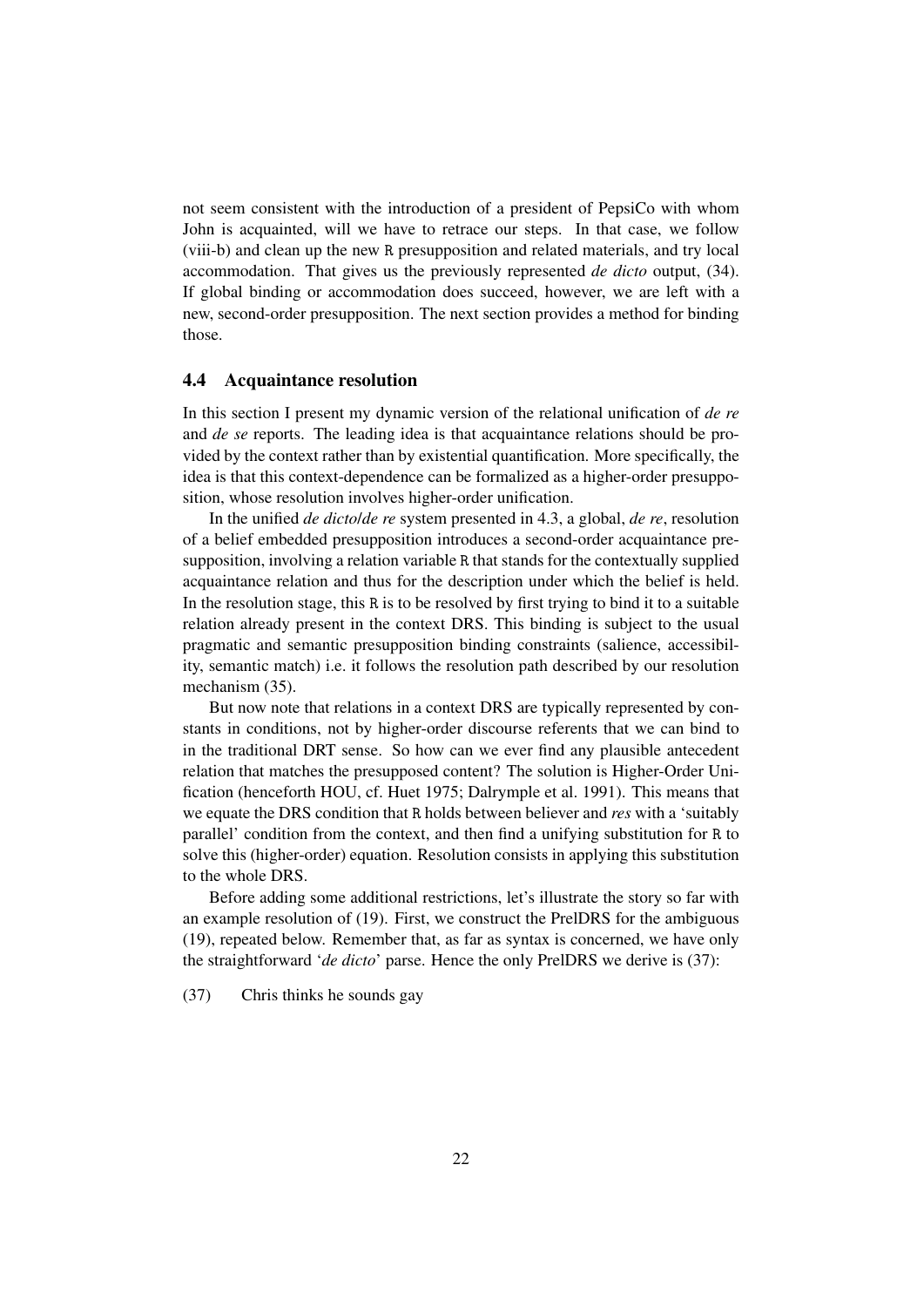not seem consistent with the introduction of a president of PepsiCo with whom John is acquainted, will we have to retrace our steps. In that case, we follow (viii-b) and clean up the new R presupposition and related materials, and try local accommodation. That gives us the previously represented *de dicto* output, (34). If global binding or accommodation does succeed, however, we are left with a new, second-order presupposition. The next section provides a method for binding those.

### 4.4 Acquaintance resolution

In this section I present my dynamic version of the relational unification of *de re* and *de se* reports. The leading idea is that acquaintance relations should be provided by the context rather than by existential quantification. More specifically, the idea is that this context-dependence can be formalized as a higher-order presupposition, whose resolution involves higher-order unification.

In the unified *de dicto*/*de re* system presented in 4.3, a global, *de re*, resolution of a belief embedded presupposition introduces a second-order acquaintance presupposition, involving a relation variable R that stands for the contextually supplied acquaintance relation and thus for the description under which the belief is held. In the resolution stage, this R is to be resolved by first trying to bind it to a suitable relation already present in the context DRS. This binding is subject to the usual pragmatic and semantic presupposition binding constraints (salience, accessibility, semantic match) i.e. it follows the resolution path described by our resolution mechanism (35).

But now note that relations in a context DRS are typically represented by constants in conditions, not by higher-order discourse referents that we can bind to in the traditional DRT sense. So how can we ever find any plausible antecedent relation that matches the presupposed content? The solution is Higher-Order Unification (henceforth HOU, cf. Huet 1975; Dalrymple et al. 1991). This means that we equate the DRS condition that R holds between believer and *res* with a 'suitably parallel' condition from the context, and then find a unifying substitution for R to solve this (higher-order) equation. Resolution consists in applying this substitution to the whole DRS.

Before adding some additional restrictions, let's illustrate the story so far with an example resolution of (19). First, we construct the PrelDRS for the ambiguous (19), repeated below. Remember that, as far as syntax is concerned, we have only the straightforward '*de dicto*' parse. Hence the only PrelDRS we derive is (37):

(37) Chris thinks he sounds gay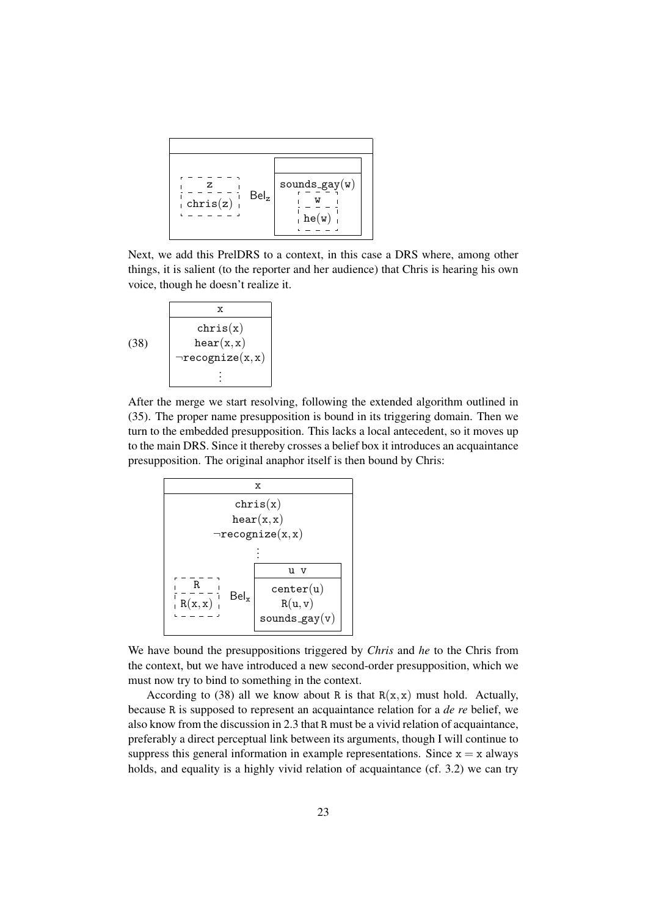```
+----------------------------------------------+
|                                              |
+----------------------------------------------+
|                          +----------------+  |
|  - - - - - -             |                |  |
| ¦    z      ¦            +----------------+  |
|  - - - - - -    Bel_z    | sounds_gay(w)  |  |
| ¦ chris(z)  ¦            |  - - - - -     |  |
|  - - - - - -             | ¦   w    ¦     |  |
|                          |  - - - - -     |  |
|                          | ¦ he(w)  ¦     |  |
|                          |  - - - - -     |  |
|                          +----------------+  |
+----------------------------------------------+
```

Next, we add this PrelDRS to a context, in this case a DRS where, among other things, it is salient (to the reporter and her audience) that Chris is hearing his own voice, though he doesn't realize it.

(38)
```
+---------------------+
|          x          |
+---------------------+
|      chris(x)       |
|      hear(x,x)      |
|  ¬recognize(x,x)    |
|          ⋮          |
+---------------------+
```

After the merge we start resolving, following the extended algorithm outlined in (35). The proper name presupposition is bound in its triggering domain. Then we turn to the embedded presupposition. This lacks a local antecedent, so it moves up to the main DRS. Since it thereby crosses a belief box it introduces an acquaintance presupposition. The original anaphor itself is then bound by Chris:

```
+-------------------------------------------+
|                     x                     |
+-------------------------------------------+
|                  chris(x)                 |
|                  hear(x,x)                |
|              ¬recognize(x,x)              |
|                     ⋮                     |
|                         +---------------+ |
|  - - - - -               |      u v      | |
| ¦    R    ¦              +---------------+ |
|  - - - - -     Bel_x     |   center(u)   | |
| ¦ R(x,x)  ¦              |    R(u,v)     | |
|  - - - - -               | sounds_gay(v) | |
|                          +---------------+ |
+-------------------------------------------+
```

We have bound the presuppositions triggered by *Chris* and *he* to the Chris from the context, but we have introduced a new second-order presupposition, which we must now try to bind to something in the context.

According to (38) all we know about R is that R(x, x) must hold. Actually, because R is supposed to represent an acquaintance relation for a *de re* belief, we also know from the discussion in 2.3 that R must be a vivid relation of acquaintance, preferably a direct perceptual link between its arguments, though I will continue to suppress this general information in example representations. Since $x = x$ always holds, and equality is a highly vivid relation of acquaintance (cf. 3.2) we can try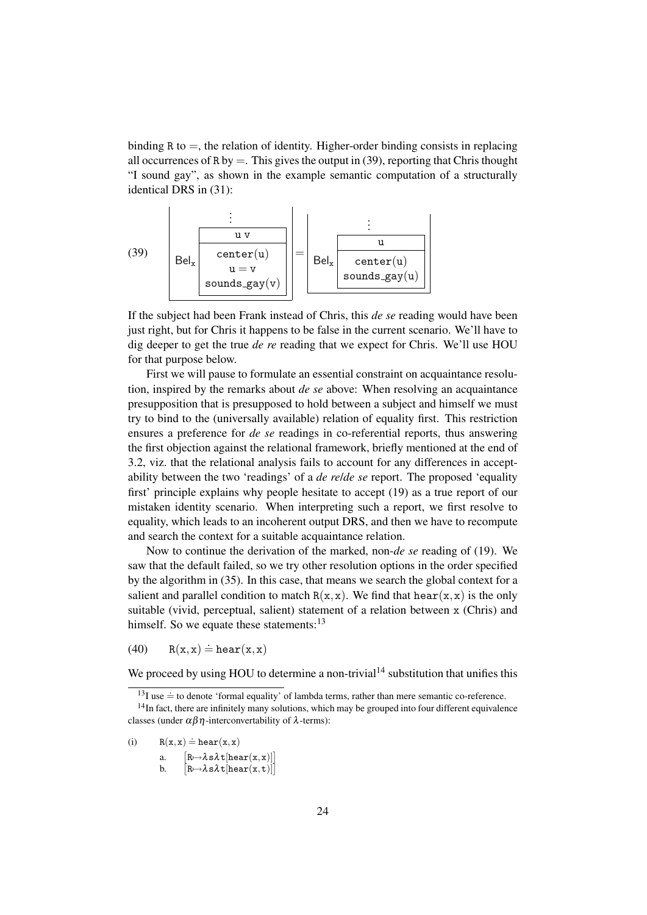binding R to $=$, the relation of identity. Higher-order binding consists in replacing all occurrences of R by $=$. This gives the output in (39), reporting that Chris thought "I sound gay", as shown in the example semantic computation of a structurally identical DRS in (31):

(39)

$$\left[\begin{array}{c} \vdots \\ \mathsf{Bel_x} \left[\begin{array}{c} \mathtt{u\ v} \\ \hline \mathtt{center(u)} \\ \mathtt{u = v} \\ \mathtt{sounds\_gay(v)} \end{array}\right] \end{array}\right] = \left[\begin{array}{c} \vdots \\ \mathsf{Bel_x} \left[\begin{array}{c} \mathtt{u} \\ \hline \mathtt{center(u)} \\ \mathtt{sounds\_gay(u)} \end{array}\right] \end{array}\right]$$

If the subject had been Frank instead of Chris, this *de se* reading would have been just right, but for Chris it happens to be false in the current scenario. We'll have to dig deeper to get the true *de re* reading that we expect for Chris. We'll use HOU for that purpose below.

First we will pause to formulate an essential constraint on acquaintance resolution, inspired by the remarks about *de se* above: When resolving an acquaintance presupposition that is presupposed to hold between a subject and himself we must try to bind to the (universally available) relation of equality first. This restriction ensures a preference for *de se* readings in co-referential reports, thus answering the first objection against the relational framework, briefly mentioned at the end of 3.2, viz. that the relational analysis fails to account for any differences in acceptability between the two 'readings' of a *de re/de se* report. The proposed 'equality first' principle explains why people hesitate to accept (19) as a true report of our mistaken identity scenario. When interpreting such a report, we first resolve to equality, which leads to an incoherent output DRS, and then we have to recompute and search the context for a suitable acquaintance relation.

Now to continue the derivation of the marked, non-*de se* reading of (19). We saw that the default failed, so we try other resolution options in the order specified by the algorithm in (35). In this case, that means we search the global context for a salient and parallel condition to match $\mathtt{R(x,x)}$. We find that $\mathtt{hear(x,x)}$ is the only suitable (vivid, perceptual, salient) statement of a relation between x (Chris) and himself. So we equate these statements:[13]

(40) $\mathtt{R(x,x)} \doteq \mathtt{hear(x,x)}$

We proceed by using HOU to determine a non-trivial[14] substitution that unifies this

---

[13] I use $\doteq$ to denote 'formal equality' of lambda terms, rather than mere semantic co-reference.

[14] In fact, there are infinitely many solutions, which may be grouped into four different equivalence classes (under $\alpha\beta\eta$-interconvertability of $\lambda$-terms):

(i) $\mathtt{R(x,x)} \doteq \mathtt{hear(x,x)}$

a. $[\mathtt{R} \mapsto \lambda \mathtt{s} \lambda \mathtt{t}[\mathtt{hear(x,x)}]]$

b. $[\mathtt{R} \mapsto \lambda \mathtt{s} \lambda \mathtt{t}[\mathtt{hear(x,t)}]]$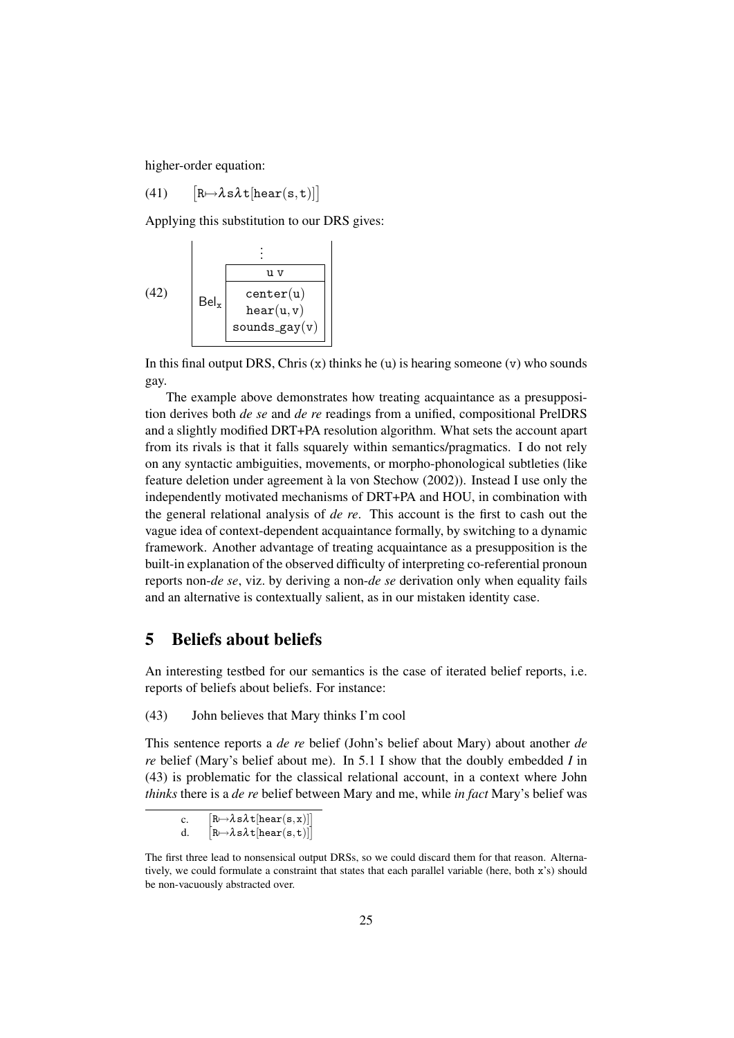higher-order equation:

(41) $[R \mapsto \lambda s \lambda t[\mathtt{hear}(s,t)]]$

Applying this substitution to our DRS gives:

(42)

$$\mathsf{Bel}_x \quad \begin{array}{|c|} \hline \vdots \\ \hline \mathtt{u\ v} \\ \hline \mathtt{center}(u) \\ \mathtt{hear}(u,v) \\ \mathtt{sounds\_gay}(v) \\ \hline \end{array}$$

In this final output DRS, Chris (x) thinks he (u) is hearing someone (v) who sounds gay.

The example above demonstrates how treating acquaintance as a presupposition derives both *de se* and *de re* readings from a unified, compositional PrelDRS and a slightly modified DRT+PA resolution algorithm. What sets the account apart from its rivals is that it falls squarely within semantics/pragmatics. I do not rely on any syntactic ambiguities, movements, or morpho-phonological subtleties (like feature deletion under agreement à la von Stechow (2002)). Instead I use only the independently motivated mechanisms of DRT+PA and HOU, in combination with the general relational analysis of *de re*. This account is the first to cash out the vague idea of context-dependent acquaintance formally, by switching to a dynamic framework. Another advantage of treating acquaintance as a presupposition is the built-in explanation of the observed difficulty of interpreting co-referential pronoun reports non-*de se*, viz. by deriving a non-*de se* derivation only when equality fails and an alternative is contextually salient, as in our mistaken identity case.

# 5 Beliefs about beliefs

An interesting testbed for our semantics is the case of iterated belief reports, i.e. reports of beliefs about beliefs. For instance:

(43) John believes that Mary thinks I'm cool

This sentence reports a *de re* belief (John's belief about Mary) about another *de re* belief (Mary's belief about me). In 5.1 I show that the doubly embedded *I* in (43) is problematic for the classical relational account, in a context where John *thinks* there is a *de re* belief between Mary and me, while *in fact* Mary's belief was

c. $[R \mapsto \lambda s \lambda t[\mathtt{hear}(s,x)]]$
d. $[R \mapsto \lambda s \lambda t[\mathtt{hear}(s,t)]]$

The first three lead to nonsensical output DRSs, so we could discard them for that reason. Alternatively, we could formulate a constraint that states that each parallel variable (here, both x's) should be non-vacuously abstracted over.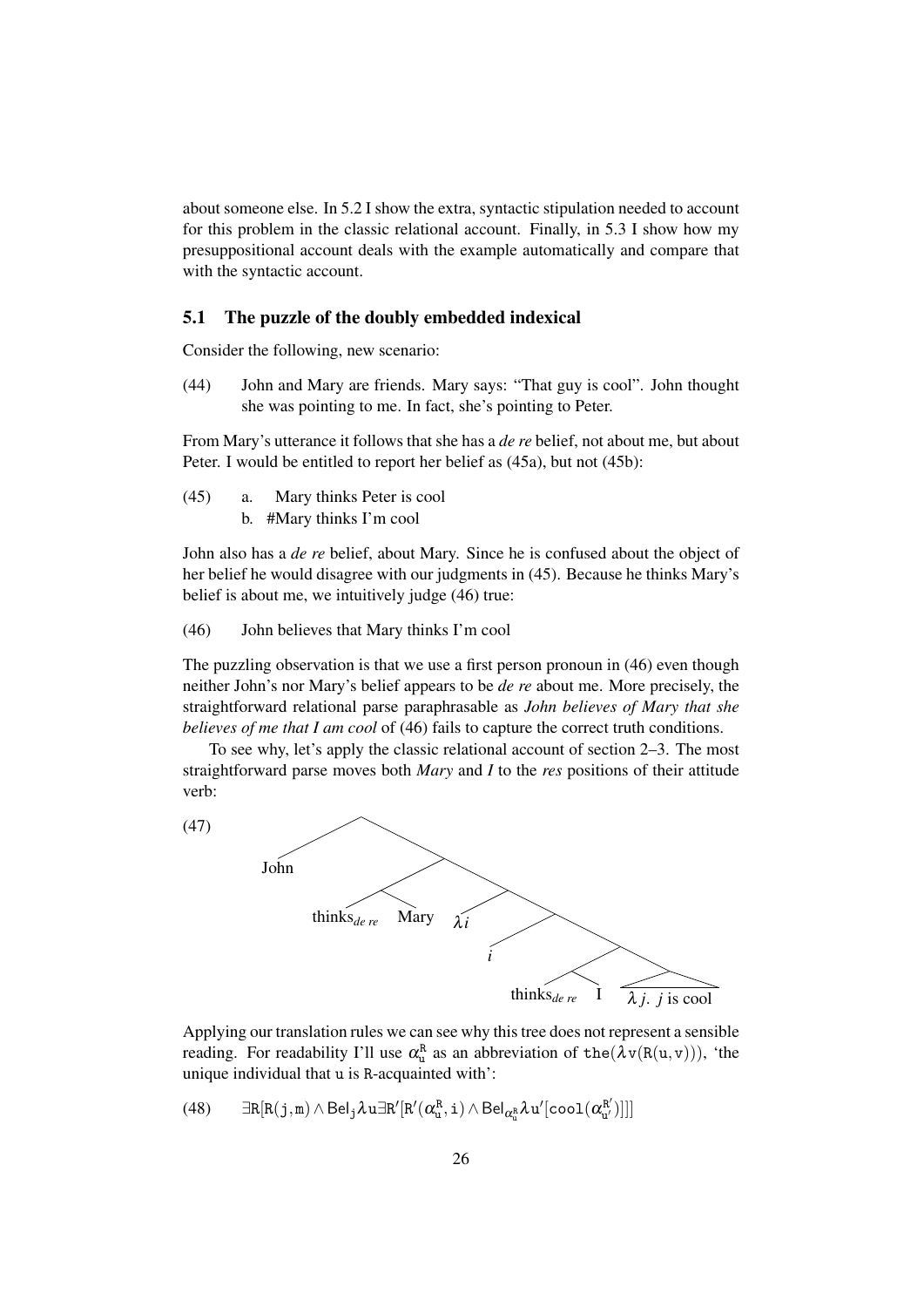about someone else. In 5.2 I show the extra, syntactic stipulation needed to account for this problem in the classic relational account. Finally, in 5.3 I show how my presuppositional account deals with the example automatically and compare that with the syntactic account.

### 5.1 The puzzle of the doubly embedded indexical

Consider the following, new scenario:

(44) John and Mary are friends. Mary says: "That guy is cool". John thought she was pointing to me. In fact, she's pointing to Peter.

From Mary's utterance it follows that she has a *de re* belief, not about me, but about Peter. I would be entitled to report her belief as (45a), but not (45b):

(45) a. Mary thinks Peter is cool
b. #Mary thinks I'm cool

John also has a *de re* belief, about Mary. Since he is confused about the object of her belief he would disagree with our judgments in (45). Because he thinks Mary's belief is about me, we intuitively judge (46) true:

(46) John believes that Mary thinks I'm cool

The puzzling observation is that we use a first person pronoun in (46) even though neither John's nor Mary's belief appears to be *de re* about me. More precisely, the straightforward relational parse paraphrasable as *John believes of Mary that she believes of me that I am cool* of (46) fails to capture the correct truth conditions.

To see why, let's apply the classic relational account of section 2–3. The most straightforward parse moves both *Mary* and *I* to the *res* positions of their attitude verb:

(47)

```
[ John [ [ thinks_de re  Mary ] [ λi [ i [ [ thinks_de re  I ] [ λj. j is cool ] ] ] ] ] ]
```

Applying our translation rules we can see why this tree does not represent a sensible reading. For readability I'll use $\alpha^{\mathtt{R}}_{\mathtt{u}}$ as an abbreviation of $\mathtt{the}(\lambda \mathtt{v}(\mathtt{R}(\mathtt{u},\mathtt{v})))$, 'the unique individual that u is R-acquainted with':

(48) $$\exists \mathtt{R}[\mathtt{R}(\mathtt{j},\mathtt{m}) \wedge \mathsf{Bel}_{\mathtt{j}} \lambda \mathtt{u} \exists \mathtt{R}'[\mathtt{R}'(\alpha^{\mathtt{R}}_{\mathtt{u}},\mathtt{i}) \wedge \mathsf{Bel}_{\alpha^{\mathtt{R}}_{\mathtt{u}}} \lambda \mathtt{u}'[\mathtt{cool}(\alpha^{\mathtt{R}'}_{\mathtt{u}'})]]]$$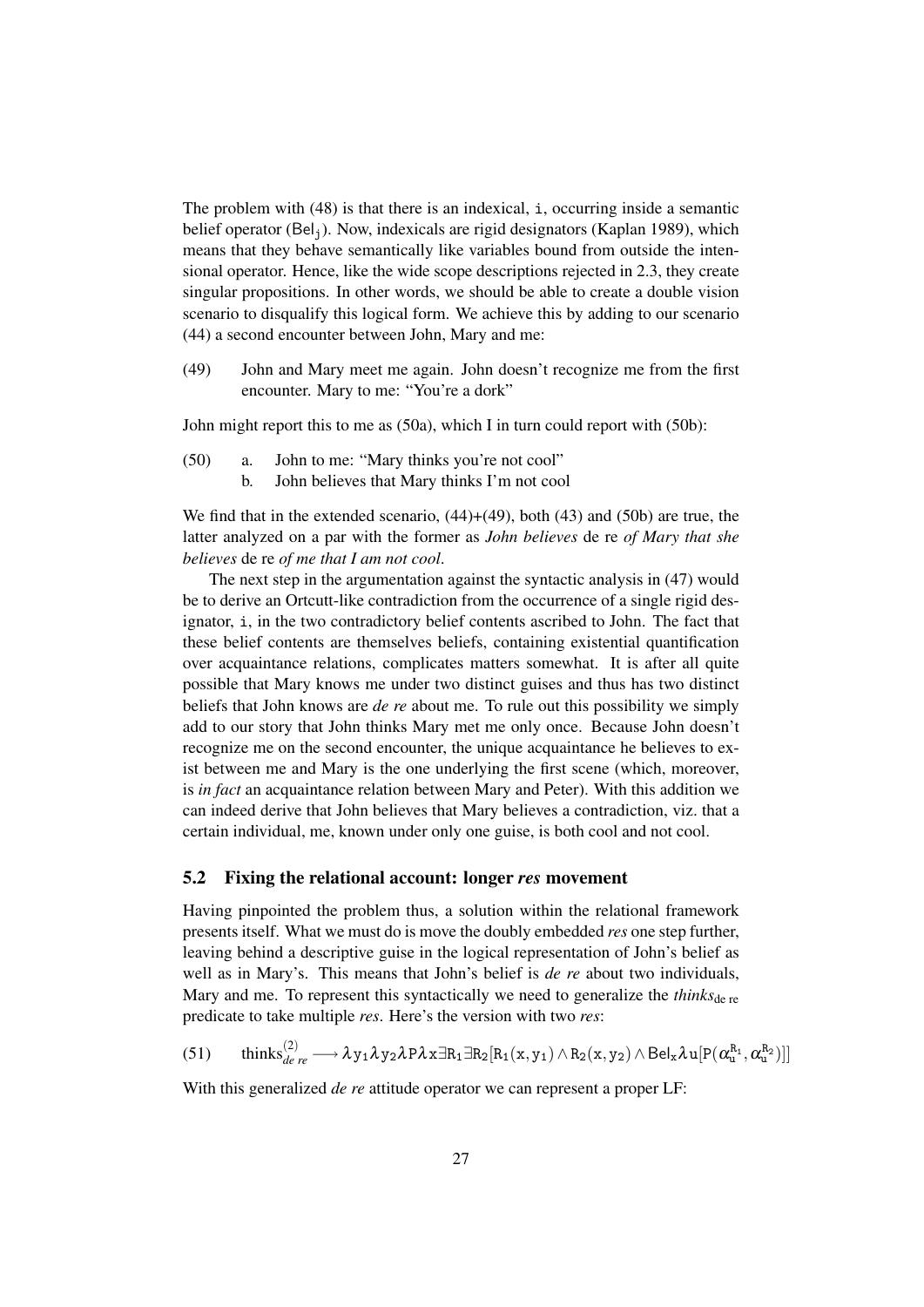The problem with (48) is that there is an indexical, i, occurring inside a semantic belief operator ($\mathsf{Bel}_j$). Now, indexicals are rigid designators (Kaplan 1989), which means that they behave semantically like variables bound from outside the intensional operator. Hence, like the wide scope descriptions rejected in 2.3, they create singular propositions. In other words, we should be able to create a double vision scenario to disqualify this logical form. We achieve this by adding to our scenario (44) a second encounter between John, Mary and me:

(49) John and Mary meet me again. John doesn't recognize me from the first encounter. Mary to me: "You're a dork"

John might report this to me as (50a), which I in turn could report with (50b):

(50) a. John to me: "Mary thinks you're not cool"
 b. John believes that Mary thinks I'm not cool

We find that in the extended scenario, (44)+(49), both (43) and (50b) are true, the latter analyzed on a par with the former as *John believes* de re *of Mary that she believes* de re *of me that I am not cool*.

The next step in the argumentation against the syntactic analysis in (47) would be to derive an Ortcutt-like contradiction from the occurrence of a single rigid designator, i, in the two contradictory belief contents ascribed to John. The fact that these belief contents are themselves beliefs, containing existential quantification over acquaintance relations, complicates matters somewhat. It is after all quite possible that Mary knows me under two distinct guises and thus has two distinct beliefs that John knows are *de re* about me. To rule out this possibility we simply add to our story that John thinks Mary met me only once. Because John doesn't recognize me on the second encounter, the unique acquaintance he believes to exist between me and Mary is the one underlying the first scene (which, moreover, is *in fact* an acquaintance relation between Mary and Peter). With this addition we can indeed derive that John believes that Mary believes a contradiction, viz. that a certain individual, me, known under only one guise, is both cool and not cool.

## 5.2 Fixing the relational account: longer *res* movement

Having pinpointed the problem thus, a solution within the relational framework presents itself. What we must do is move the doubly embedded *res* one step further, leaving behind a descriptive guise in the logical representation of John's belief as well as in Mary's. This means that John's belief is *de re* about two individuals, Mary and me. To represent this syntactically we need to generalize the $thinks_{\text{de re}}$ predicate to take multiple *res*. Here's the version with two *res*:

(51) $$\text{thinks}^{(2)}_{de\ re} \longrightarrow \lambda y_1 \lambda y_2 \lambda P \lambda x \exists R_1 \exists R_2 [R_1(x, y_1) \wedge R_2(x, y_2) \wedge \mathsf{Bel}_x \lambda u [P(\alpha_u^{R_1}, \alpha_u^{R_2})]]$$

With this generalized *de re* attitude operator we can represent a proper LF: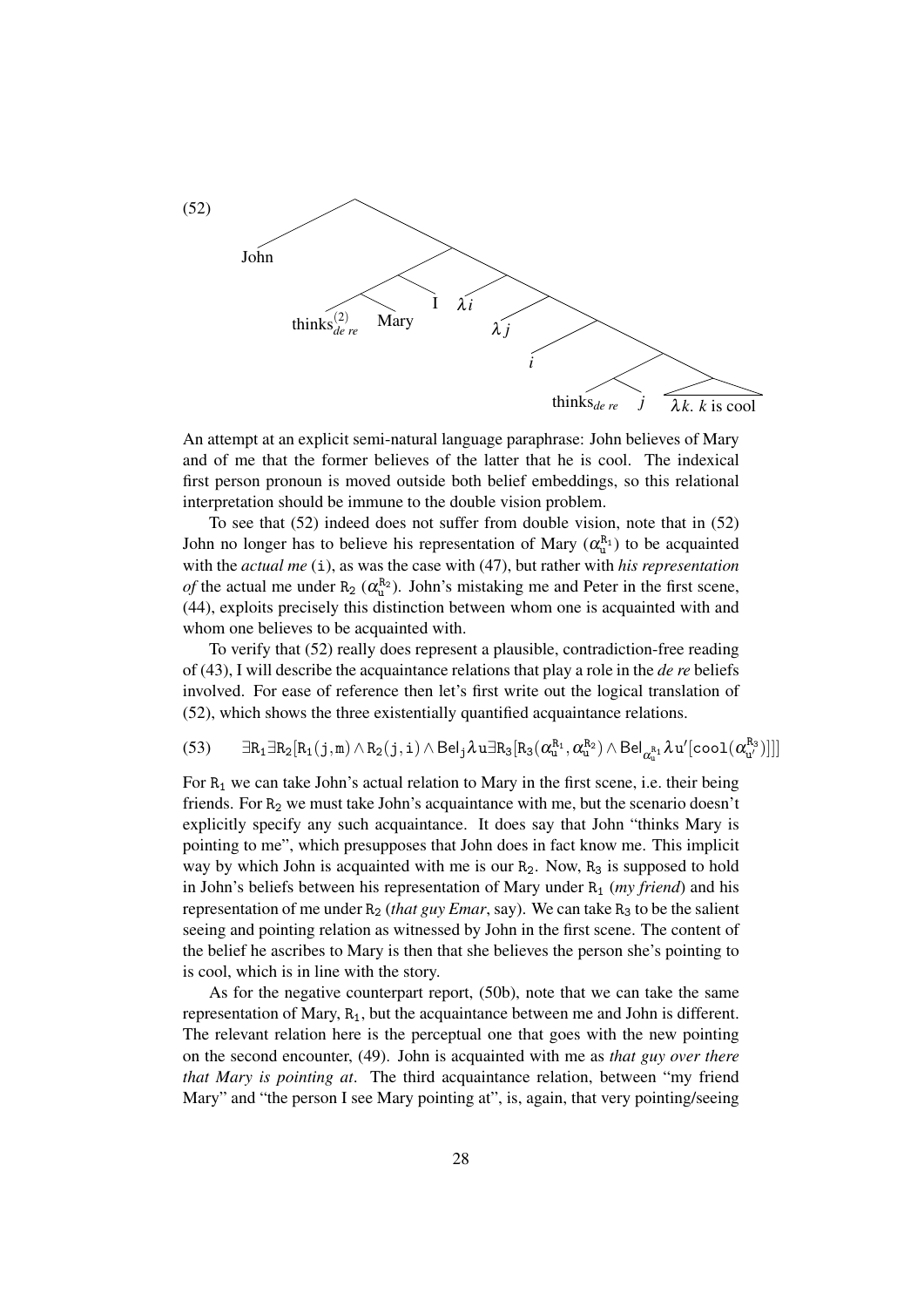(52)

$$[\text{John}\ [[[\text{thinks}^{(2)}_{de\ re}\ \text{Mary}]\ \text{I}]\ [\lambda i\ [\lambda j\ [i\ [[\text{thinks}_{de\ re}\ j]\ [\lambda k.\ k \text{ is cool}]]]]]]]$$

An attempt at an explicit semi-natural language paraphrase: John believes of Mary and of me that the former believes of the latter that he is cool. The indexical first person pronoun is moved outside both belief embeddings, so this relational interpretation should be immune to the double vision problem.

To see that (52) indeed does not suffer from double vision, note that in (52) John no longer has to believe his representation of Mary ($\alpha^{\mathtt{R}_1}_{\mathtt{u}}$) to be acquainted with the *actual me* ($\mathtt{i}$), as was the case with (47), but rather with *his representation of* the actual me under $\mathtt{R}_2$ ($\alpha^{\mathtt{R}_2}_{\mathtt{u}}$). John's mistaking me and Peter in the first scene, (44), exploits precisely this distinction between whom one is acquainted with and whom one believes to be acquainted with.

To verify that (52) really does represent a plausible, contradiction-free reading of (43), I will describe the acquaintance relations that play a role in the *de re* beliefs involved. For ease of reference then let's first write out the logical translation of (52), which shows the three existentially quantified acquaintance relations.

(53) $$\exists \mathtt{R}_1 \exists \mathtt{R}_2 [\mathtt{R}_1(\mathtt{j},\mathtt{m}) \wedge \mathtt{R}_2(\mathtt{j},\mathtt{i}) \wedge \mathsf{Bel}_{\mathtt{j}} \lambda \mathtt{u} \exists \mathtt{R}_3 [\mathtt{R}_3(\alpha^{\mathtt{R}_1}_{\mathtt{u}}, \alpha^{\mathtt{R}_2}_{\mathtt{u}}) \wedge \mathsf{Bel}_{\alpha^{\mathtt{R}_1}_{\mathtt{u}}} \lambda \mathtt{u}' [\mathtt{cool}(\alpha^{\mathtt{R}_3}_{\mathtt{u}'})]]]$$

For $\mathtt{R}_1$ we can take John's actual relation to Mary in the first scene, i.e. their being friends. For $\mathtt{R}_2$ we must take John's acquaintance with me, but the scenario doesn't explicitly specify any such acquaintance. It does say that John "thinks Mary is pointing to me", which presupposes that John does in fact know me. This implicit way by which John is acquainted with me is our $\mathtt{R}_2$. Now, $\mathtt{R}_3$ is supposed to hold in John's beliefs between his representation of Mary under $\mathtt{R}_1$ (*my friend*) and his representation of me under $\mathtt{R}_2$ (*that guy Emar*, say). We can take $\mathtt{R}_3$ to be the salient seeing and pointing relation as witnessed by John in the first scene. The content of the belief he ascribes to Mary is then that she believes the person she's pointing to is cool, which is in line with the story.

As for the negative counterpart report, (50b), note that we can take the same representation of Mary, $\mathtt{R}_1$, but the acquaintance between me and John is different. The relevant relation here is the perceptual one that goes with the new pointing on the second encounter, (49). John is acquainted with me as *that guy over there that Mary is pointing at*. The third acquaintance relation, between "my friend Mary" and "the person I see Mary pointing at", is, again, that very pointing/seeing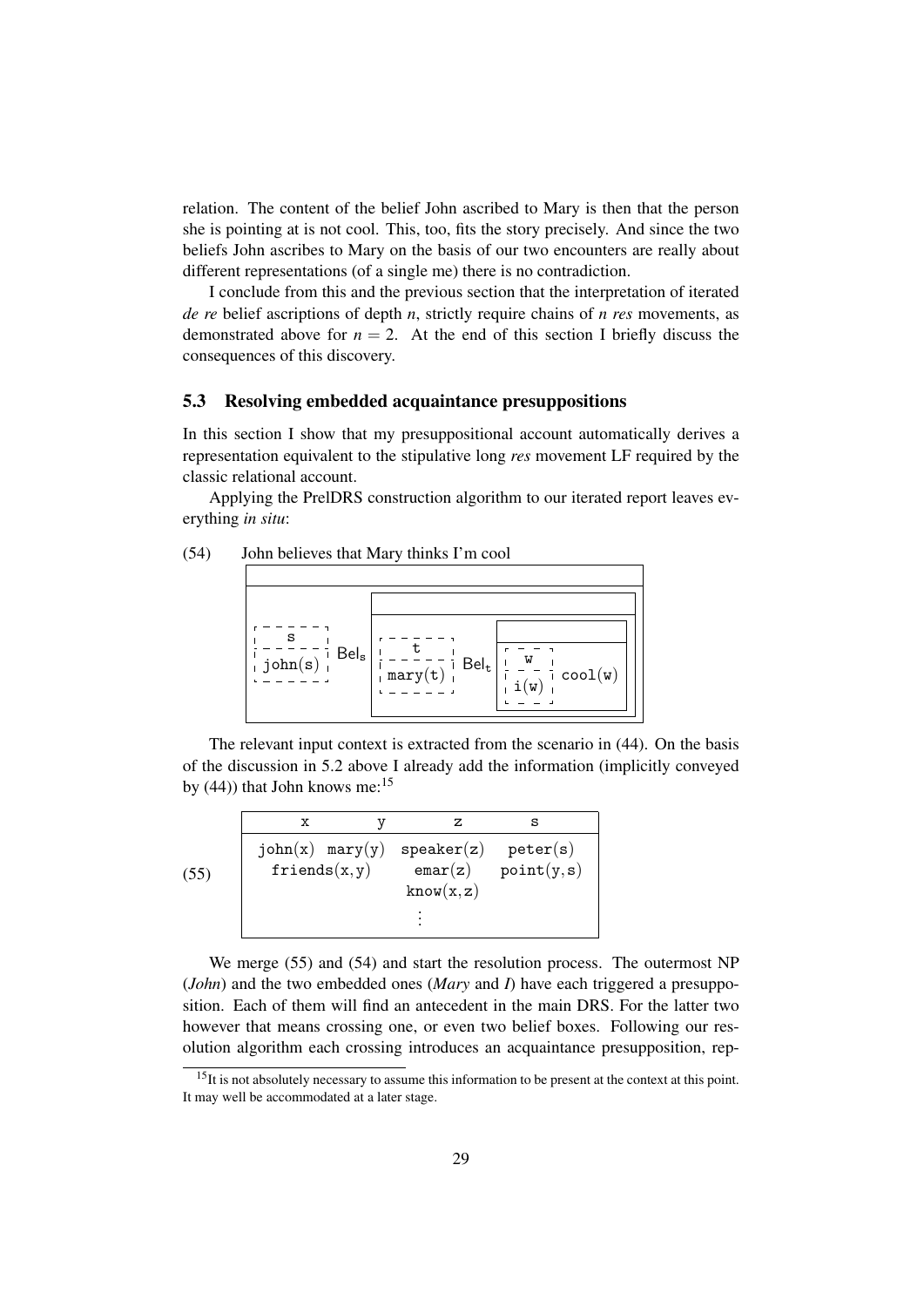relation. The content of the belief John ascribed to Mary is then that the person she is pointing at is not cool. This, too, fits the story precisely. And since the two beliefs John ascribes to Mary on the basis of our two encounters are really about different representations (of a single me) there is no contradiction.

I conclude from this and the previous section that the interpretation of iterated *de re* belief ascriptions of depth $n$, strictly require chains of $n$ *res* movements, as demonstrated above for $n = 2$. At the end of this section I briefly discuss the consequences of this discovery.

### 5.3 Resolving embedded acquaintance presuppositions

In this section I show that my presuppositional account automatically derives a representation equivalent to the stipulative long *res* movement LF required by the classic relational account.

Applying the PreIDRS construction algorithm to our iterated report leaves everything *in situ*:

(54) John believes that Mary thinks I'm cool

```
+------------------------------------------------------------------------+
|                                                                        |
+------------------------------------------------------------------------+
|            +---------------------------------------------------------+ |
|            |                                                         | |
|            +---------------------------------------------------------+ |
| - - - - -  |  - - - - -        +----------------------------------+  | |
|     s      |      t            |                                  |  | |
| - - - - -  | - - - - -         +----------------------------------+  | |
| john(s)    |  mary(t)   Bel_t  |  - - -                           |  | |
| - - - - -  |  - - - - -        |    w                             |  | |
|     Bel_s  |                   |  - - -                           |  | |
|            |                   |   i(w)     cool(w)               |  | |
|            |                   |  - - -                           |  | |
|            |                   +----------------------------------+  | |
|            +---------------------------------------------------------+ |
+------------------------------------------------------------------------+
```

The relevant input context is extracted from the scenario in (44). On the basis of the discussion in 5.2 above I already add the information (implicitly conveyed by (44)) that John knows me:[15]

(55)

| x | y | z | s |
|---|---|---|---|
| john(x) | mary(y) | speaker(z) | peter(s) |
| friends(x,y) | | emar(z) | point(y,s) |
| | | know(x,z) | |
| | | ⋮ | |

We merge (55) and (54) and start the resolution process. The outermost NP (*John*) and the two embedded ones (*Mary* and *I*) have each triggered a presupposition. Each of them will find an antecedent in the main DRS. For the latter two however that means crossing one, or even two belief boxes. Following our resolution algorithm each crossing introduces an acquaintance presupposition, rep-

[15] It is not absolutely necessary to assume this information to be present at the context at this point. It may well be accommodated at a later stage.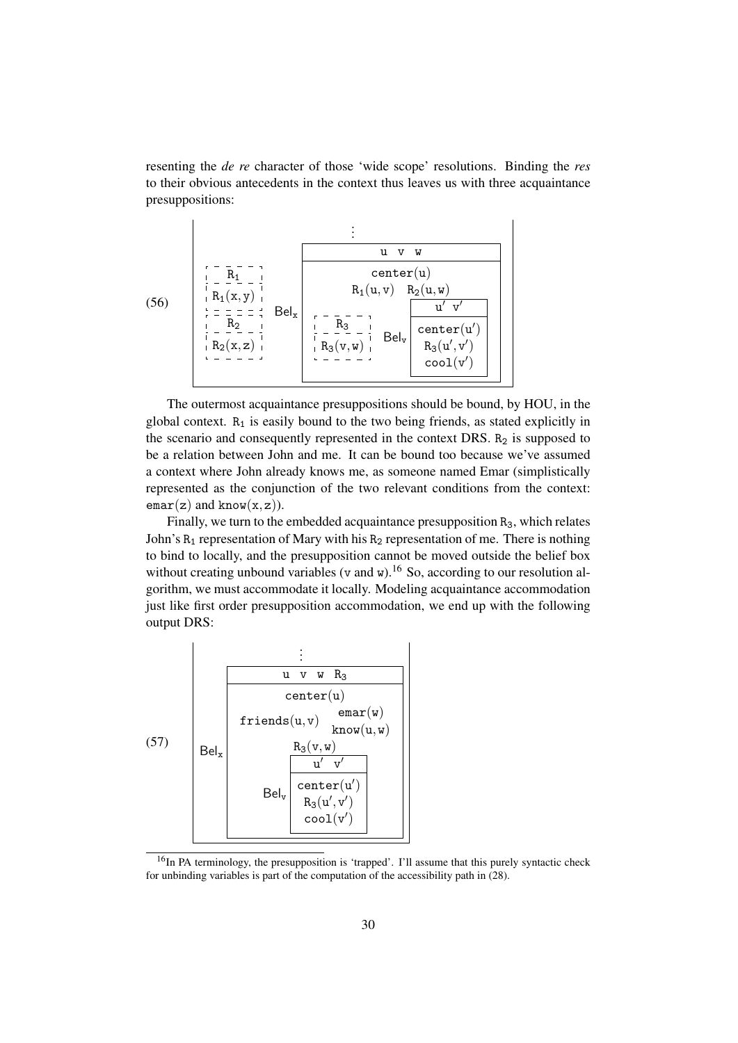resenting the *de re* character of those 'wide scope' resolutions. Binding the *res* to their obvious antecedents in the context thus leaves us with three acquaintance presuppositions:

(56)

```
                              ⋮
 ┌─────────────────────────────────────────────────────┐
 │ ┌ ─ ─ ─ ─ ┐       ┌───────────────────────────────┐ │
 │ │   R1    │       │            u  v  w            │ │
 │ ├ ─ ─ ─ ─ ┤       ├───────────────────────────────┤ │
 │ │ R1(x,y) │       │          center(u)            │ │
 │ ├ ─ ─ ─ ─ ┤ Belx  │      R1(u,v)   R2(u,w)        │ │
 │ │   R2    │       │ ┌ ─ ─ ─ ─ ┐      ┌─────────┐  │ │
 │ ├ ─ ─ ─ ─ ┤       │ │   R3    │      │  u'  v' │  │ │
 │ │ R2(x,z) │       │ ├ ─ ─ ─ ─ ┤ Belv ├─────────┤  │ │
 │ └ ─ ─ ─ ─ ┘       │ │ R3(v,w) │      │center(u')│ │ │
 │                   │ └ ─ ─ ─ ─ ┘      │ R3(u',v')│ │ │
 │                   │                  │ cool(v') │ │ │
 │                   │                  └─────────┘  │ │
 │                   └───────────────────────────────┘ │
 └─────────────────────────────────────────────────────┘
```

The outermost acquaintance presuppositions should be bound, by HOU, in the global context. $R_1$ is easily bound to the two being friends, as stated explicitly in the scenario and consequently represented in the context DRS. $R_2$ is supposed to be a relation between John and me. It can be bound too because we've assumed a context where John already knows me, as someone named Emar (simplistically represented as the conjunction of the two relevant conditions from the context: $\mathtt{emar}(z)$ and $\mathtt{know}(x, z)$).

Finally, we turn to the embedded acquaintance presupposition $R_3$, which relates John's $R_1$ representation of Mary with his $R_2$ representation of me. There is nothing to bind to locally, and the presupposition cannot be moved outside the belief box without creating unbound variables (v and w).[16] So, according to our resolution algorithm, we must accommodate it locally. Modeling acquaintance accommodation just like first order presupposition accommodation, we end up with the following output DRS:

(57)

```
                    ⋮
 ┌──────────────────────────────────────┐
 │      ┌─────────────────────────────┐ │
 │      │        u  v  w  R3          │ │
 │      ├─────────────────────────────┤ │
 │      │         center(u)           │ │
 │      │                  emar(w)    │ │
 │      │  friends(u,v)   know(u,w)   │ │
 │ Belx │          R3(v,w)            │ │
 │      │        ┌─────────┐          │ │
 │      │        │  u'  v' │          │ │
 │      │        ├─────────┤          │ │
 │      │   Belv │center(u')│         │ │
 │      │        │ R3(u',v')│         │ │
 │      │        │ cool(v') │         │ │
 │      │        └─────────┘          │ │
 │      └─────────────────────────────┘ │
 └──────────────────────────────────────┘
```

[16] In PA terminology, the presupposition is 'trapped'. I'll assume that this purely syntactic check for unbinding variables is part of the computation of the accessibility path in (28).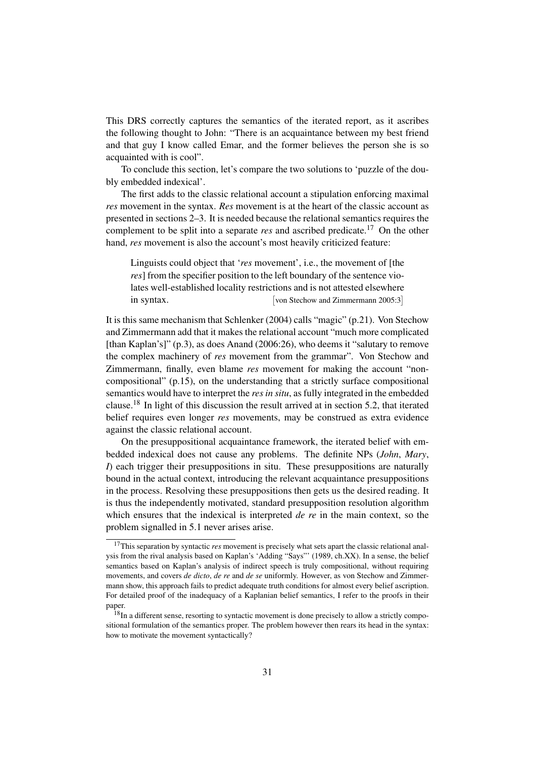This DRS correctly captures the semantics of the iterated report, as it ascribes the following thought to John: "There is an acquaintance between my best friend and that guy I know called Emar, and the former believes the person she is so acquainted with is cool".

To conclude this section, let's compare the two solutions to 'puzzle of the doubly embedded indexical'.

The first adds to the classic relational account a stipulation enforcing maximal *res* movement in the syntax. *Res* movement is at the heart of the classic account as presented in sections 2–3. It is needed because the relational semantics requires the complement to be split into a separate *res* and ascribed predicate.[17] On the other hand, *res* movement is also the account's most heavily criticized feature:

> Linguists could object that '*res* movement', i.e., the movement of [the *res*] from the specifier position to the left boundary of the sentence violates well-established locality restrictions and is not attested elsewhere in syntax. [von Stechow and Zimmermann 2005:3]

It is this same mechanism that Schlenker (2004) calls "magic" (p.21). Von Stechow and Zimmermann add that it makes the relational account "much more complicated [than Kaplan's]" (p.3), as does Anand (2006:26), who deems it "salutary to remove the complex machinery of *res* movement from the grammar". Von Stechow and Zimmermann, finally, even blame *res* movement for making the account "non-compositional" (p.15), on the understanding that a strictly surface compositional semantics would have to interpret the *res in situ*, as fully integrated in the embedded clause.[18] In light of this discussion the result arrived at in section 5.2, that iterated belief requires even longer *res* movements, may be construed as extra evidence against the classic relational account.

On the presuppositional acquaintance framework, the iterated belief with embedded indexical does not cause any problems. The definite NPs (*John*, *Mary*, *I*) each trigger their presuppositions in situ. These presuppositions are naturally bound in the actual context, introducing the relevant acquaintance presuppositions in the process. Resolving these presuppositions then gets us the desired reading. It is thus the independently motivated, standard presupposition resolution algorithm which ensures that the indexical is interpreted *de re* in the main context, so the problem signalled in 5.1 never arises arise.

---

[17] This separation by syntactic *res* movement is precisely what sets apart the classic relational analysis from the rival analysis based on Kaplan's 'Adding "Says"' (1989, ch.XX). In a sense, the belief semantics based on Kaplan's analysis of indirect speech is truly compositional, without requiring movements, and covers *de dicto*, *de re* and *de se* uniformly. However, as von Stechow and Zimmermann show, this approach fails to predict adequate truth conditions for almost every belief ascription. For detailed proof of the inadequacy of a Kaplanian belief semantics, I refer to the proofs in their paper.

[18] In a different sense, resorting to syntactic movement is done precisely to allow a strictly compositional formulation of the semantics proper. The problem however then rears its head in the syntax: how to motivate the movement syntactically?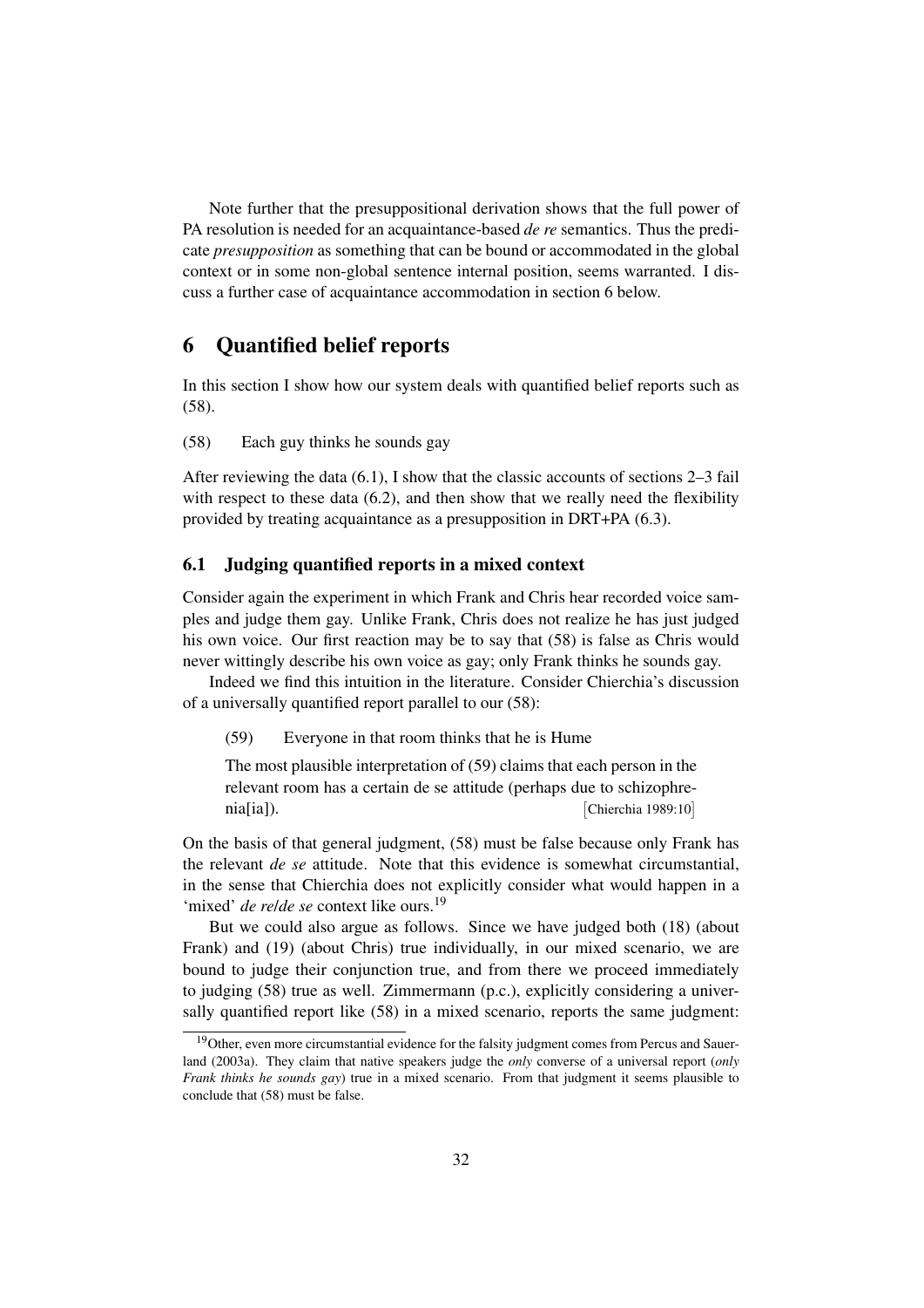Note further that the presuppositional derivation shows that the full power of PA resolution is needed for an acquaintance-based *de re* semantics. Thus the predicate *presupposition* as something that can be bound or accommodated in the global context or in some non-global sentence internal position, seems warranted. I discuss a further case of acquaintance accommodation in section 6 below.

# 6 Quantified belief reports

In this section I show how our system deals with quantified belief reports such as (58).

(58) Each guy thinks he sounds gay

After reviewing the data (6.1), I show that the classic accounts of sections 2–3 fail with respect to these data (6.2), and then show that we really need the flexibility provided by treating acquaintance as a presupposition in DRT+PA (6.3).

## 6.1 Judging quantified reports in a mixed context

Consider again the experiment in which Frank and Chris hear recorded voice samples and judge them gay. Unlike Frank, Chris does not realize he has just judged his own voice. Our first reaction may be to say that (58) is false as Chris would never wittingly describe his own voice as gay; only Frank thinks he sounds gay.

Indeed we find this intuition in the literature. Consider Chierchia's discussion of a universally quantified report parallel to our (58):

> (59) Everyone in that room thinks that he is Hume
>
> The most plausible interpretation of (59) claims that each person in the relevant room has a certain de se attitude (perhaps due to schizophrenia[ia]). [Chierchia 1989:10]

On the basis of that general judgment, (58) must be false because only Frank has the relevant *de se* attitude. Note that this evidence is somewhat circumstantial, in the sense that Chierchia does not explicitly consider what would happen in a 'mixed' *de re*/*de se* context like ours.[19]

But we could also argue as follows. Since we have judged both (18) (about Frank) and (19) (about Chris) true individually, in our mixed scenario, we are bound to judge their conjunction true, and from there we proceed immediately to judging (58) true as well. Zimmermann (p.c.), explicitly considering a universally quantified report like (58) in a mixed scenario, reports the same judgment:

[19] Other, even more circumstantial evidence for the falsity judgment comes from Percus and Sauerland (2003a). They claim that native speakers judge the *only* converse of a universal report (*only Frank thinks he sounds gay*) true in a mixed scenario. From that judgment it seems plausible to conclude that (58) must be false.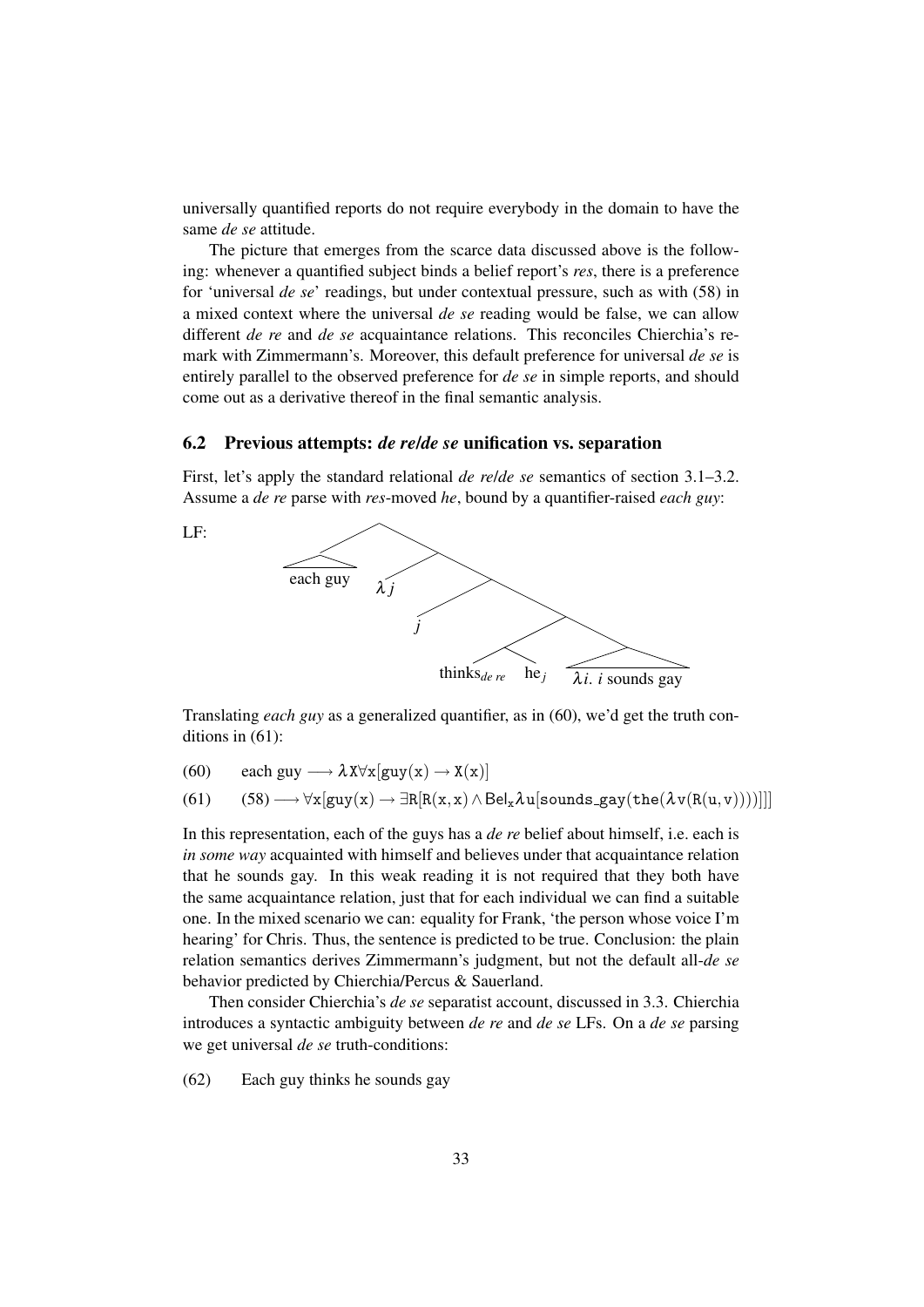universally quantified reports do not require everybody in the domain to have the same *de se* attitude.

The picture that emerges from the scarce data discussed above is the following: whenever a quantified subject binds a belief report's *res*, there is a preference for 'universal *de se*' readings, but under contextual pressure, such as with (58) in a mixed context where the universal *de se* reading would be false, we can allow different *de re* and *de se* acquaintance relations. This reconciles Chierchia's remark with Zimmermann's. Moreover, this default preference for universal *de se* is entirely parallel to the observed preference for *de se* in simple reports, and should come out as a derivative thereof in the final semantic analysis.

## 6.2 Previous attempts: *de re*/*de se* unification vs. separation

First, let's apply the standard relational *de re*/*de se* semantics of section 3.1–3.2. Assume a *de re* parse with *res*-moved *he*, bound by a quantifier-raised *each guy*:

LF: [ [each guy] [ $\lambda j$ [ $j$ [ [thinks$_{de\ re}$ he$_j$] [$\lambda i.\ i$ sounds gay] ] ] ] ]

Translating *each guy* as a generalized quantifier, as in (60), we'd get the truth conditions in (61):

(60) each guy $\longrightarrow \lambda \mathtt{X} \forall \mathtt{x}[\mathtt{guy}(\mathtt{x}) \rightarrow \mathtt{X}(\mathtt{x})]$

(61) (58) $\longrightarrow \forall \mathtt{x}[\mathtt{guy}(\mathtt{x}) \rightarrow \exists \mathtt{R}[\mathtt{R}(\mathtt{x},\mathtt{x}) \wedge \mathsf{Bel}_{\mathtt{x}} \lambda \mathtt{u}[\mathtt{sounds\_gay}(\mathtt{the}(\lambda \mathtt{v}(\mathtt{R}(\mathtt{u},\mathtt{v}))))]]]$

In this representation, each of the guys has a *de re* belief about himself, i.e. each is *in some way* acquainted with himself and believes under that acquaintance relation that he sounds gay. In this weak reading it is not required that they both have the same acquaintance relation, just that for each individual we can find a suitable one. In the mixed scenario we can: equality for Frank, 'the person whose voice I'm hearing' for Chris. Thus, the sentence is predicted to be true. Conclusion: the plain relation semantics derives Zimmermann's judgment, but not the default all-*de se* behavior predicted by Chierchia/Percus & Sauerland.

Then consider Chierchia's *de se* separatist account, discussed in 3.3. Chierchia introduces a syntactic ambiguity between *de re* and *de se* LFs. On a *de se* parsing we get universal *de se* truth-conditions:

(62) Each guy thinks he sounds gay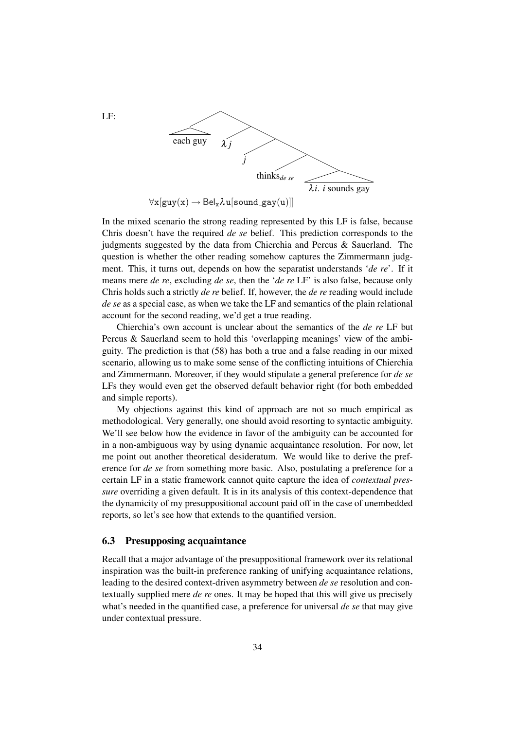LF:

[each guy [λj [j [thinks$_{de\ se}$ [λi. i sounds gay]]]]]

$$\forall x[\mathtt{guy}(x) \rightarrow \mathsf{Bel}_x \lambda u[\mathtt{sound\_gay}(u)]]$$

In the mixed scenario the strong reading represented by this LF is false, because Chris doesn't have the required *de se* belief. This prediction corresponds to the judgments suggested by the data from Chierchia and Percus & Sauerland. The question is whether the other reading somehow captures the Zimmermann judgment. This, it turns out, depends on how the separatist understands '*de re*'. If it means mere *de re*, excluding *de se*, then the '*de re* LF' is also false, because only Chris holds such a strictly *de re* belief. If, however, the *de re* reading would include *de se* as a special case, as when we take the LF and semantics of the plain relational account for the second reading, we'd get a true reading.

Chierchia's own account is unclear about the semantics of the *de re* LF but Percus & Sauerland seem to hold this 'overlapping meanings' view of the ambiguity. The prediction is that (58) has both a true and a false reading in our mixed scenario, allowing us to make some sense of the conflicting intuitions of Chierchia and Zimmermann. Moreover, if they would stipulate a general preference for *de se* LFs they would even get the observed default behavior right (for both embedded and simple reports).

My objections against this kind of approach are not so much empirical as methodological. Very generally, one should avoid resorting to syntactic ambiguity. We'll see below how the evidence in favor of the ambiguity can be accounted for in a non-ambiguous way by using dynamic acquaintance resolution. For now, let me point out another theoretical desideratum. We would like to derive the preference for *de se* from something more basic. Also, postulating a preference for a certain LF in a static framework cannot quite capture the idea of *contextual pressure* overriding a given default. It is in its analysis of this context-dependence that the dynamicity of my presuppositional account paid off in the case of unembedded reports, so let's see how that extends to the quantified version.

### 6.3 Presupposing acquaintance

Recall that a major advantage of the presuppositional framework over its relational inspiration was the built-in preference ranking of unifying acquaintance relations, leading to the desired context-driven asymmetry between *de se* resolution and contextually supplied mere *de re* ones. It may be hoped that this will give us precisely what's needed in the quantified case, a preference for universal *de se* that may give under contextual pressure.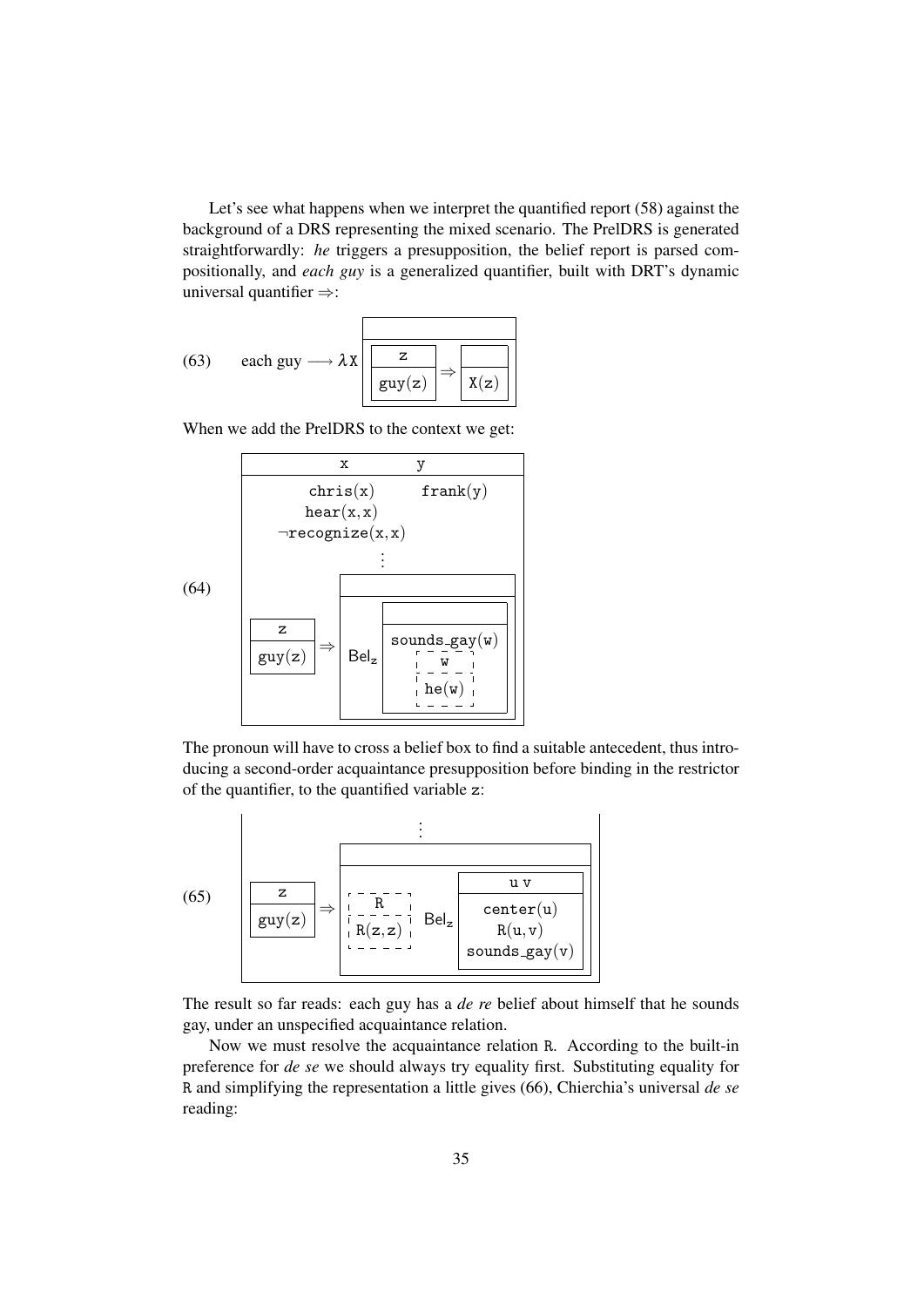Let's see what happens when we interpret the quantified report (58) against the background of a DRS representing the mixed scenario. The PrelDRS is generated straightforwardly: *he* triggers a presupposition, the belief report is parsed compositionally, and *each guy* is a generalized quantifier, built with DRT's dynamic universal quantifier ⇒:

(63) each guy ⟶ $\lambda X$ [ : [ z : guy(z) ] ⇒ [ : X(z) ] ]

When we add the PrelDRS to the context we get:

(64)
```
[ x y
  chris(x)   frank(y)
  hear(x,x)
  ¬recognize(x,x)
  ⋮
  [ z : guy(z) ] ⇒ [ : Bel_z [ : sounds_gay(w)
                                  ∂[ w : he(w) ] ] ]
]
```

The pronoun will have to cross a belief box to find a suitable antecedent, thus introducing a second-order acquaintance presupposition before binding in the restrictor of the quantifier, to the quantified variable z:

(65)
```
[ ⋮
  [ z : guy(z) ] ⇒ [ : ∂[ R : R(z,z) ] Bel_z [ u v : center(u)
                                                      R(u,v)
                                                      sounds_gay(v) ] ]
]
```

The result so far reads: each guy has a *de re* belief about himself that he sounds gay, under an unspecified acquaintance relation.

Now we must resolve the acquaintance relation R. According to the built-in preference for *de se* we should always try equality first. Substituting equality for R and simplifying the representation a little gives (66), Chierchia's universal *de se* reading: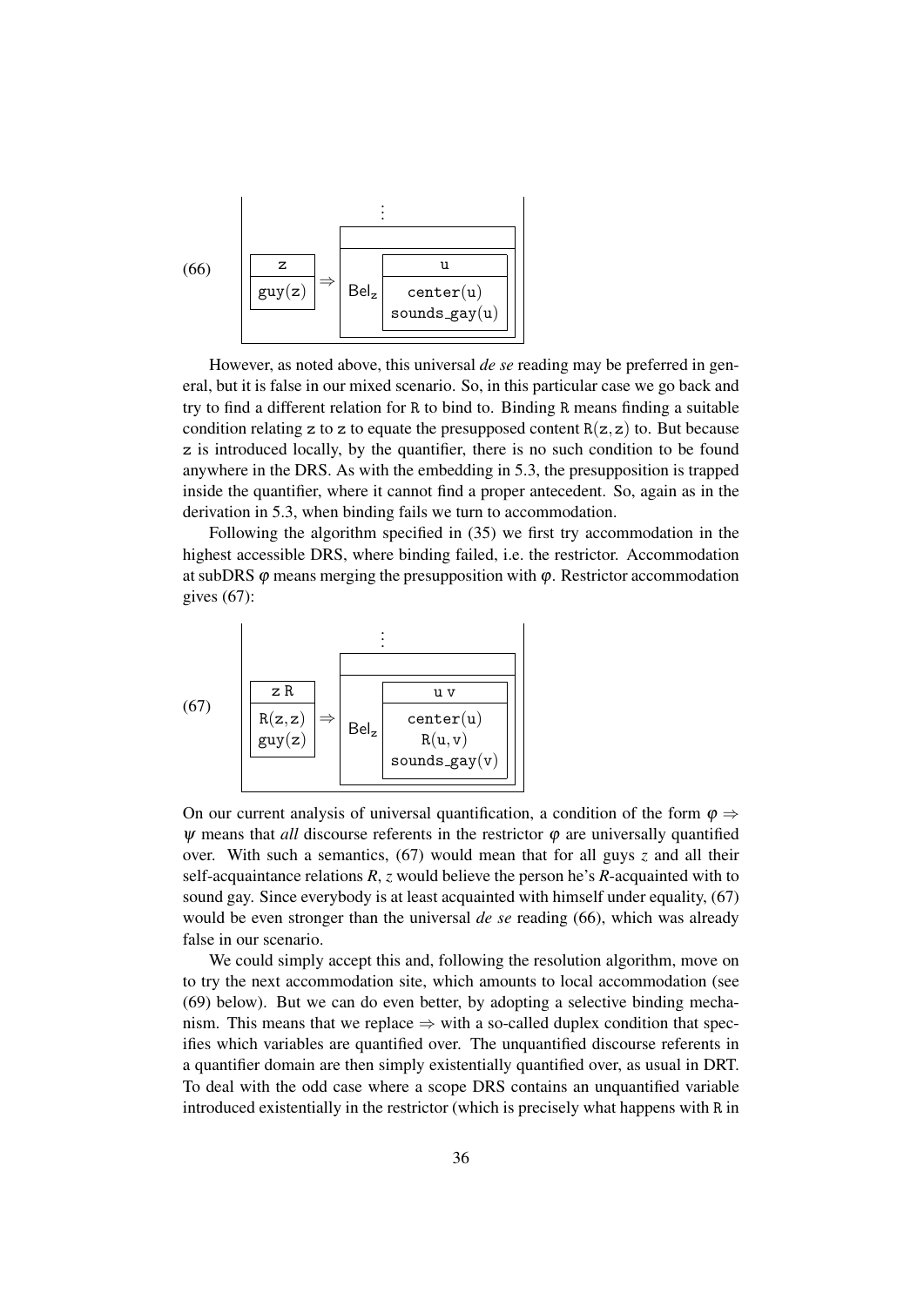(66)

```
            ⋮
 [ z      ]      [      [ u              ] ]
 [--------]  ⇒   [ Bel_z[----------------] ]
 [ guy(z) ]      [      [ center(u)      ] ]
                 [      [ sounds_gay(u)  ] ]
```

However, as noted above, this universal *de se* reading may be preferred in general, but it is false in our mixed scenario. So, in this particular case we go back and try to find a different relation for R to bind to. Binding R means finding a suitable condition relating z to z to equate the presupposed content $\mathtt{R}(\mathtt{z},\mathtt{z})$ to. But because z is introduced locally, by the quantifier, there is no such condition to be found anywhere in the DRS. As with the embedding in 5.3, the presupposition is trapped inside the quantifier, where it cannot find a proper antecedent. So, again as in the derivation in 5.3, when binding fails we turn to accommodation.

Following the algorithm specified in (35) we first try accommodation in the highest accessible DRS, where binding failed, i.e. the restrictor. Accommodation at subDRS $\varphi$ means merging the presupposition with $\varphi$. Restrictor accommodation gives (67):

(67)

```
            ⋮
 [ z R    ]      [      [ u v            ] ]
 [--------]  ⇒   [ Bel_z[----------------] ]
 [ R(z,z) ]      [      [ center(u)      ] ]
 [ guy(z) ]      [      [ R(u,v)         ] ]
                 [      [ sounds_gay(v)  ] ]
```

On our current analysis of universal quantification, a condition of the form $\varphi \Rightarrow \psi$ means that *all* discourse referents in the restrictor $\varphi$ are universally quantified over. With such a semantics, (67) would mean that for all guys $z$ and all their self-acquaintance relations $R$, $z$ would believe the person he's $R$-acquainted with to sound gay. Since everybody is at least acquainted with himself under equality, (67) would be even stronger than the universal *de se* reading (66), which was already false in our scenario.

We could simply accept this and, following the resolution algorithm, move on to try the next accommodation site, which amounts to local accommodation (see (69) below). But we can do even better, by adopting a selective binding mechanism. This means that we replace $\Rightarrow$ with a so-called duplex condition that specifies which variables are quantified over. The unquantified discourse referents in a quantifier domain are then simply existentially quantified over, as usual in DRT. To deal with the odd case where a scope DRS contains an unquantified variable introduced existentially in the restrictor (which is precisely what happens with R in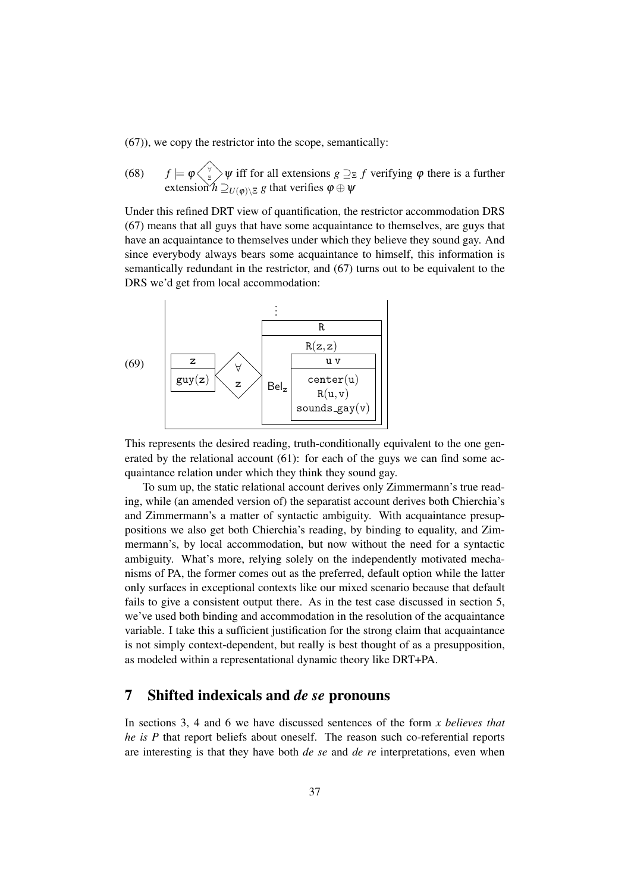(67)), we copy the restrictor into the scope, semantically:

(68) $f \models \varphi \langle \overset{\forall}{\Xi} \rangle \psi$ iff for all extensions $g \supseteq_\Xi f$ verifying $\varphi$ there is a further extension $h \supseteq_{U(\varphi)\setminus\Xi} g$ that verifies $\varphi \oplus \psi$

Under this refined DRT view of quantification, the restrictor accommodation DRS (67) means that all guys that have some acquaintance to themselves, are guys that have an acquaintance to themselves under which they believe they sound gay. And since everybody always bears some acquaintance to himself, this information is semantically redundant in the restrictor, and (67) turns out to be equivalent to the DRS we'd get from local accommodation:

(69)

$$
\left[\; \boxed{\begin{array}{c} \mathtt{z} \\ \hline \mathtt{guy(z)} \end{array}} \;\; \langle \overset{\forall}{\mathtt{z}} \rangle \;\; \boxed{\begin{array}{c} \vdots \\ \hline \mathtt{R} \\ \hline \mathtt{R(z,z)} \\ \mathsf{Bel_z} \; \boxed{\begin{array}{c} \mathtt{u\ v} \\ \hline \mathtt{center(u)} \\ \mathtt{R(u,v)} \\ \mathtt{sounds\_gay(v)} \end{array}} \end{array}} \;\right]
$$

This represents the desired reading, truth-conditionally equivalent to the one generated by the relational account (61): for each of the guys we can find some acquaintance relation under which they think they sound gay.

To sum up, the static relational account derives only Zimmermann's true reading, while (an amended version of) the separatist account derives both Chierchia's and Zimmermann's a matter of syntactic ambiguity. With acquaintance presuppositions we also get both Chierchia's reading, by binding to equality, and Zimmermann's, by local accommodation, but now without the need for a syntactic ambiguity. What's more, relying solely on the independently motivated mechanisms of PA, the former comes out as the preferred, default option while the latter only surfaces in exceptional contexts like our mixed scenario because that default fails to give a consistent output there. As in the test case discussed in section 5, we've used both binding and accommodation in the resolution of the acquaintance variable. I take this a sufficient justification for the strong claim that acquaintance is not simply context-dependent, but really is best thought of as a presupposition, as modeled within a representational dynamic theory like DRT+PA.

## 7 Shifted indexicals and *de se* pronouns

In sections 3, 4 and 6 we have discussed sentences of the form *x believes that he is P* that report beliefs about oneself. The reason such co-referential reports are interesting is that they have both *de se* and *de re* interpretations, even when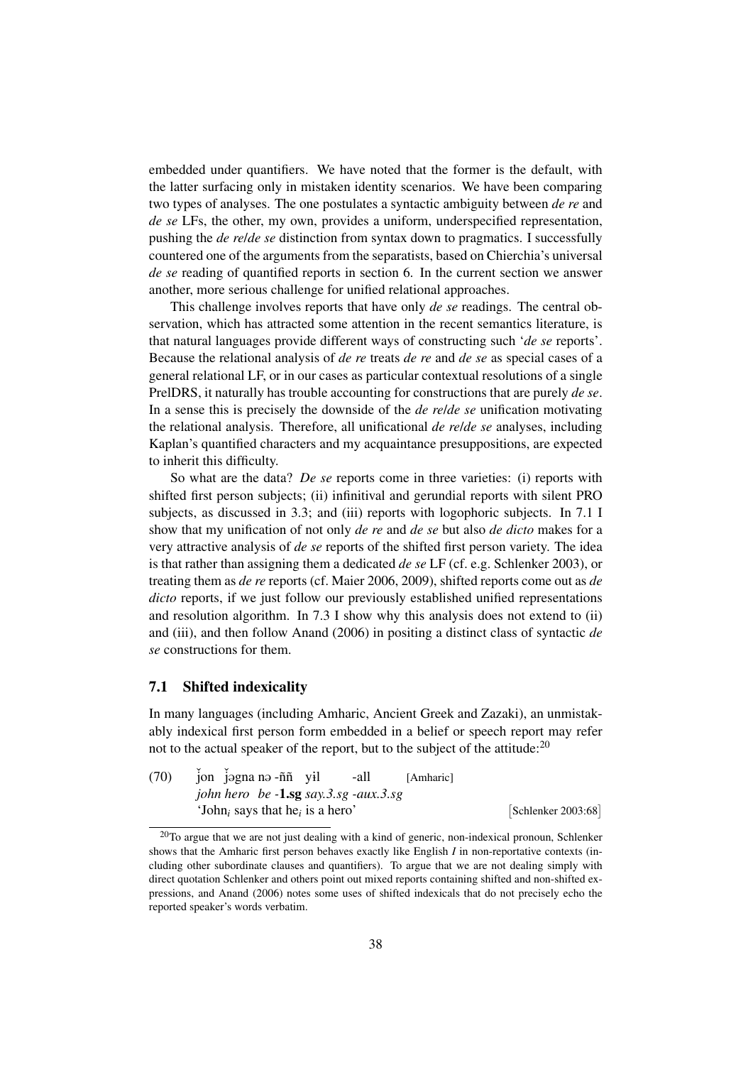embedded under quantifiers. We have noted that the former is the default, with the latter surfacing only in mistaken identity scenarios. We have been comparing two types of analyses. The one postulates a syntactic ambiguity between *de re* and *de se* LFs, the other, my own, provides a uniform, underspecified representation, pushing the *de re*/*de se* distinction from syntax down to pragmatics. I successfully countered one of the arguments from the separatists, based on Chierchia's universal *de se* reading of quantified reports in section 6. In the current section we answer another, more serious challenge for unified relational approaches.

This challenge involves reports that have only *de se* readings. The central observation, which has attracted some attention in the recent semantics literature, is that natural languages provide different ways of constructing such '*de se* reports'. Because the relational analysis of *de re* treats *de re* and *de se* as special cases of a general relational LF, or in our cases as particular contextual resolutions of a single PrelDRS, it naturally has trouble accounting for constructions that are purely *de se*. In a sense this is precisely the downside of the *de re*/*de se* unification motivating the relational analysis. Therefore, all unificational *de re*/*de se* analyses, including Kaplan's quantified characters and my acquaintance presuppositions, are expected to inherit this difficulty.

So what are the data? *De se* reports come in three varieties: (i) reports with shifted first person subjects; (ii) infinitival and gerundial reports with silent PRO subjects, as discussed in 3.3; and (iii) reports with logophoric subjects. In 7.1 I show that my unification of not only *de re* and *de se* but also *de dicto* makes for a very attractive analysis of *de se* reports of the shifted first person variety. The idea is that rather than assigning them a dedicated *de se* LF (cf. e.g. Schlenker 2003), or treating them as *de re* reports (cf. Maier 2006, 2009), shifted reports come out as *de dicto* reports, if we just follow our previously established unified representations and resolution algorithm. In 7.3 I show why this analysis does not extend to (ii) and (iii), and then follow Anand (2006) in positing a distinct class of syntactic *de se* constructions for them.

## 7.1 Shifted indexicality

In many languages (including Amharic, Ancient Greek and Zazaki), an unmistakably indexical first person form embedded in a belief or speech report may refer not to the actual speaker of the report, but to the subject of the attitude:[20]

(70) ǰon ǰəgna nə -ññ yɨl -all [Amharic]
*john hero be* -**1.sg** *say.3.sg -aux.3.sg*
'John$_i$ says that he$_i$ is a hero' [Schlenker 2003:68]

[20] To argue that we are not just dealing with a kind of generic, non-indexical pronoun, Schlenker shows that the Amharic first person behaves exactly like English *I* in non-reportative contexts (including other subordinate clauses and quantifiers). To argue that we are not dealing simply with direct quotation Schlenker and others point out mixed reports containing shifted and non-shifted expressions, and Anand (2006) notes some uses of shifted indexicals that do not precisely echo the reported speaker's words verbatim.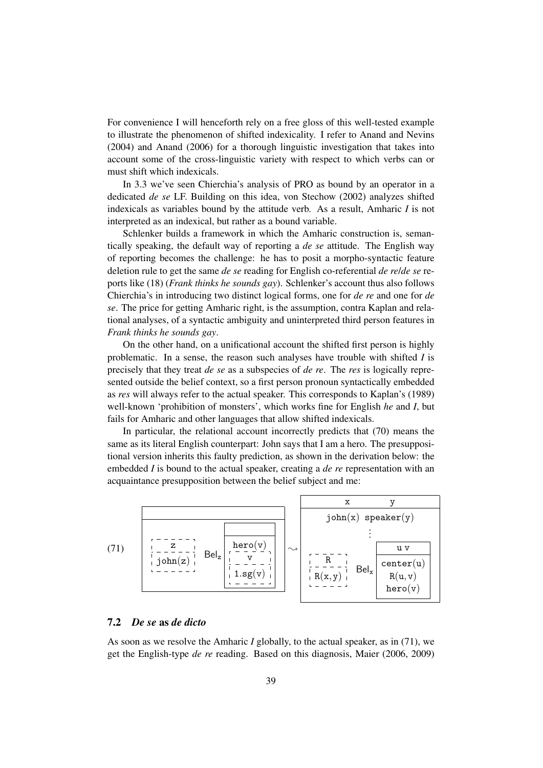For convenience I will henceforth rely on a free gloss of this well-tested example to illustrate the phenomenon of shifted indexicality. I refer to Anand and Nevins (2004) and Anand (2006) for a thorough linguistic investigation that takes into account some of the cross-linguistic variety with respect to which verbs can or must shift which indexicals.

In 3.3 we've seen Chierchia's analysis of PRO as bound by an operator in a dedicated *de se* LF. Building on this idea, von Stechow (2002) analyzes shifted indexicals as variables bound by the attitude verb. As a result, Amharic *I* is not interpreted as an indexical, but rather as a bound variable.

Schlenker builds a framework in which the Amharic construction is, semantically speaking, the default way of reporting a *de se* attitude. The English way of reporting becomes the challenge: he has to posit a morpho-syntactic feature deletion rule to get the same *de se* reading for English co-referential *de re*/*de se* reports like (18) (*Frank thinks he sounds gay*). Schlenker's account thus also follows Chierchia's in introducing two distinct logical forms, one for *de re* and one for *de se*. The price for getting Amharic right, is the assumption, contra Kaplan and relational analyses, of a syntactic ambiguity and uninterpreted third person features in *Frank thinks he sounds gay*.

On the other hand, on a unificational account the shifted first person is highly problematic. In a sense, the reason such analyses have trouble with shifted *I* is precisely that they treat *de se* as a subspecies of *de re*. The *res* is logically represented outside the belief context, so a first person pronoun syntactically embedded as *res* will always refer to the actual speaker. This corresponds to Kaplan's (1989) well-known 'prohibition of monsters', which works fine for English *he* and *I*, but fails for Amharic and other languages that allow shifted indexicals.

In particular, the relational account incorrectly predicts that (70) means the same as its literal English counterpart: John says that I am a hero. The presuppositional version inherits this faulty prediction, as shown in the derivation below: the embedded *I* is bound to the actual speaker, creating a *de re* representation with an acquaintance presupposition between the belief subject and me:

(71)

```
+---------------------------------------+      +-------------------------------+
|                                       |      |      x           y            |
+---------------------------------------+      |  john(x)   speaker(y)         |
|  - - - - -         +-----------+      |  ~>  |            :                  |
| '   z     '        |           |      |      |  - - - -          +--------+  |
| ' - - - - '  Bel_z +-----------+      |      | '  R    '         |  u v   |  |
| ' john(z) '        |  hero(v)  |      |      | ' - - - '  Bel_x  +--------+  |
|  - - - - -         | - - - - - |      |      | ' R(x,y)'         |center(u)| |
|                    | '   v   ' |      |      |  - - - -          | R(u,v) |  |
|                    | ' - - - ' |      |      |                   | hero(v)|  |
|                    | '1.sg(v)' |      |      |                   +--------+  |
|                    |  - - - -  |      |      +-------------------------------+
|                    +-----------+      |
+---------------------------------------+
```

## 7.2 *De se* as *de dicto*

As soon as we resolve the Amharic *I* globally, to the actual speaker, as in (71), we get the English-type *de re* reading. Based on this diagnosis, Maier (2006, 2009)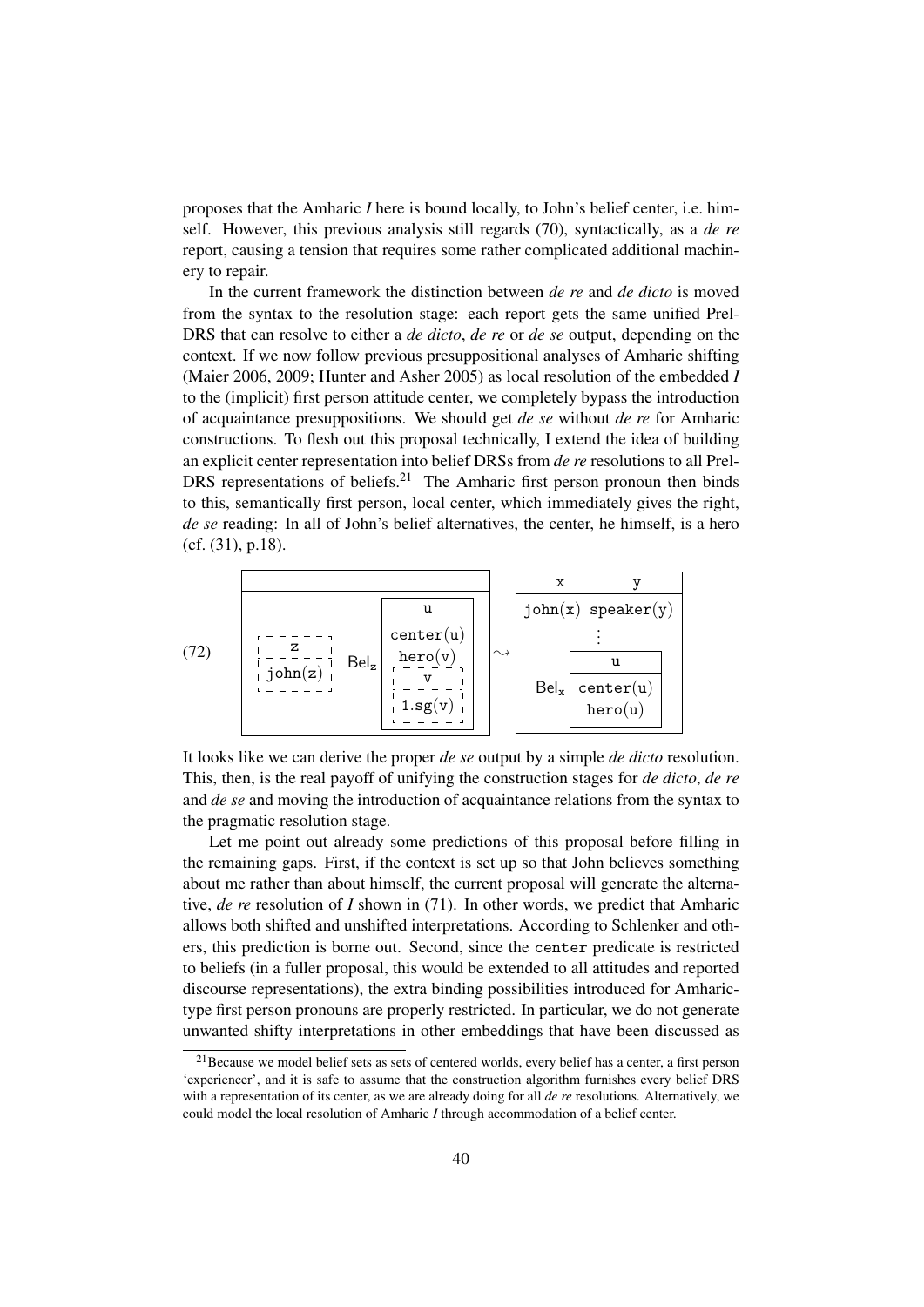proposes that the Amharic *I* here is bound locally, to John's belief center, i.e. himself. However, this previous analysis still regards (70), syntactically, as a *de re* report, causing a tension that requires some rather complicated additional machinery to repair.

In the current framework the distinction between *de re* and *de dicto* is moved from the syntax to the resolution stage: each report gets the same unified Prel-DRS that can resolve to either a *de dicto*, *de re* or *de se* output, depending on the context. If we now follow previous presuppositional analyses of Amharic shifting (Maier 2006, 2009; Hunter and Asher 2005) as local resolution of the embedded *I* to the (implicit) first person attitude center, we completely bypass the introduction of acquaintance presuppositions. We should get *de se* without *de re* for Amharic constructions. To flesh out this proposal technically, I extend the idea of building an explicit center representation into belief DRSs from *de re* resolutions to all Prel-DRS representations of beliefs.[21] The Amharic first person pronoun then binds to this, semantically first person, local center, which immediately gives the right, *de se* reading: In all of John's belief alternatives, the center, he himself, is a hero (cf. (31), p.18).

(72) [ [z | john(z)] (dashed) $\mathsf{Bel_z}$ [ u | center(u), hero(v), [v | 1.sg(v)] (dashed) ] ] $\rightsquigarrow$ [ x y | john(x) speaker(y), ⋮ , $\mathsf{Bel_x}$ [ u | center(u), hero(u) ] ]

It looks like we can derive the proper *de se* output by a simple *de dicto* resolution. This, then, is the real payoff of unifying the construction stages for *de dicto*, *de re* and *de se* and moving the introduction of acquaintance relations from the syntax to the pragmatic resolution stage.

Let me point out already some predictions of this proposal before filling in the remaining gaps. First, if the context is set up so that John believes something about me rather than about himself, the current proposal will generate the alternative, *de re* resolution of *I* shown in (71). In other words, we predict that Amharic allows both shifted and unshifted interpretations. According to Schlenker and others, this prediction is borne out. Second, since the `center` predicate is restricted to beliefs (in a fuller proposal, this would be extended to all attitudes and reported discourse representations), the extra binding possibilities introduced for Amharic-type first person pronouns are properly restricted. In particular, we do not generate unwanted shifty interpretations in other embeddings that have been discussed as

[21] Because we model belief sets as sets of centered worlds, every belief has a center, a first person 'experiencer', and it is safe to assume that the construction algorithm furnishes every belief DRS with a representation of its center, as we are already doing for all *de re* resolutions. Alternatively, we could model the local resolution of Amharic *I* through accommodation of a belief center.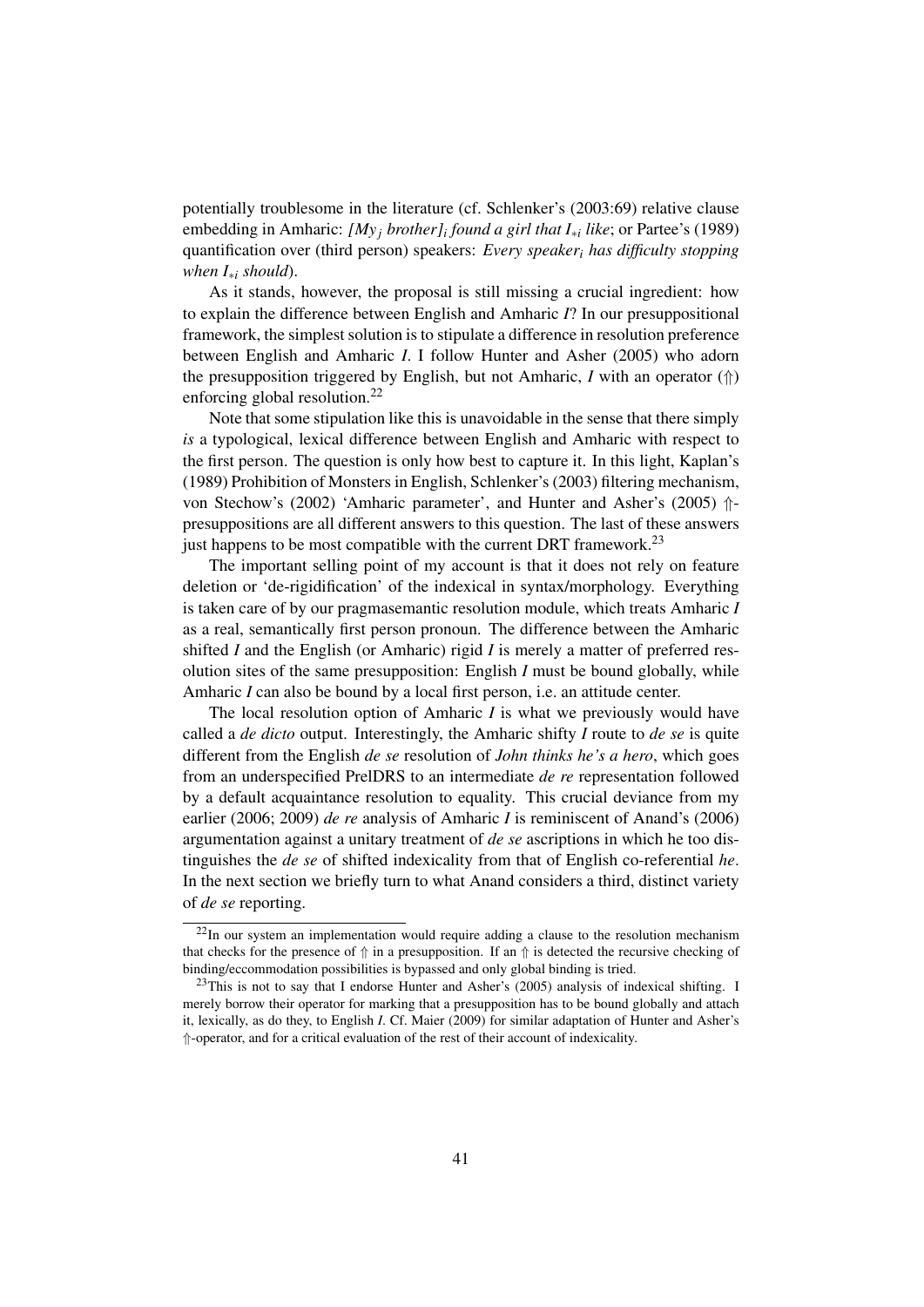potentially troublesome in the literature (cf. Schlenker's (2003:69) relative clause embedding in Amharic: *[My$_j$ brother]$_i$ found a girl that I$_{*i}$ like*; or Partee's (1989) quantification over (third person) speakers: *Every speaker$_i$ has difficulty stopping when I$_{*i}$ should*).

As it stands, however, the proposal is still missing a crucial ingredient: how to explain the difference between English and Amharic *I*? In our presuppositional framework, the simplest solution is to stipulate a difference in resolution preference between English and Amharic *I*. I follow Hunter and Asher (2005) who adorn the presupposition triggered by English, but not Amharic, *I* with an operator ($\Uparrow$) enforcing global resolution.[22]

Note that some stipulation like this is unavoidable in the sense that there simply *is* a typological, lexical difference between English and Amharic with respect to the first person. The question is only how best to capture it. In this light, Kaplan's (1989) Prohibition of Monsters in English, Schlenker's (2003) filtering mechanism, von Stechow's (2002) 'Amharic parameter', and Hunter and Asher's (2005) $\Uparrow$-presuppositions are all different answers to this question. The last of these answers just happens to be most compatible with the current DRT framework.[23]

The important selling point of my account is that it does not rely on feature deletion or 'de-rigidification' of the indexical in syntax/morphology. Everything is taken care of by our pragmasemantic resolution module, which treats Amharic *I* as a real, semantically first person pronoun. The difference between the Amharic shifted *I* and the English (or Amharic) rigid *I* is merely a matter of preferred resolution sites of the same presupposition: English *I* must be bound globally, while Amharic *I* can also be bound by a local first person, i.e. an attitude center.

The local resolution option of Amharic *I* is what we previously would have called a *de dicto* output. Interestingly, the Amharic shifty *I* route to *de se* is quite different from the English *de se* resolution of *John thinks he's a hero*, which goes from an underspecified PrelDRS to an intermediate *de re* representation followed by a default acquaintance resolution to equality. This crucial deviance from my earlier (2006; 2009) *de re* analysis of Amharic *I* is reminiscent of Anand's (2006) argumentation against a unitary treatment of *de se* ascriptions in which he too distinguishes the *de se* of shifted indexicality from that of English co-referential *he*. In the next section we briefly turn to what Anand considers a third, distinct variety of *de se* reporting.

---

[22] In our system an implementation would require adding a clause to the resolution mechanism that checks for the presence of $\Uparrow$ in a presupposition. If an $\Uparrow$ is detected the recursive checking of binding/eccommodation possibilities is bypassed and only global binding is tried.

[23] This is not to say that I endorse Hunter and Asher's (2005) analysis of indexical shifting. I merely borrow their operator for marking that a presupposition has to be bound globally and attach it, lexically, as do they, to English *I*. Cf. Maier (2009) for similar adaptation of Hunter and Asher's $\Uparrow$-operator, and for a critical evaluation of the rest of their account of indexicality.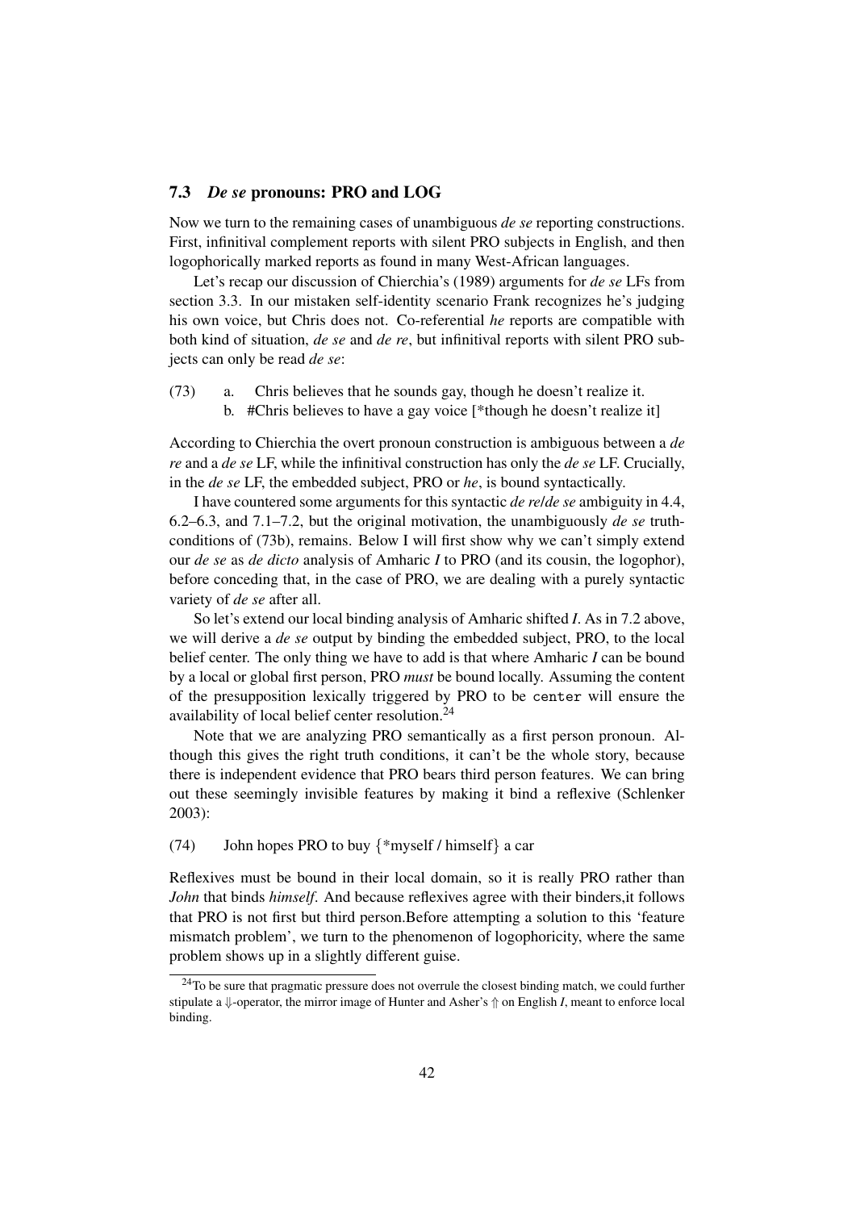### 7.3 *De se* pronouns: PRO and LOG

Now we turn to the remaining cases of unambiguous *de se* reporting constructions. First, infinitival complement reports with silent PRO subjects in English, and then logophorically marked reports as found in many West-African languages.

Let's recap our discussion of Chierchia's (1989) arguments for *de se* LFs from section 3.3. In our mistaken self-identity scenario Frank recognizes he's judging his own voice, but Chris does not. Co-referential *he* reports are compatible with both kind of situation, *de se* and *de re*, but infinitival reports with silent PRO subjects can only be read *de se*:

(73) a. Chris believes that he sounds gay, though he doesn't realize it.
b. #Chris believes to have a gay voice [*though he doesn't realize it]

According to Chierchia the overt pronoun construction is ambiguous between a *de re* and a *de se* LF, while the infinitival construction has only the *de se* LF. Crucially, in the *de se* LF, the embedded subject, PRO or *he*, is bound syntactically.

I have countered some arguments for this syntactic *de re*/*de se* ambiguity in 4.4, 6.2–6.3, and 7.1–7.2, but the original motivation, the unambiguously *de se* truth-conditions of (73b), remains. Below I will first show why we can't simply extend our *de se* as *de dicto* analysis of Amharic *I* to PRO (and its cousin, the logophor), before conceding that, in the case of PRO, we are dealing with a purely syntactic variety of *de se* after all.

So let's extend our local binding analysis of Amharic shifted *I*. As in 7.2 above, we will derive a *de se* output by binding the embedded subject, PRO, to the local belief center. The only thing we have to add is that where Amharic *I* can be bound by a local or global first person, PRO *must* be bound locally. Assuming the content of the presupposition lexically triggered by PRO to be `center` will ensure the availability of local belief center resolution.[24]

Note that we are analyzing PRO semantically as a first person pronoun. Although this gives the right truth conditions, it can't be the whole story, because there is independent evidence that PRO bears third person features. We can bring out these seemingly invisible features by making it bind a reflexive (Schlenker 2003):

(74) John hopes PRO to buy {*myself / himself} a car

Reflexives must be bound in their local domain, so it is really PRO rather than *John* that binds *himself*. And because reflexives agree with their binders,it follows that PRO is not first but third person.Before attempting a solution to this 'feature mismatch problem', we turn to the phenomenon of logophoricity, where the same problem shows up in a slightly different guise.

---

[24] To be sure that pragmatic pressure does not overrule the closest binding match, we could further stipulate a $\Downarrow$-operator, the mirror image of Hunter and Asher's $\Uparrow$ on English *I*, meant to enforce local binding.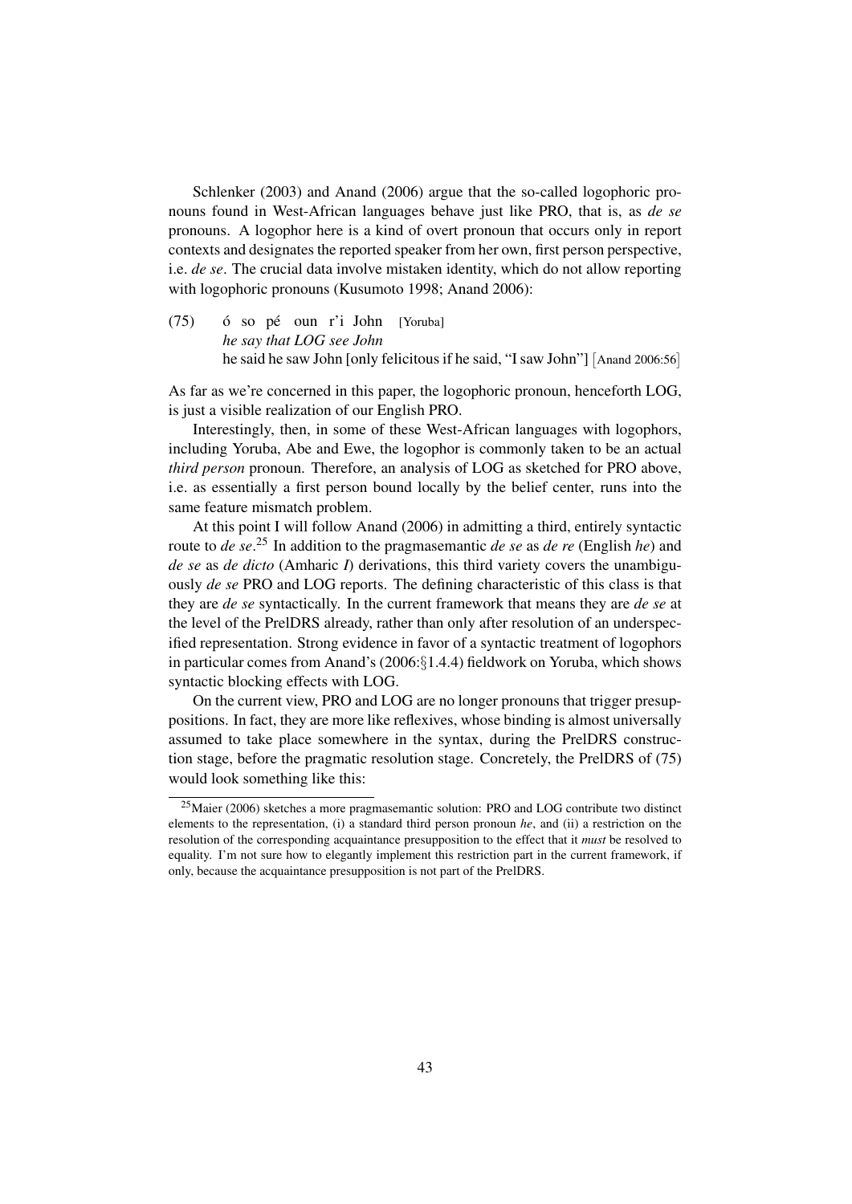Schlenker (2003) and Anand (2006) argue that the so-called logophoric pronouns found in West-African languages behave just like PRO, that is, as *de se* pronouns. A logophor here is a kind of overt pronoun that occurs only in report contexts and designates the reported speaker from her own, first person perspective, i.e. *de se*. The crucial data involve mistaken identity, which do not allow reporting with logophoric pronouns (Kusumoto 1998; Anand 2006):

(75) ó so pé oun r'i John [Yoruba]
*he say that LOG see John*
he said he saw John [only felicitous if he said, "I saw John"] [Anand 2006:56]

As far as we're concerned in this paper, the logophoric pronoun, henceforth LOG, is just a visible realization of our English PRO.

Interestingly, then, in some of these West-African languages with logophors, including Yoruba, Abe and Ewe, the logophor is commonly taken to be an actual *third person* pronoun. Therefore, an analysis of LOG as sketched for PRO above, i.e. as essentially a first person bound locally by the belief center, runs into the same feature mismatch problem.

At this point I will follow Anand (2006) in admitting a third, entirely syntactic route to *de se*.[25] In addition to the pragmasemantic *de se* as *de re* (English *he*) and *de se* as *de dicto* (Amharic *I*) derivations, this third variety covers the unambiguously *de se* PRO and LOG reports. The defining characteristic of this class is that they are *de se* syntactically. In the current framework that means they are *de se* at the level of the PrelDRS already, rather than only after resolution of an underspecified representation. Strong evidence in favor of a syntactic treatment of logophors in particular comes from Anand's (2006:§1.4.4) fieldwork on Yoruba, which shows syntactic blocking effects with LOG.

On the current view, PRO and LOG are no longer pronouns that trigger presuppositions. In fact, they are more like reflexives, whose binding is almost universally assumed to take place somewhere in the syntax, during the PrelDRS construction stage, before the pragmatic resolution stage. Concretely, the PrelDRS of (75) would look something like this:

[25] Maier (2006) sketches a more pragmasemantic solution: PRO and LOG contribute two distinct elements to the representation, (i) a standard third person pronoun *he*, and (ii) a restriction on the resolution of the corresponding acquaintance presupposition to the effect that it *must* be resolved to equality. I'm not sure how to elegantly implement this restriction part in the current framework, if only, because the acquaintance presupposition is not part of the PrelDRS.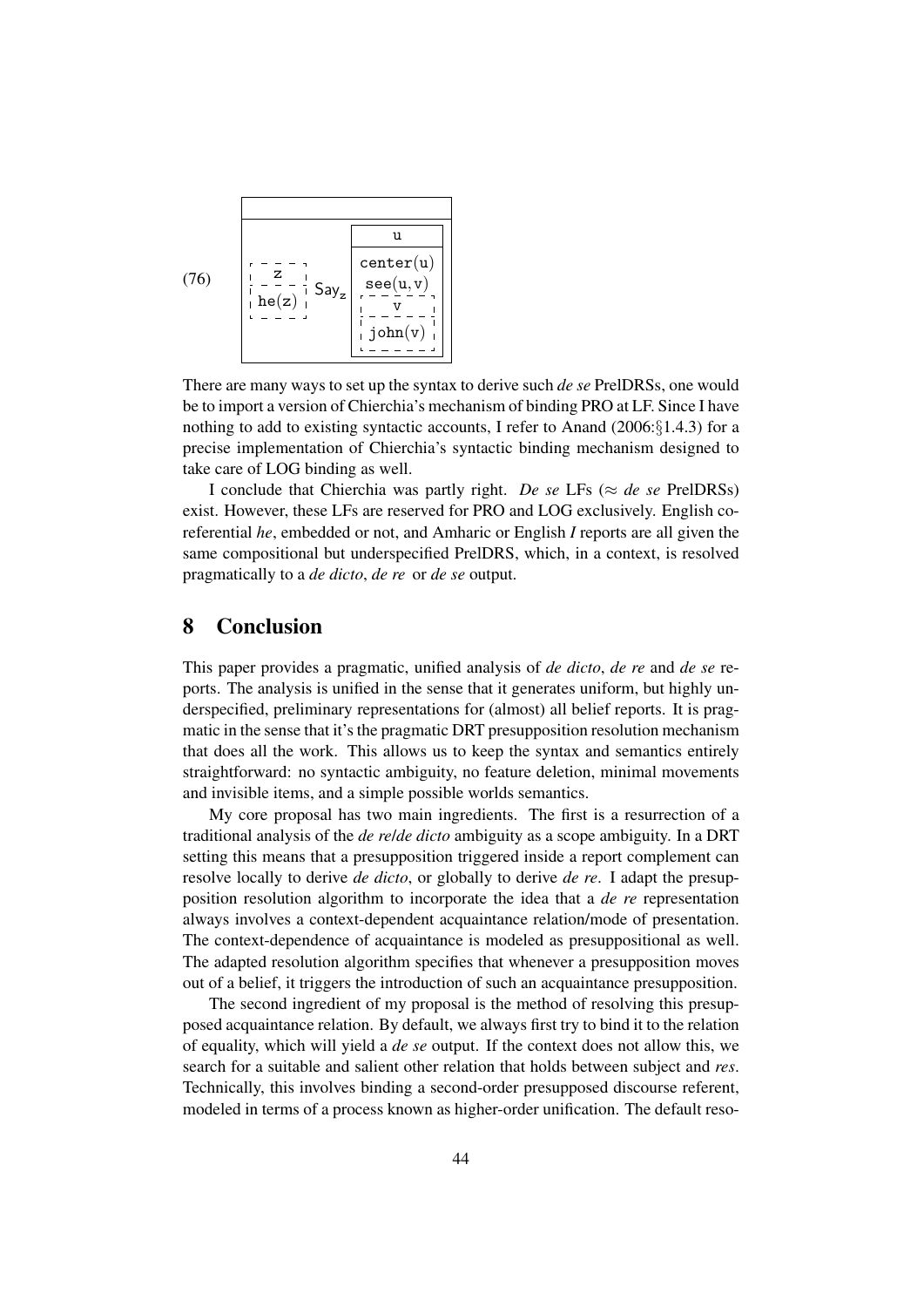(76)

```
┌──────────────────────────────────┐
│                                  │
├──────────────────────────────────┤
│                     ┌──────────┐ │
│                     │    u     │ │
│  ┌ - - - ┐          ├──────────┤ │
│  ¦   z   ¦          │center(u) │ │
│  ├ - - - ┤  Say_z   │see(u, v) │ │
│  ¦ he(z) ¦          │┌ - - - - ┐│ │
│  └ - - - ┘          │¦    v    ¦│ │
│                     │├ - - - - ┤│ │
│                     │¦ john(v) ¦│ │
│                     │└ - - - - ┘│ │
│                     └──────────┘ │
└──────────────────────────────────┘
```

There are many ways to set up the syntax to derive such *de se* PrelDRSs, one would be to import a version of Chierchia's mechanism of binding PRO at LF. Since I have nothing to add to existing syntactic accounts, I refer to Anand (2006:§1.4.3) for a precise implementation of Chierchia's syntactic binding mechanism designed to take care of LOG binding as well.

I conclude that Chierchia was partly right. *De se* LFs ($\approx$ *de se* PrelDRSs) exist. However, these LFs are reserved for PRO and LOG exclusively. English coreferential *he*, embedded or not, and Amharic or English *I* reports are all given the same compositional but underspecified PrelDRS, which, in a context, is resolved pragmatically to a *de dicto*, *de re* or *de se* output.

## 8 Conclusion

This paper provides a pragmatic, unified analysis of *de dicto*, *de re* and *de se* reports. The analysis is unified in the sense that it generates uniform, but highly underspecified, preliminary representations for (almost) all belief reports. It is pragmatic in the sense that it's the pragmatic DRT presupposition resolution mechanism that does all the work. This allows us to keep the syntax and semantics entirely straightforward: no syntactic ambiguity, no feature deletion, minimal movements and invisible items, and a simple possible worlds semantics.

My core proposal has two main ingredients. The first is a resurrection of a traditional analysis of the *de re*/*de dicto* ambiguity as a scope ambiguity. In a DRT setting this means that a presupposition triggered inside a report complement can resolve locally to derive *de dicto*, or globally to derive *de re*. I adapt the presupposition resolution algorithm to incorporate the idea that a *de re* representation always involves a context-dependent acquaintance relation/mode of presentation. The context-dependence of acquaintance is modeled as presuppositional as well. The adapted resolution algorithm specifies that whenever a presupposition moves out of a belief, it triggers the introduction of such an acquaintance presupposition.

The second ingredient of my proposal is the method of resolving this presupposed acquaintance relation. By default, we always first try to bind it to the relation of equality, which will yield a *de se* output. If the context does not allow this, we search for a suitable and salient other relation that holds between subject and *res*. Technically, this involves binding a second-order presupposed discourse referent, modeled in terms of a process known as higher-order unification. The default reso-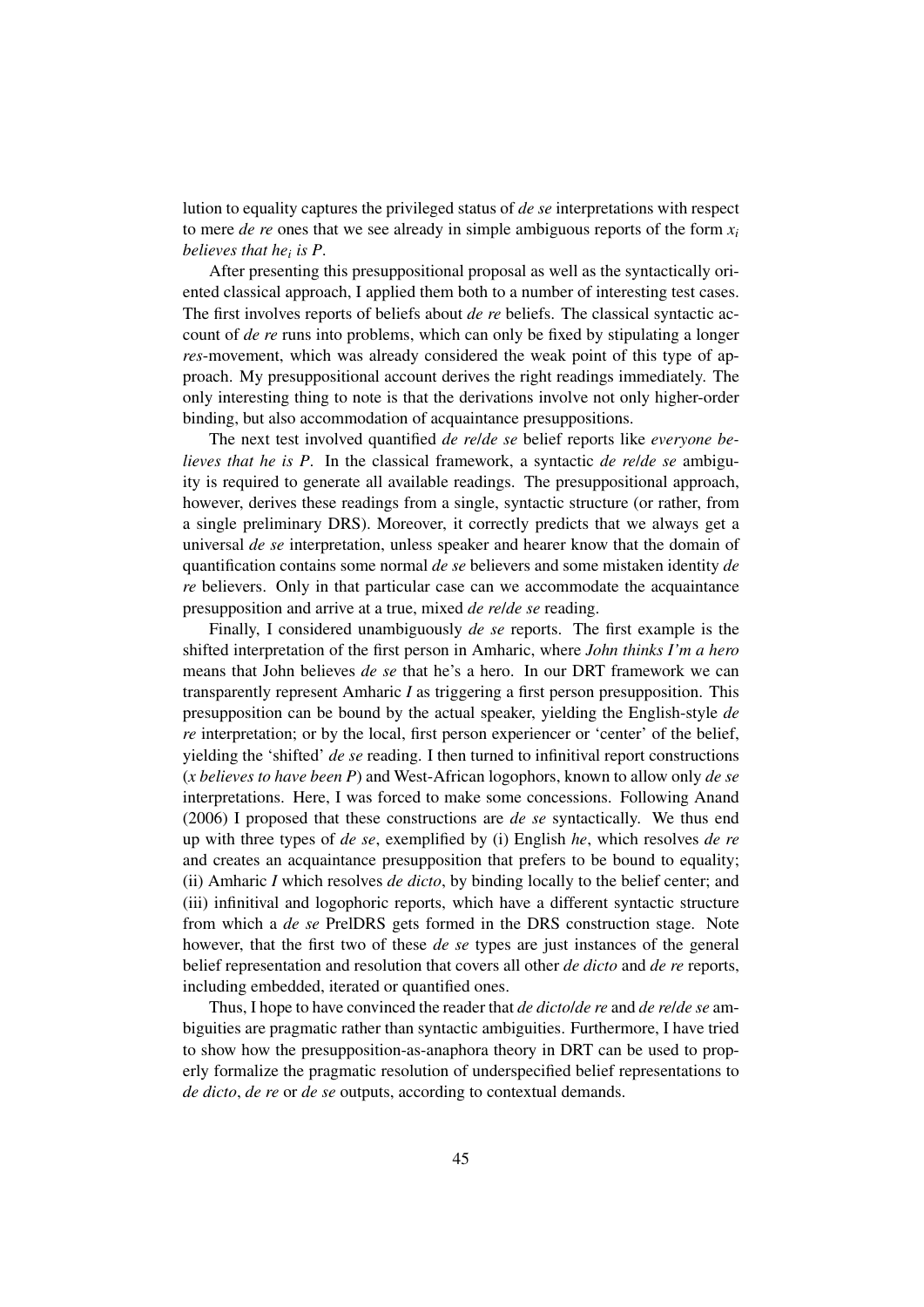lution to equality captures the privileged status of *de se* interpretations with respect to mere *de re* ones that we see already in simple ambiguous reports of the form $x_i$ *believes that he$_i$ is P*.

After presenting this presuppositional proposal as well as the syntactically oriented classical approach, I applied them both to a number of interesting test cases. The first involves reports of beliefs about *de re* beliefs. The classical syntactic account of *de re* runs into problems, which can only be fixed by stipulating a longer *res*-movement, which was already considered the weak point of this type of approach. My presuppositional account derives the right readings immediately. The only interesting thing to note is that the derivations involve not only higher-order binding, but also accommodation of acquaintance presuppositions.

The next test involved quantified *de re*/*de se* belief reports like *everyone believes that he is P*. In the classical framework, a syntactic *de re*/*de se* ambiguity is required to generate all available readings. The presuppositional approach, however, derives these readings from a single, syntactic structure (or rather, from a single preliminary DRS). Moreover, it correctly predicts that we always get a universal *de se* interpretation, unless speaker and hearer know that the domain of quantification contains some normal *de se* believers and some mistaken identity *de re* believers. Only in that particular case can we accommodate the acquaintance presupposition and arrive at a true, mixed *de re*/*de se* reading.

Finally, I considered unambiguously *de se* reports. The first example is the shifted interpretation of the first person in Amharic, where *John thinks I'm a hero* means that John believes *de se* that he's a hero. In our DRT framework we can transparently represent Amharic *I* as triggering a first person presupposition. This presupposition can be bound by the actual speaker, yielding the English-style *de re* interpretation; or by the local, first person experiencer or 'center' of the belief, yielding the 'shifted' *de se* reading. I then turned to infinitival report constructions (*x believes to have been P*) and West-African logophors, known to allow only *de se* interpretations. Here, I was forced to make some concessions. Following Anand (2006) I proposed that these constructions are *de se* syntactically. We thus end up with three types of *de se*, exemplified by (i) English *he*, which resolves *de re* and creates an acquaintance presupposition that prefers to be bound to equality; (ii) Amharic *I* which resolves *de dicto*, by binding locally to the belief center; and (iii) infinitival and logophoric reports, which have a different syntactic structure from which a *de se* PrelDRS gets formed in the DRS construction stage. Note however, that the first two of these *de se* types are just instances of the general belief representation and resolution that covers all other *de dicto* and *de re* reports, including embedded, iterated or quantified ones.

Thus, I hope to have convinced the reader that *de dicto*/*de re* and *de re*/*de se* ambiguities are pragmatic rather than syntactic ambiguities. Furthermore, I have tried to show how the presupposition-as-anaphora theory in DRT can be used to properly formalize the pragmatic resolution of underspecified belief representations to *de dicto*, *de re* or *de se* outputs, according to contextual demands.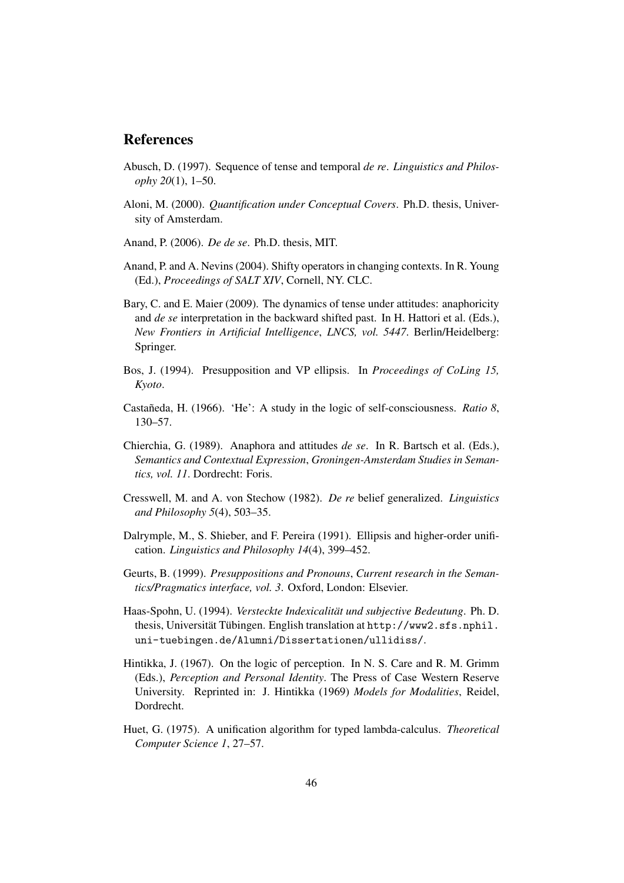## References

Abusch, D. (1997). Sequence of tense and temporal *de re*. *Linguistics and Philosophy 20*(1), 1–50.

Aloni, M. (2000). *Quantification under Conceptual Covers*. Ph.D. thesis, University of Amsterdam.

Anand, P. (2006). *De de se*. Ph.D. thesis, MIT.

Anand, P. and A. Nevins (2004). Shifty operators in changing contexts. In R. Young (Ed.), *Proceedings of SALT XIV*, Cornell, NY. CLC.

Bary, C. and E. Maier (2009). The dynamics of tense under attitudes: anaphoricity and *de se* interpretation in the backward shifted past. In H. Hattori et al. (Eds.), *New Frontiers in Artificial Intelligence*, *LNCS, vol. 5447*. Berlin/Heidelberg: Springer.

Bos, J. (1994). Presupposition and VP ellipsis. In *Proceedings of CoLing 15, Kyoto*.

Castañeda, H. (1966). 'He': A study in the logic of self-consciousness. *Ratio 8*, 130–57.

Chierchia, G. (1989). Anaphora and attitudes *de se*. In R. Bartsch et al. (Eds.), *Semantics and Contextual Expression*, *Groningen-Amsterdam Studies in Semantics, vol. 11*. Dordrecht: Foris.

Cresswell, M. and A. von Stechow (1982). *De re* belief generalized. *Linguistics and Philosophy 5*(4), 503–35.

Dalrymple, M., S. Shieber, and F. Pereira (1991). Ellipsis and higher-order unification. *Linguistics and Philosophy 14*(4), 399–452.

Geurts, B. (1999). *Presuppositions and Pronouns*, *Current research in the Semantics/Pragmatics interface, vol. 3*. Oxford, London: Elsevier.

Haas-Spohn, U. (1994). *Versteckte Indexicalität und subjective Bedeutung*. Ph. D. thesis, Universität Tübingen. English translation at http://www2.sfs.nphil.uni-tuebingen.de/Alumni/Dissertationen/ullidiss/.

Hintikka, J. (1967). On the logic of perception. In N. S. Care and R. M. Grimm (Eds.), *Perception and Personal Identity*. The Press of Case Western Reserve University. Reprinted in: J. Hintikka (1969) *Models for Modalities*, Reidel, Dordrecht.

Huet, G. (1975). A unification algorithm for typed lambda-calculus. *Theoretical Computer Science 1*, 27–57.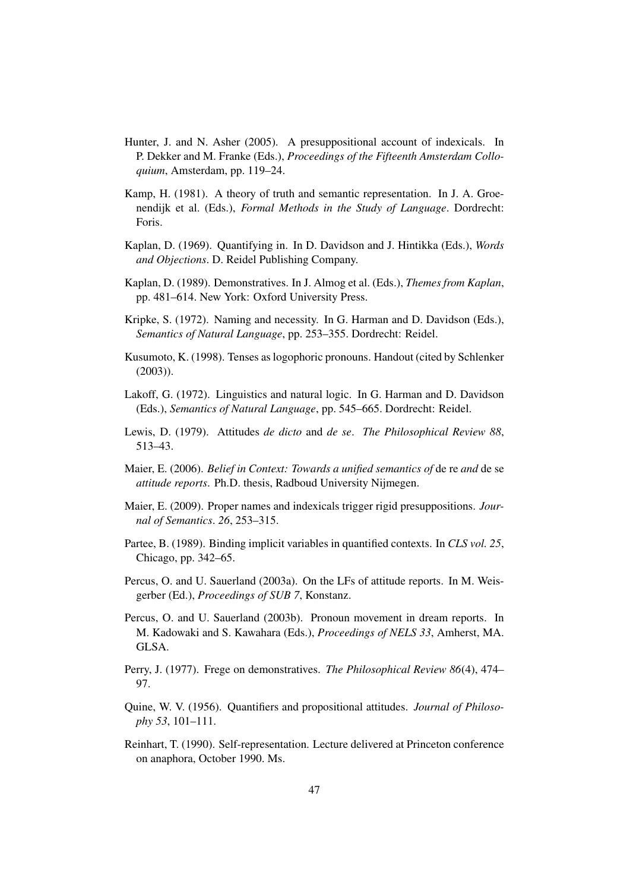Hunter, J. and N. Asher (2005). A presuppositional account of indexicals. In P. Dekker and M. Franke (Eds.), *Proceedings of the Fifteenth Amsterdam Colloquium*, Amsterdam, pp. 119–24.

Kamp, H. (1981). A theory of truth and semantic representation. In J. A. Groenendijk et al. (Eds.), *Formal Methods in the Study of Language*. Dordrecht: Foris.

Kaplan, D. (1969). Quantifying in. In D. Davidson and J. Hintikka (Eds.), *Words and Objections*. D. Reidel Publishing Company.

Kaplan, D. (1989). Demonstratives. In J. Almog et al. (Eds.), *Themes from Kaplan*, pp. 481–614. New York: Oxford University Press.

Kripke, S. (1972). Naming and necessity. In G. Harman and D. Davidson (Eds.), *Semantics of Natural Language*, pp. 253–355. Dordrecht: Reidel.

Kusumoto, K. (1998). Tenses as logophoric pronouns. Handout (cited by Schlenker (2003)).

Lakoff, G. (1972). Linguistics and natural logic. In G. Harman and D. Davidson (Eds.), *Semantics of Natural Language*, pp. 545–665. Dordrecht: Reidel.

Lewis, D. (1979). Attitudes *de dicto* and *de se*. *The Philosophical Review 88*, 513–43.

Maier, E. (2006). *Belief in Context: Towards a unified semantics of* de re *and* de se *attitude reports*. Ph.D. thesis, Radboud University Nijmegen.

Maier, E. (2009). Proper names and indexicals trigger rigid presuppositions. *Journal of Semantics*. *26*, 253–315.

Partee, B. (1989). Binding implicit variables in quantified contexts. In *CLS vol. 25*, Chicago, pp. 342–65.

Percus, O. and U. Sauerland (2003a). On the LFs of attitude reports. In M. Weisgerber (Ed.), *Proceedings of SUB 7*, Konstanz.

Percus, O. and U. Sauerland (2003b). Pronoun movement in dream reports. In M. Kadowaki and S. Kawahara (Eds.), *Proceedings of NELS 33*, Amherst, MA. GLSA.

Perry, J. (1977). Frege on demonstratives. *The Philosophical Review 86*(4), 474–97.

Quine, W. V. (1956). Quantifiers and propositional attitudes. *Journal of Philosophy 53*, 101–111.

Reinhart, T. (1990). Self-representation. Lecture delivered at Princeton conference on anaphora, October 1990. Ms.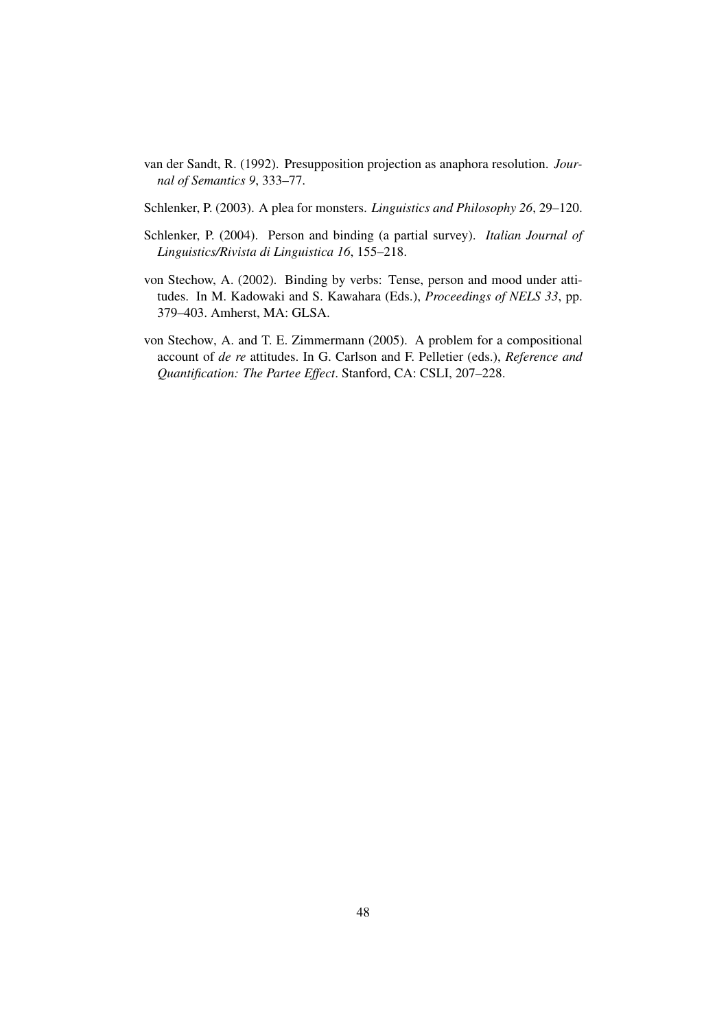van der Sandt, R. (1992). Presupposition projection as anaphora resolution. *Journal of Semantics 9*, 333–77.

Schlenker, P. (2003). A plea for monsters. *Linguistics and Philosophy 26*, 29–120.

Schlenker, P. (2004). Person and binding (a partial survey). *Italian Journal of Linguistics/Rivista di Linguistica 16*, 155–218.

von Stechow, A. (2002). Binding by verbs: Tense, person and mood under attitudes. In M. Kadowaki and S. Kawahara (Eds.), *Proceedings of NELS 33*, pp. 379–403. Amherst, MA: GLSA.

von Stechow, A. and T. E. Zimmermann (2005). A problem for a compositional account of *de re* attitudes. In G. Carlson and F. Pelletier (eds.), *Reference and Quantification: The Partee Effect*. Stanford, CA: CSLI, 207–228.